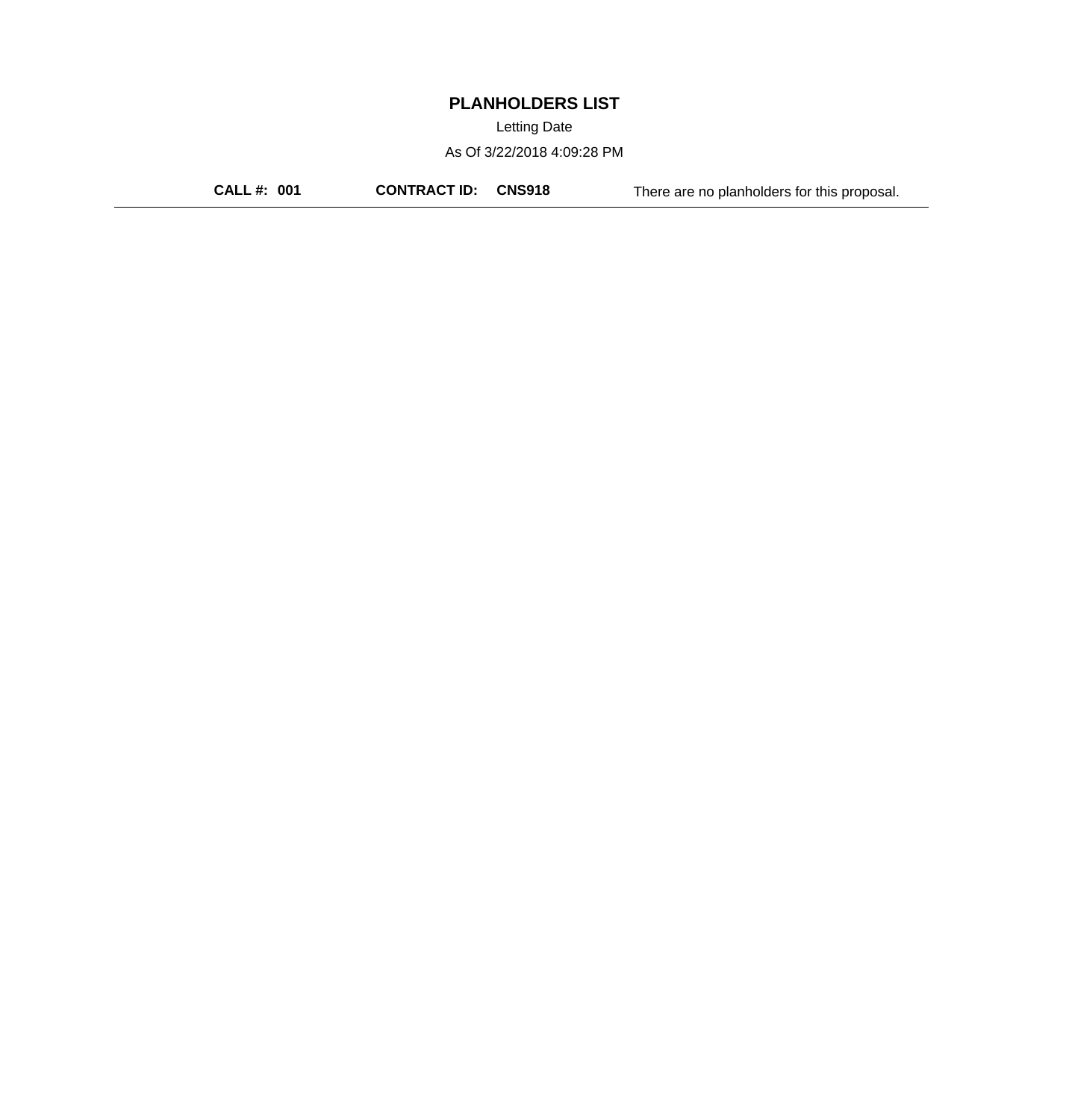# PLANHOLDERS LIST

Letting Date

As Of 3/22/2018 4:09:28 PM

**CALL #: 001** **CONTRACT ID: CNS918** There are no planholders for this proposal.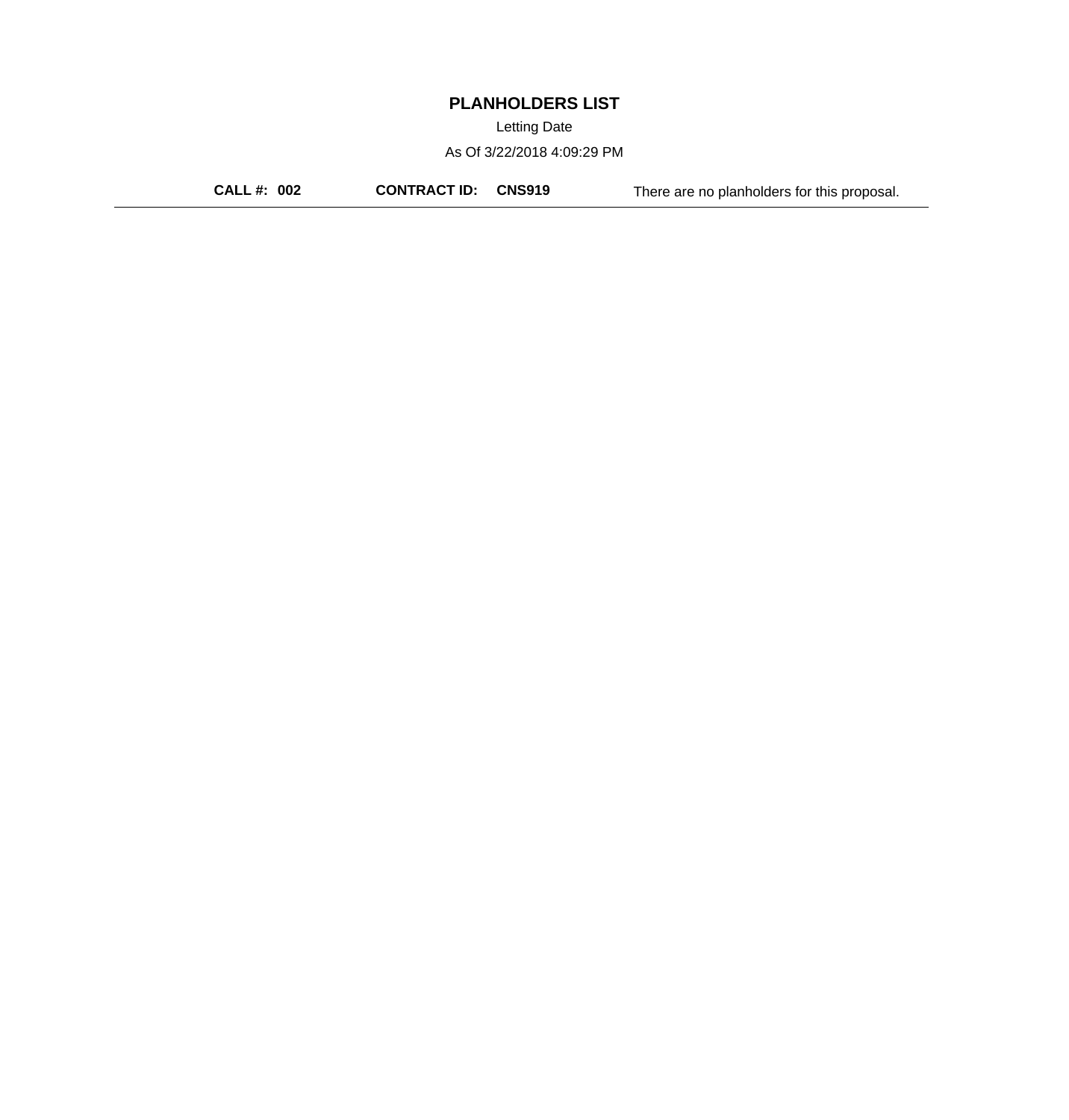# PLANHOLDERS LIST

Letting Date

As Of 3/22/2018 4:09:29 PM

**CALL #: 002** **CONTRACT ID: CNS919** There are no planholders for this proposal.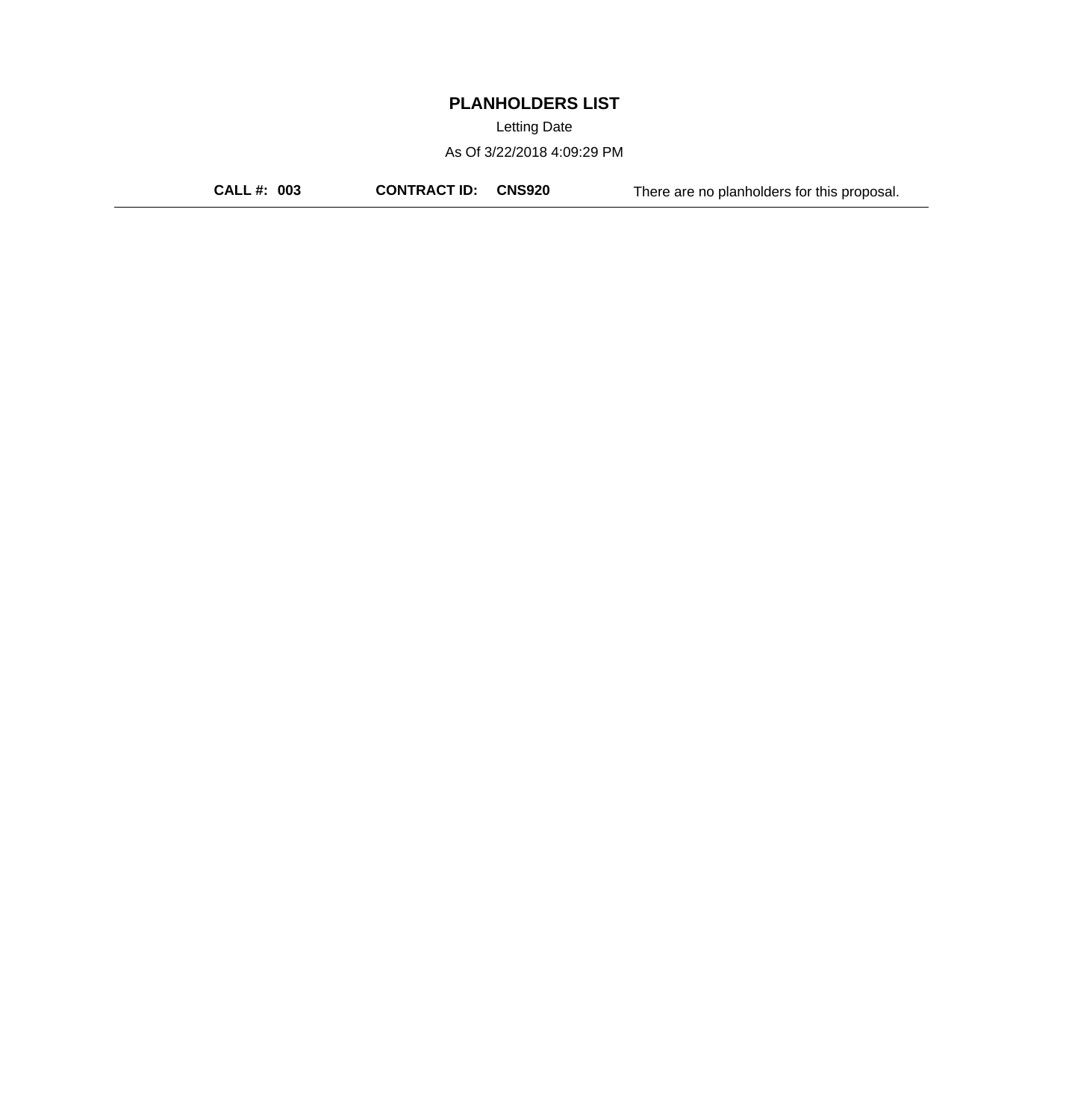# PLANHOLDERS LIST

Letting Date

As Of 3/22/2018 4:09:29 PM

**CALL #: 003** **CONTRACT ID: CNS920** There are no planholders for this proposal.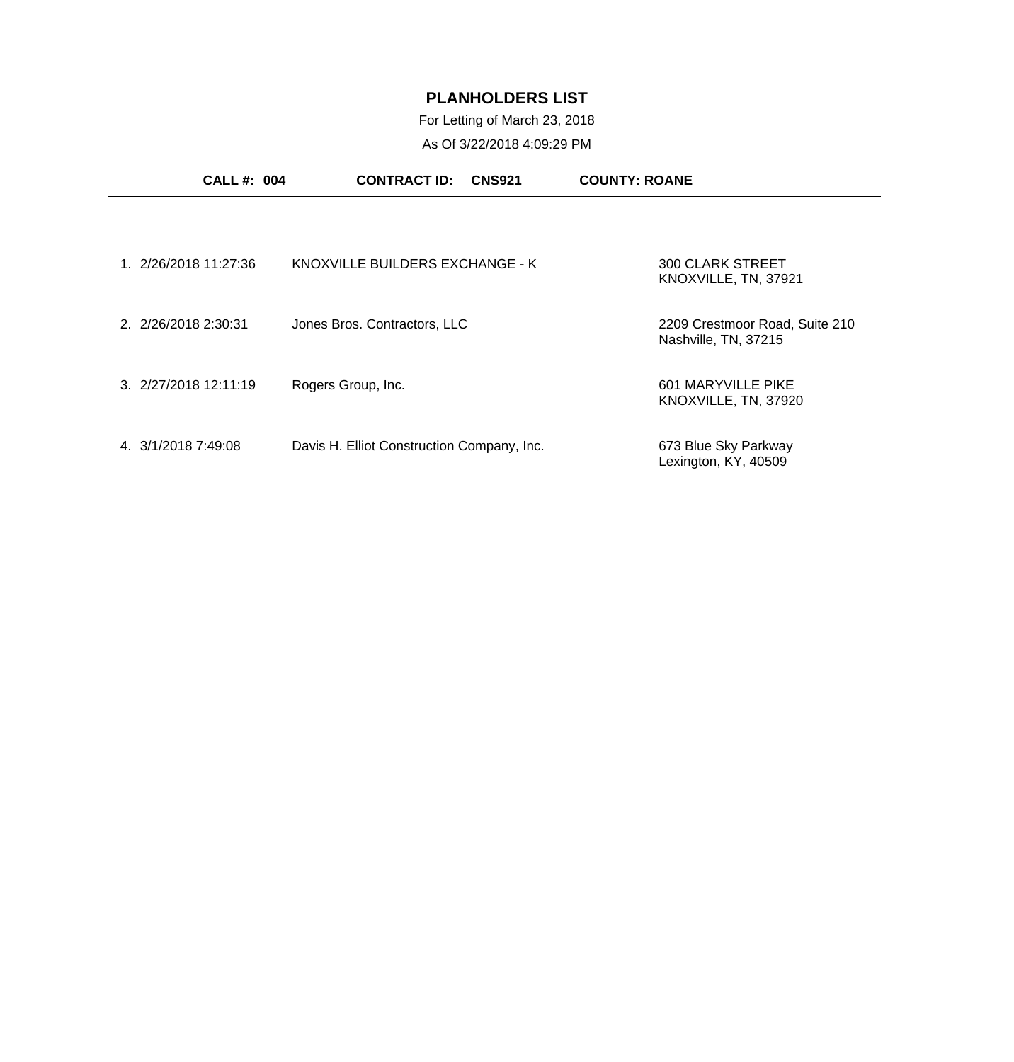# PLANHOLDERS LIST

For Letting of March 23, 2018

As Of 3/22/2018 4:09:29 PM

**CALL #: 004** **CONTRACT ID: CNS921** **COUNTY: ROANE**

| # | Date/Time | Planholder | Address |
|---|---|---|---|
| 1. | 2/26/2018 11:27:36 | KNOXVILLE BUILDERS EXCHANGE - K | 300 CLARK STREET<br>KNOXVILLE, TN, 37921 |
| 2. | 2/26/2018 2:30:31 | Jones Bros. Contractors, LLC | 2209 Crestmoor Road, Suite 210<br>Nashville, TN, 37215 |
| 3. | 2/27/2018 12:11:19 | Rogers Group, Inc. | 601 MARYVILLE PIKE<br>KNOXVILLE, TN, 37920 |
| 4. | 3/1/2018 7:49:08 | Davis H. Elliot Construction Company, Inc. | 673 Blue Sky Parkway<br>Lexington, KY, 40509 |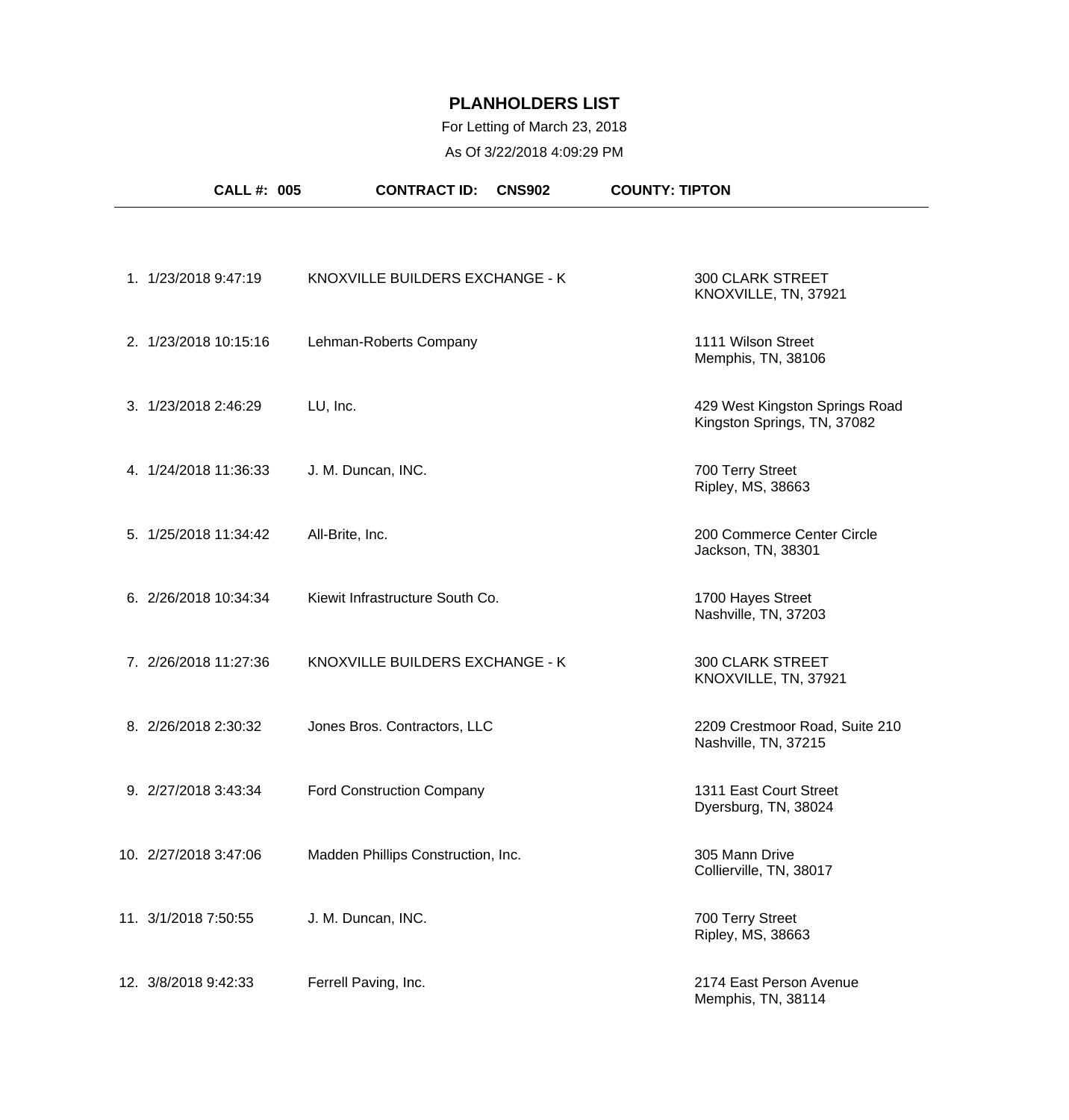# PLANHOLDERS LIST

For Letting of March 23, 2018

As Of 3/22/2018 4:09:29 PM

**CALL #: 005** **CONTRACT ID: CNS902** **COUNTY: TIPTON**

| # | Date/Time | Planholder | Address |
|---|---|---|---|
| 1. | 1/23/2018 9:47:19 | KNOXVILLE BUILDERS EXCHANGE - K | 300 CLARK STREET<br>KNOXVILLE, TN, 37921 |
| 2. | 1/23/2018 10:15:16 | Lehman-Roberts Company | 1111 Wilson Street<br>Memphis, TN, 38106 |
| 3. | 1/23/2018 2:46:29 | LU, Inc. | 429 West Kingston Springs Road<br>Kingston Springs, TN, 37082 |
| 4. | 1/24/2018 11:36:33 | J. M. Duncan, INC. | 700 Terry Street<br>Ripley, MS, 38663 |
| 5. | 1/25/2018 11:34:42 | All-Brite, Inc. | 200 Commerce Center Circle<br>Jackson, TN, 38301 |
| 6. | 2/26/2018 10:34:34 | Kiewit Infrastructure South Co. | 1700 Hayes Street<br>Nashville, TN, 37203 |
| 7. | 2/26/2018 11:27:36 | KNOXVILLE BUILDERS EXCHANGE - K | 300 CLARK STREET<br>KNOXVILLE, TN, 37921 |
| 8. | 2/26/2018 2:30:32 | Jones Bros. Contractors, LLC | 2209 Crestmoor Road, Suite 210<br>Nashville, TN, 37215 |
| 9. | 2/27/2018 3:43:34 | Ford Construction Company | 1311 East Court Street<br>Dyersburg, TN, 38024 |
| 10. | 2/27/2018 3:47:06 | Madden Phillips Construction, Inc. | 305 Mann Drive<br>Collierville, TN, 38017 |
| 11. | 3/1/2018 7:50:55 | J. M. Duncan, INC. | 700 Terry Street<br>Ripley, MS, 38663 |
| 12. | 3/8/2018 9:42:33 | Ferrell Paving, Inc. | 2174 East Person Avenue<br>Memphis, TN, 38114 |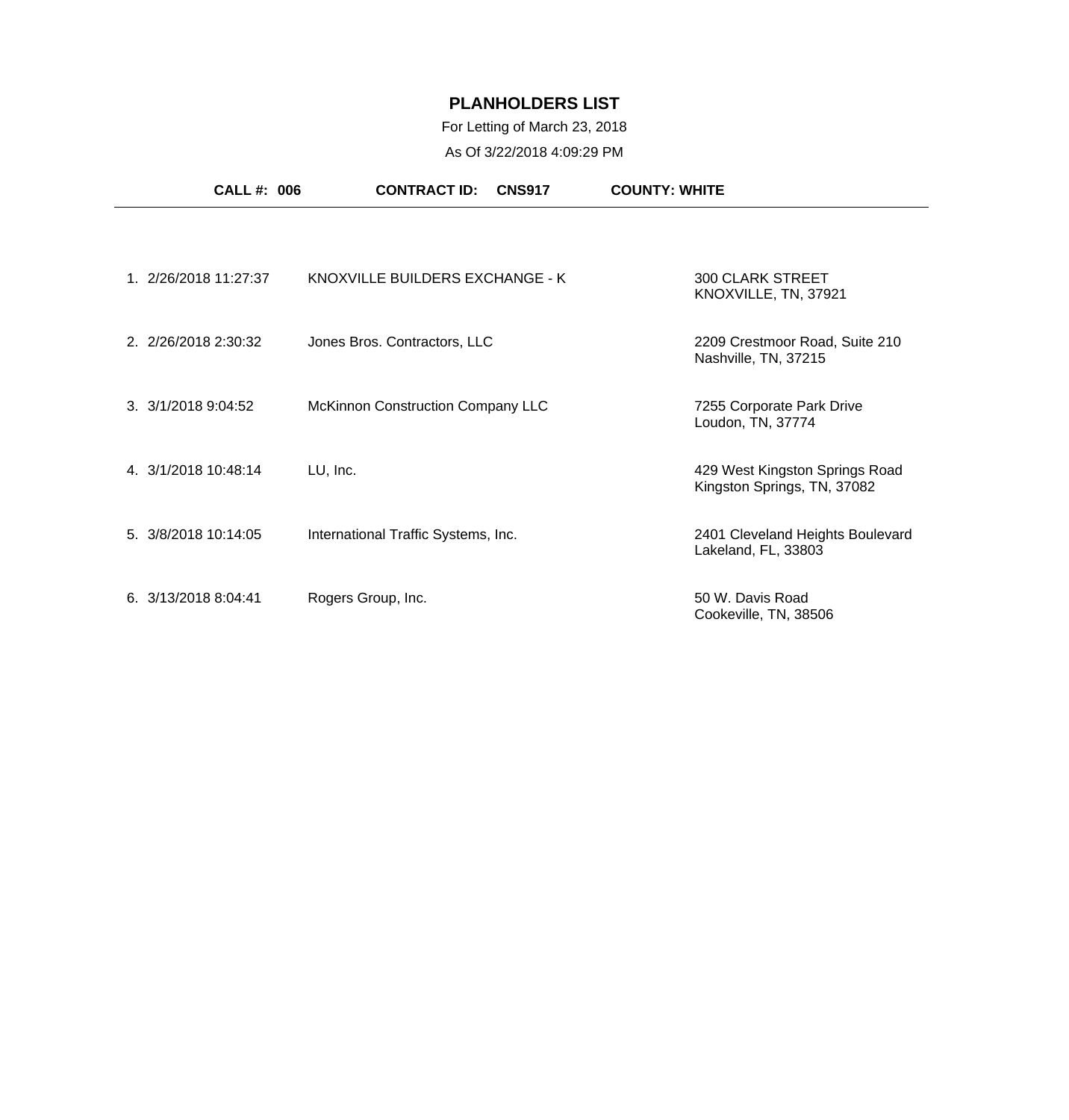# PLANHOLDERS LIST

For Letting of March 23, 2018

As Of 3/22/2018 4:09:29 PM

**CALL #: 006** **CONTRACT ID: CNS917** **COUNTY: WHITE**

| # | Date/Time | Name | Address |
|---|---|---|---|
| 1. | 2/26/2018 11:27:37 | KNOXVILLE BUILDERS EXCHANGE - K | 300 CLARK STREET<br>KNOXVILLE, TN, 37921 |
| 2. | 2/26/2018 2:30:32 | Jones Bros. Contractors, LLC | 2209 Crestmoor Road, Suite 210<br>Nashville, TN, 37215 |
| 3. | 3/1/2018 9:04:52 | McKinnon Construction Company LLC | 7255 Corporate Park Drive<br>Loudon, TN, 37774 |
| 4. | 3/1/2018 10:48:14 | LU, Inc. | 429 West Kingston Springs Road<br>Kingston Springs, TN, 37082 |
| 5. | 3/8/2018 10:14:05 | International Traffic Systems, Inc. | 2401 Cleveland Heights Boulevard<br>Lakeland, FL, 33803 |
| 6. | 3/13/2018 8:04:41 | Rogers Group, Inc. | 50 W. Davis Road<br>Cookeville, TN, 38506 |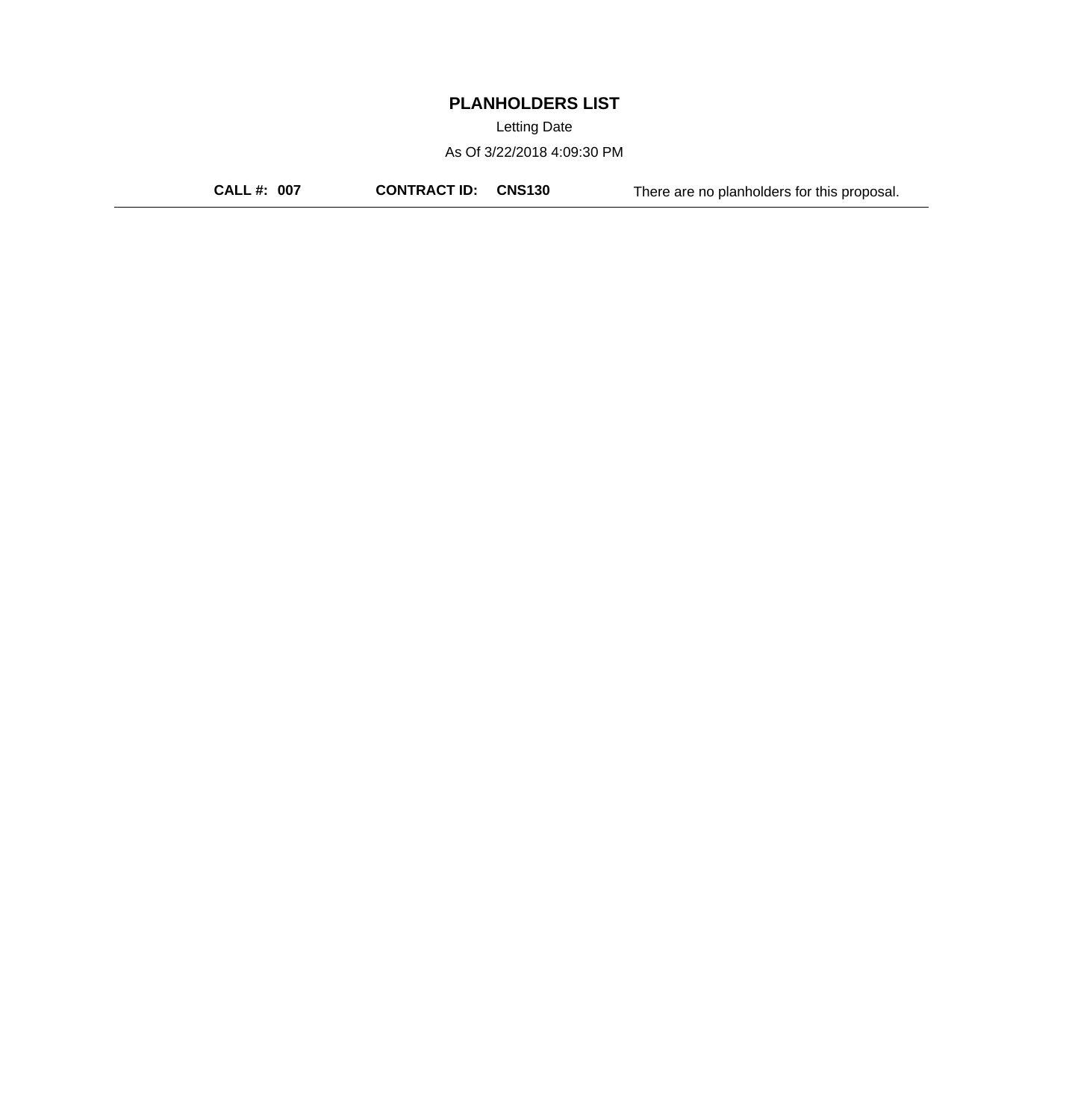# PLANHOLDERS LIST

Letting Date

As Of 3/22/2018 4:09:30 PM

**CALL #: 007** **CONTRACT ID: CNS130** There are no planholders for this proposal.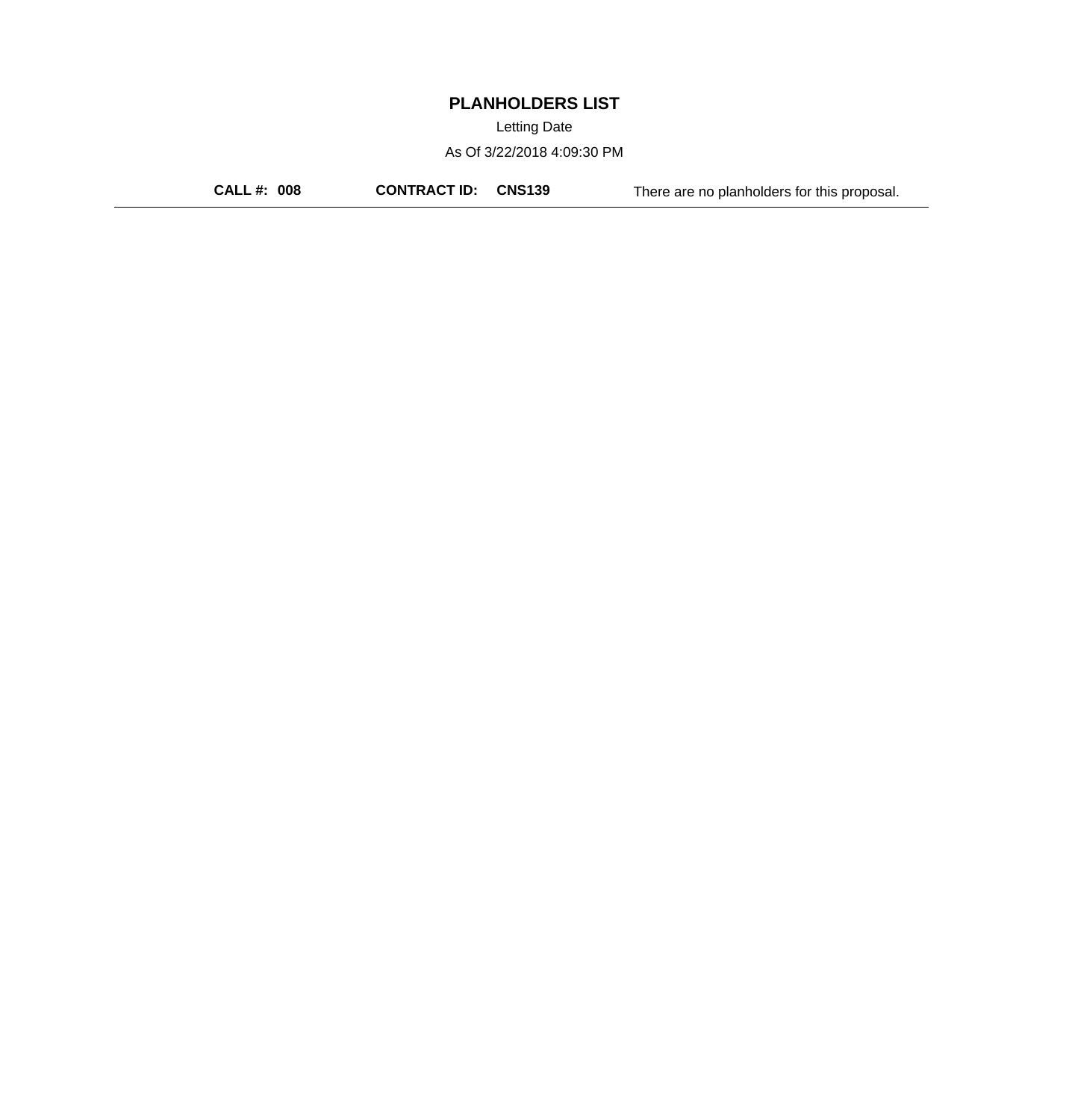# PLANHOLDERS LIST

Letting Date

As Of 3/22/2018 4:09:30 PM

**CALL #: 008** **CONTRACT ID: CNS139** There are no planholders for this proposal.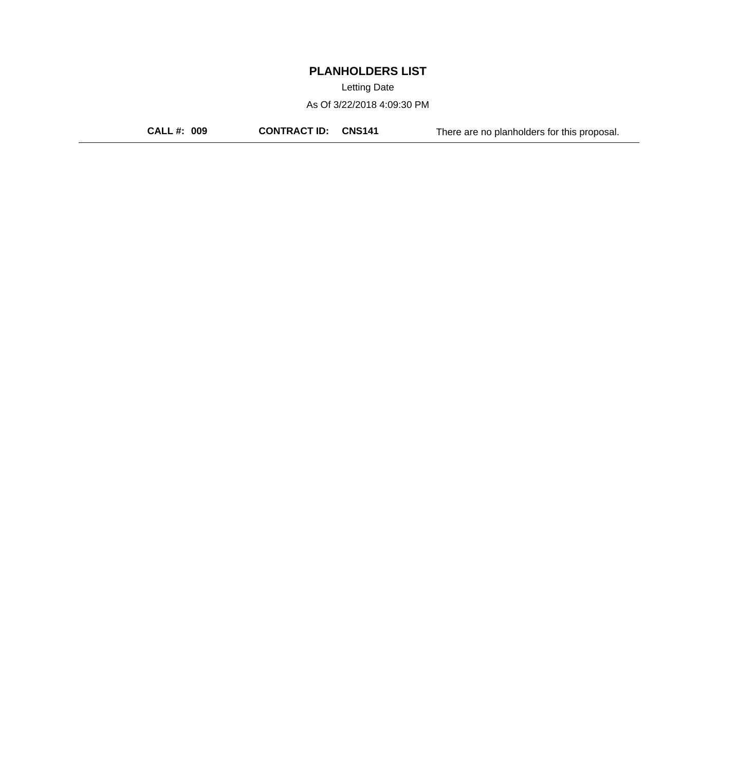# PLANHOLDERS LIST

Letting Date

As Of 3/22/2018 4:09:30 PM

**CALL #: 009** **CONTRACT ID: CNS141** There are no planholders for this proposal.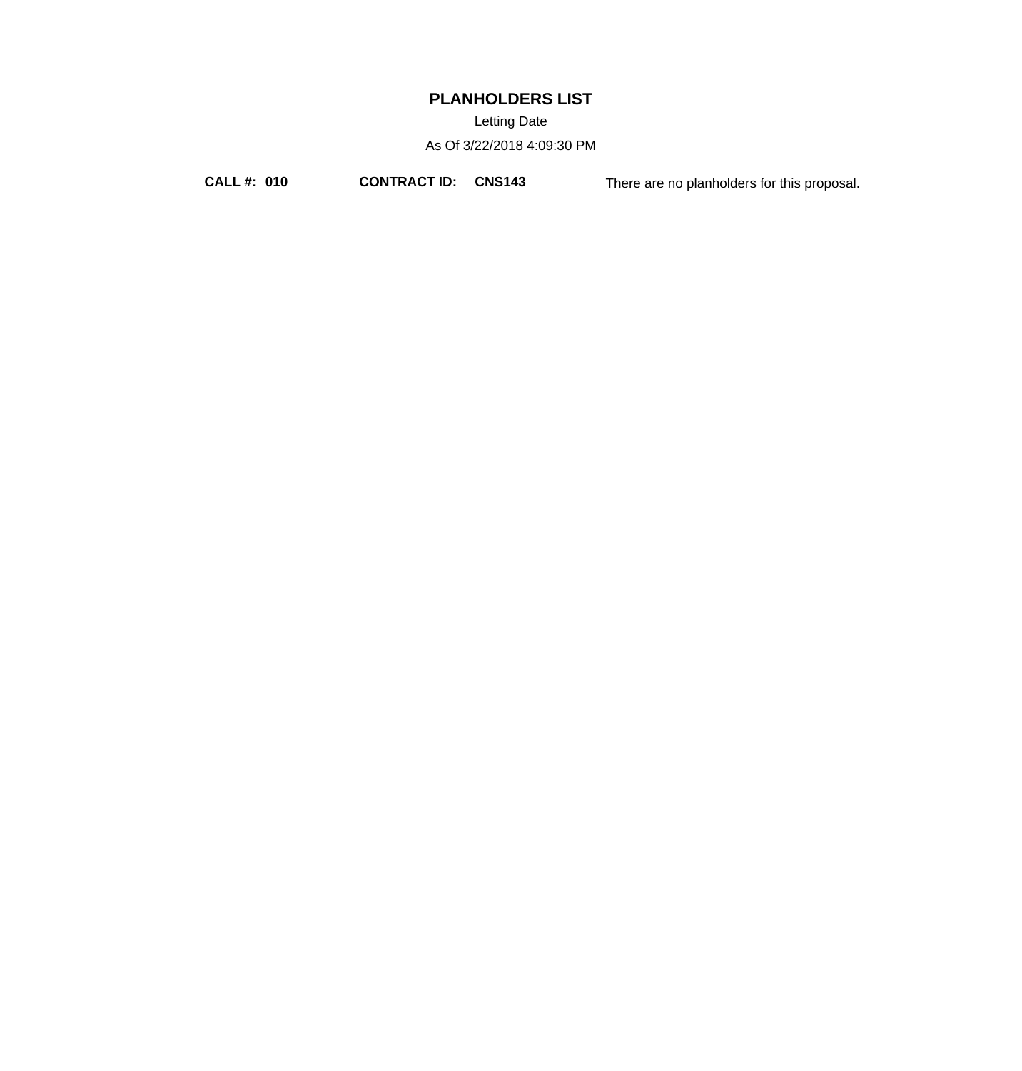# PLANHOLDERS LIST

Letting Date

As Of 3/22/2018 4:09:30 PM

**CALL #: 010** **CONTRACT ID: CNS143** There are no planholders for this proposal.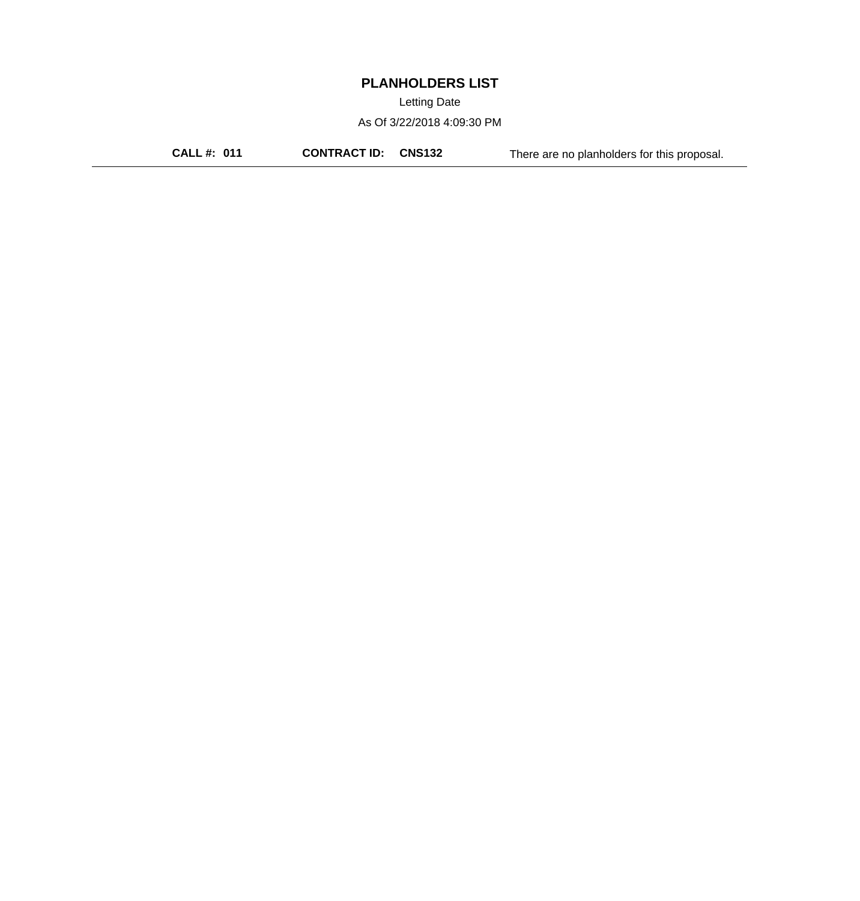# PLANHOLDERS LIST

Letting Date

As Of 3/22/2018 4:09:30 PM

**CALL #: 011** **CONTRACT ID: CNS132** There are no planholders for this proposal.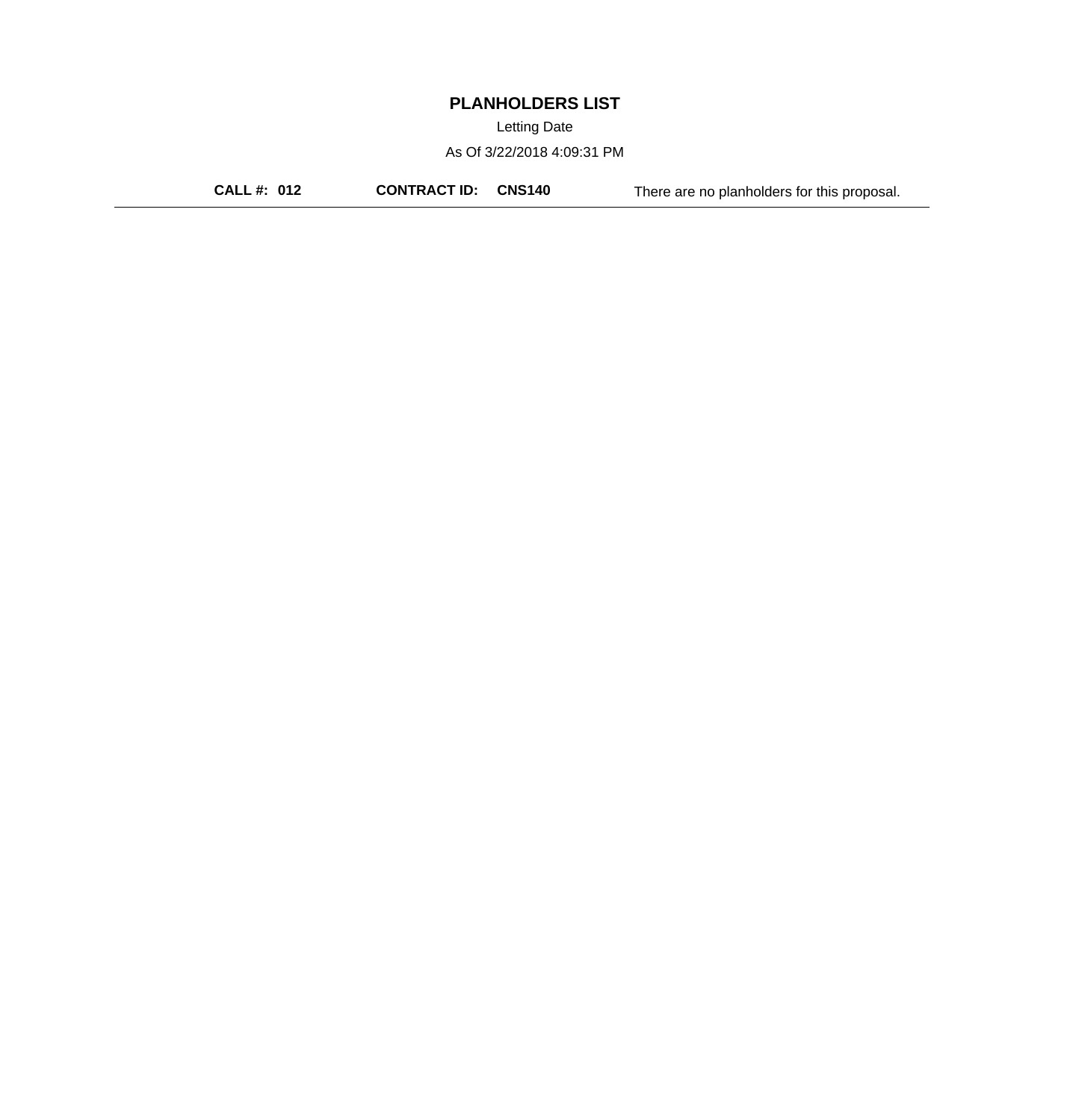# PLANHOLDERS LIST

Letting Date

As Of 3/22/2018 4:09:31 PM

**CALL #: 012** **CONTRACT ID: CNS140** There are no planholders for this proposal.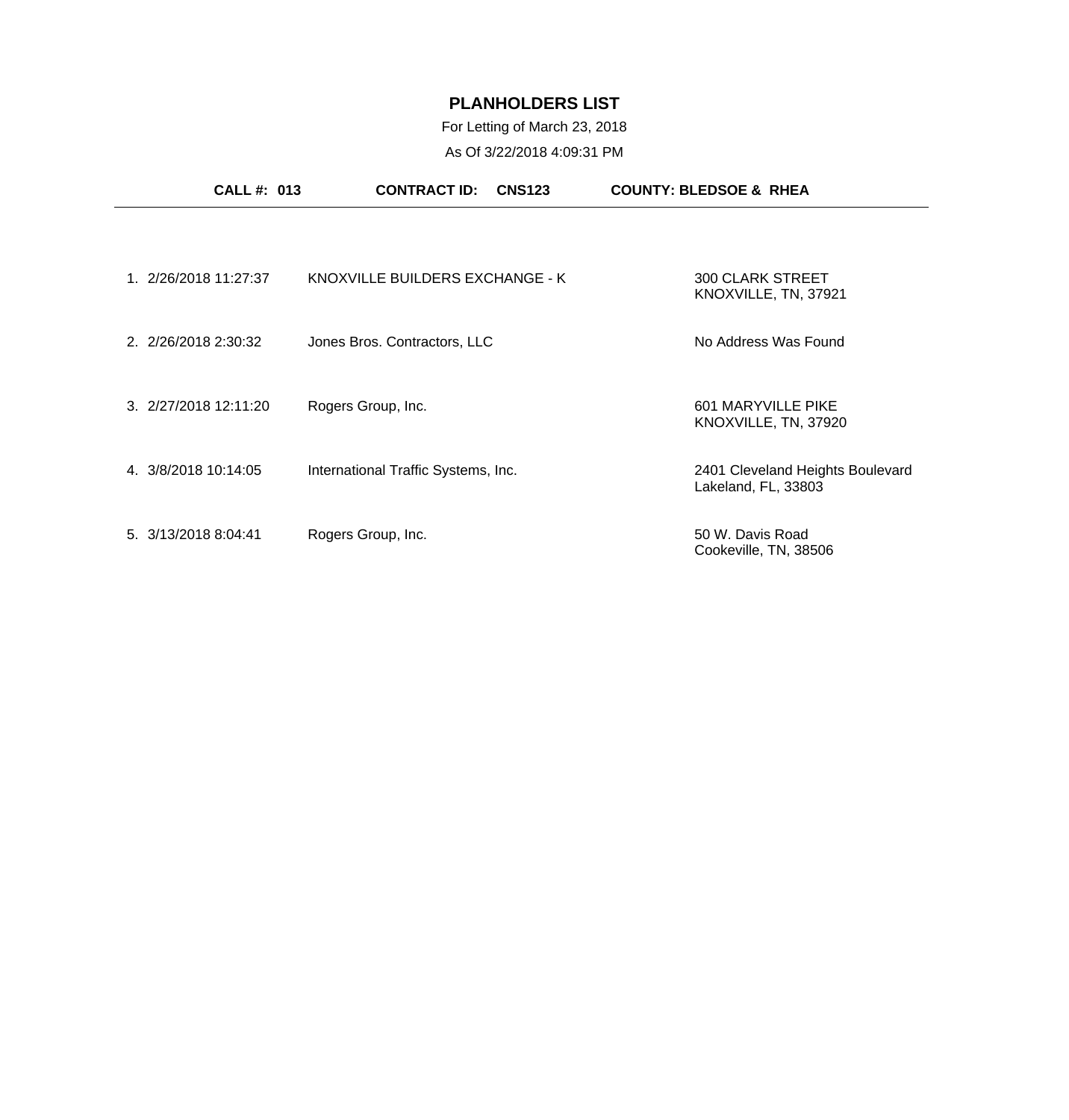# PLANHOLDERS LIST

For Letting of March 23, 2018

As Of 3/22/2018 4:09:31 PM

**CALL #: 013** **CONTRACT ID: CNS123** **COUNTY: BLEDSOE & RHEA**

| # | Date | Planholder | Address |
|---|---|---|---|
| 1. | 2/26/2018 11:27:37 | KNOXVILLE BUILDERS EXCHANGE - K | 300 CLARK STREET<br>KNOXVILLE, TN, 37921 |
| 2. | 2/26/2018 2:30:32 | Jones Bros. Contractors, LLC | No Address Was Found |
| 3. | 2/27/2018 12:11:20 | Rogers Group, Inc. | 601 MARYVILLE PIKE<br>KNOXVILLE, TN, 37920 |
| 4. | 3/8/2018 10:14:05 | International Traffic Systems, Inc. | 2401 Cleveland Heights Boulevard<br>Lakeland, FL, 33803 |
| 5. | 3/13/2018 8:04:41 | Rogers Group, Inc. | 50 W. Davis Road<br>Cookeville, TN, 38506 |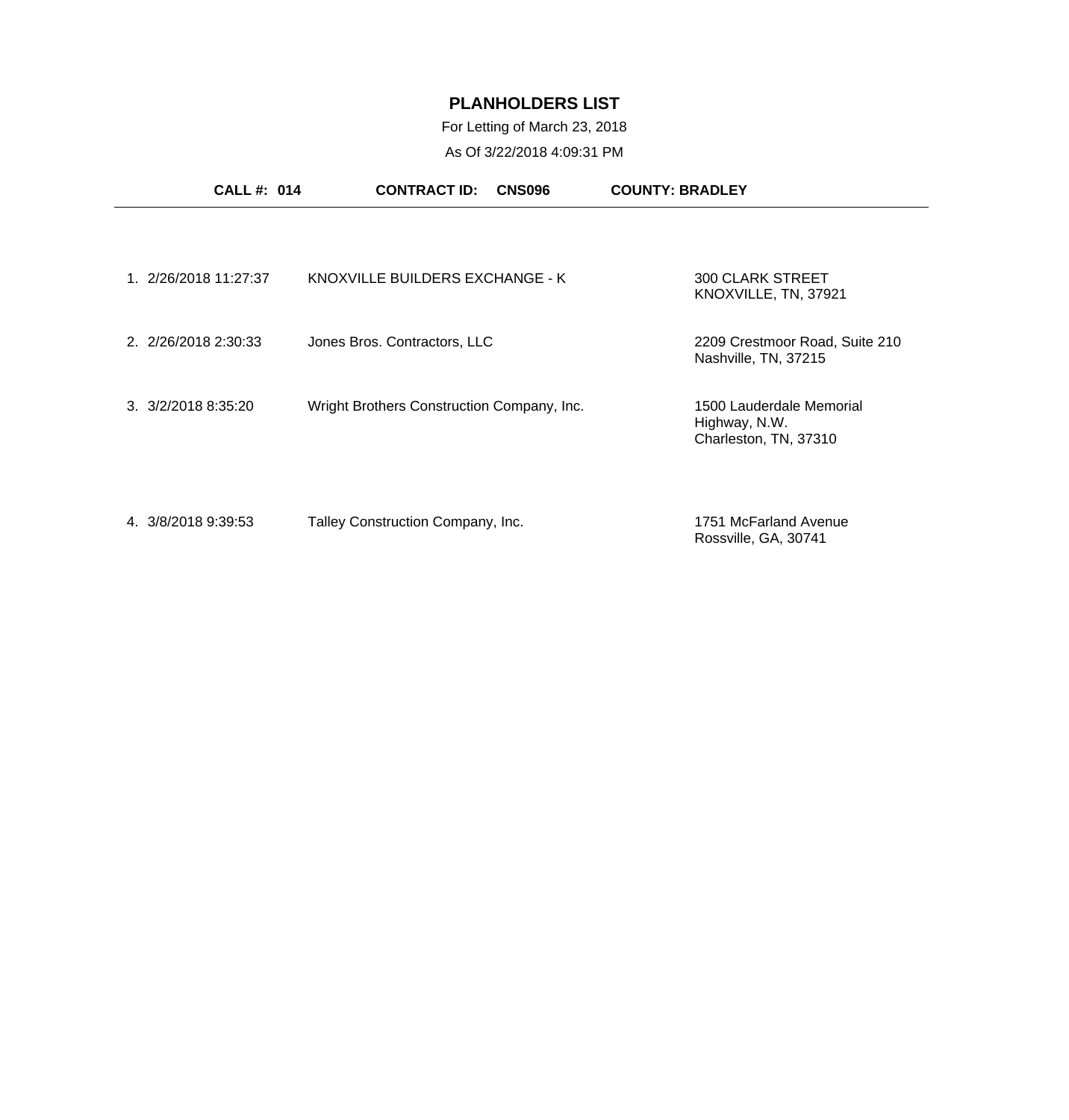# PLANHOLDERS LIST

For Letting of March 23, 2018

As Of 3/22/2018 4:09:31 PM

**CALL #: 014** **CONTRACT ID: CNS096** **COUNTY: BRADLEY**

| # | Date/Time | Name | Address |
|---|---|---|---|
| 1. | 2/26/2018 11:27:37 | KNOXVILLE BUILDERS EXCHANGE - K | 300 CLARK STREET<br>KNOXVILLE, TN, 37921 |
| 2. | 2/26/2018 2:30:33 | Jones Bros. Contractors, LLC | 2209 Crestmoor Road, Suite 210<br>Nashville, TN, 37215 |
| 3. | 3/2/2018 8:35:20 | Wright Brothers Construction Company, Inc. | 1500 Lauderdale Memorial Highway, N.W.<br>Charleston, TN, 37310 |
| 4. | 3/8/2018 9:39:53 | Talley Construction Company, Inc. | 1751 McFarland Avenue<br>Rossville, GA, 30741 |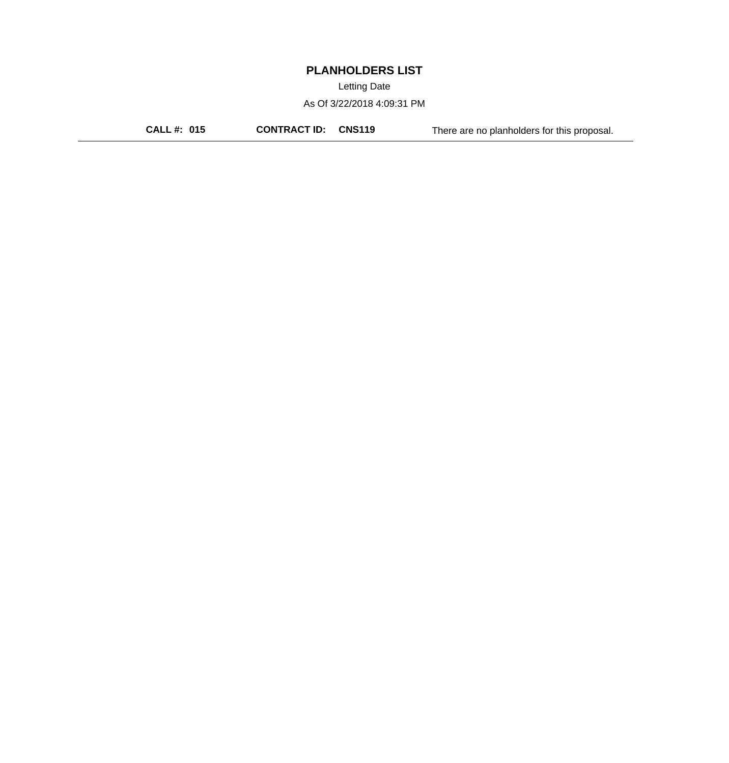# PLANHOLDERS LIST

Letting Date

As Of 3/22/2018 4:09:31 PM

**CALL #: 015** **CONTRACT ID: CNS119** There are no planholders for this proposal.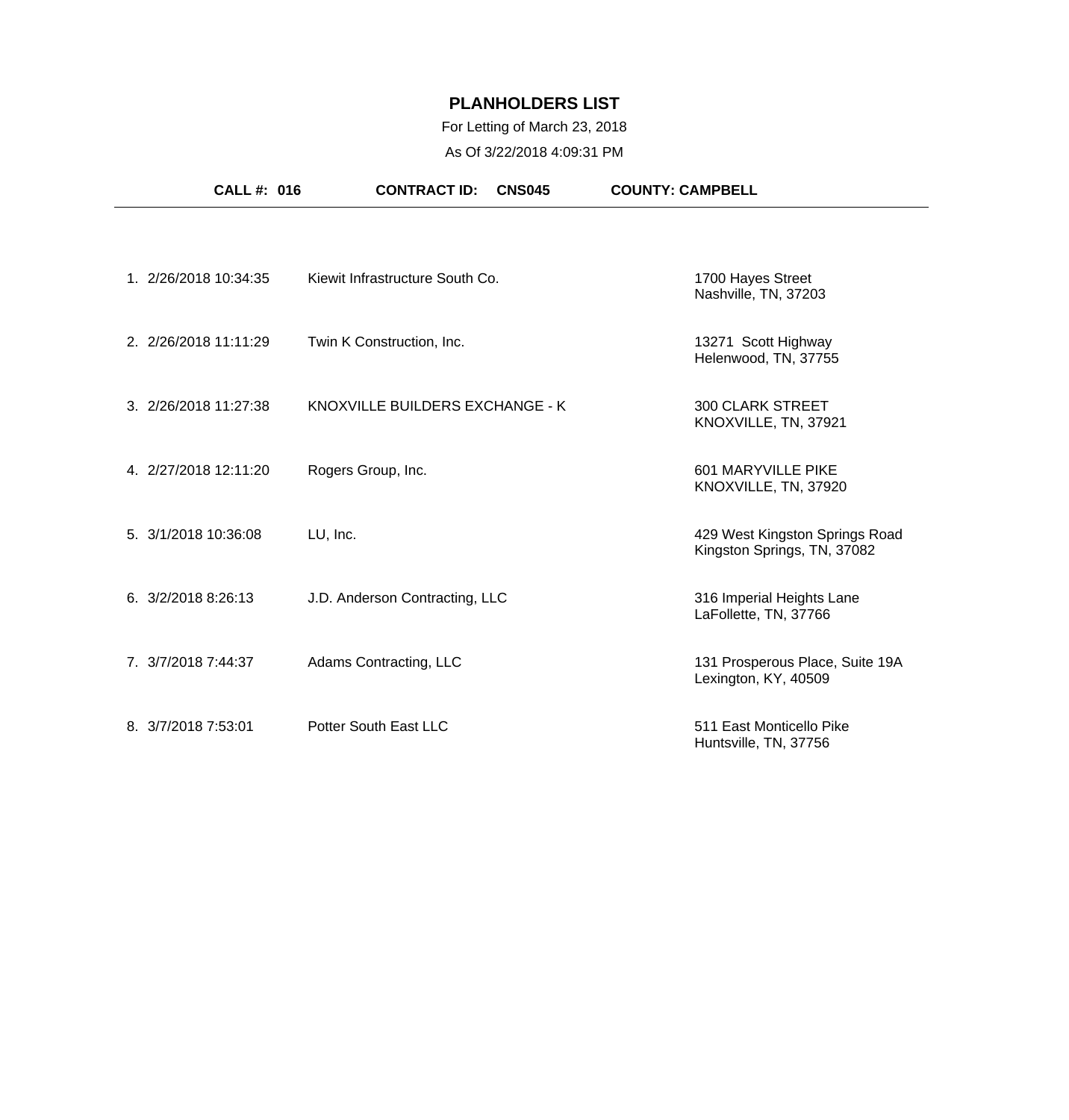# PLANHOLDERS LIST

For Letting of March 23, 2018

As Of 3/22/2018 4:09:31 PM

**CALL #: 016** **CONTRACT ID: CNS045** **COUNTY: CAMPBELL**

| # | Date/Time | Company | Address |
|---|---|---|---|
| 1. | 2/26/2018 10:34:35 | Kiewit Infrastructure South Co. | 1700 Hayes Street<br>Nashville, TN, 37203 |
| 2. | 2/26/2018 11:11:29 | Twin K Construction, Inc. | 13271 Scott Highway<br>Helenwood, TN, 37755 |
| 3. | 2/26/2018 11:27:38 | KNOXVILLE BUILDERS EXCHANGE - K | 300 CLARK STREET<br>KNOXVILLE, TN, 37921 |
| 4. | 2/27/2018 12:11:20 | Rogers Group, Inc. | 601 MARYVILLE PIKE<br>KNOXVILLE, TN, 37920 |
| 5. | 3/1/2018 10:36:08 | LU, Inc. | 429 West Kingston Springs Road<br>Kingston Springs, TN, 37082 |
| 6. | 3/2/2018 8:26:13 | J.D. Anderson Contracting, LLC | 316 Imperial Heights Lane<br>LaFollette, TN, 37766 |
| 7. | 3/7/2018 7:44:37 | Adams Contracting, LLC | 131 Prosperous Place, Suite 19A<br>Lexington, KY, 40509 |
| 8. | 3/7/2018 7:53:01 | Potter South East LLC | 511 East Monticello Pike<br>Huntsville, TN, 37756 |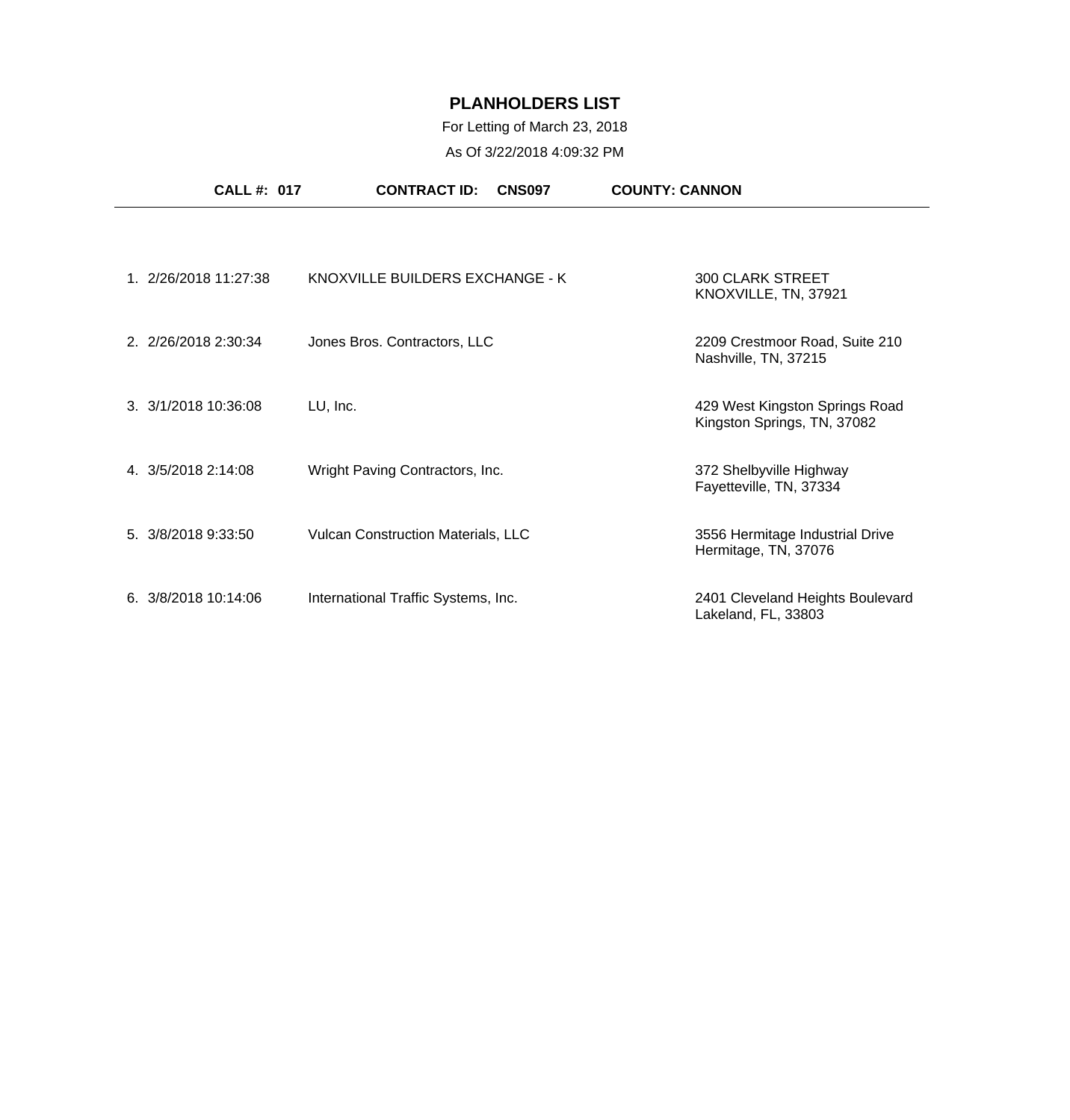# PLANHOLDERS LIST

For Letting of March 23, 2018

As Of 3/22/2018 4:09:32 PM

**CALL #: 017** **CONTRACT ID: CNS097** **COUNTY: CANNON**

| # | Date/Time | Name | Address |
|---|---|---|---|
| 1. | 2/26/2018 11:27:38 | KNOXVILLE BUILDERS EXCHANGE - K | 300 CLARK STREET<br>KNOXVILLE, TN, 37921 |
| 2. | 2/26/2018 2:30:34 | Jones Bros. Contractors, LLC | 2209 Crestmoor Road, Suite 210<br>Nashville, TN, 37215 |
| 3. | 3/1/2018 10:36:08 | LU, Inc. | 429 West Kingston Springs Road<br>Kingston Springs, TN, 37082 |
| 4. | 3/5/2018 2:14:08 | Wright Paving Contractors, Inc. | 372 Shelbyville Highway<br>Fayetteville, TN, 37334 |
| 5. | 3/8/2018 9:33:50 | Vulcan Construction Materials, LLC | 3556 Hermitage Industrial Drive<br>Hermitage, TN, 37076 |
| 6. | 3/8/2018 10:14:06 | International Traffic Systems, Inc. | 2401 Cleveland Heights Boulevard<br>Lakeland, FL, 33803 |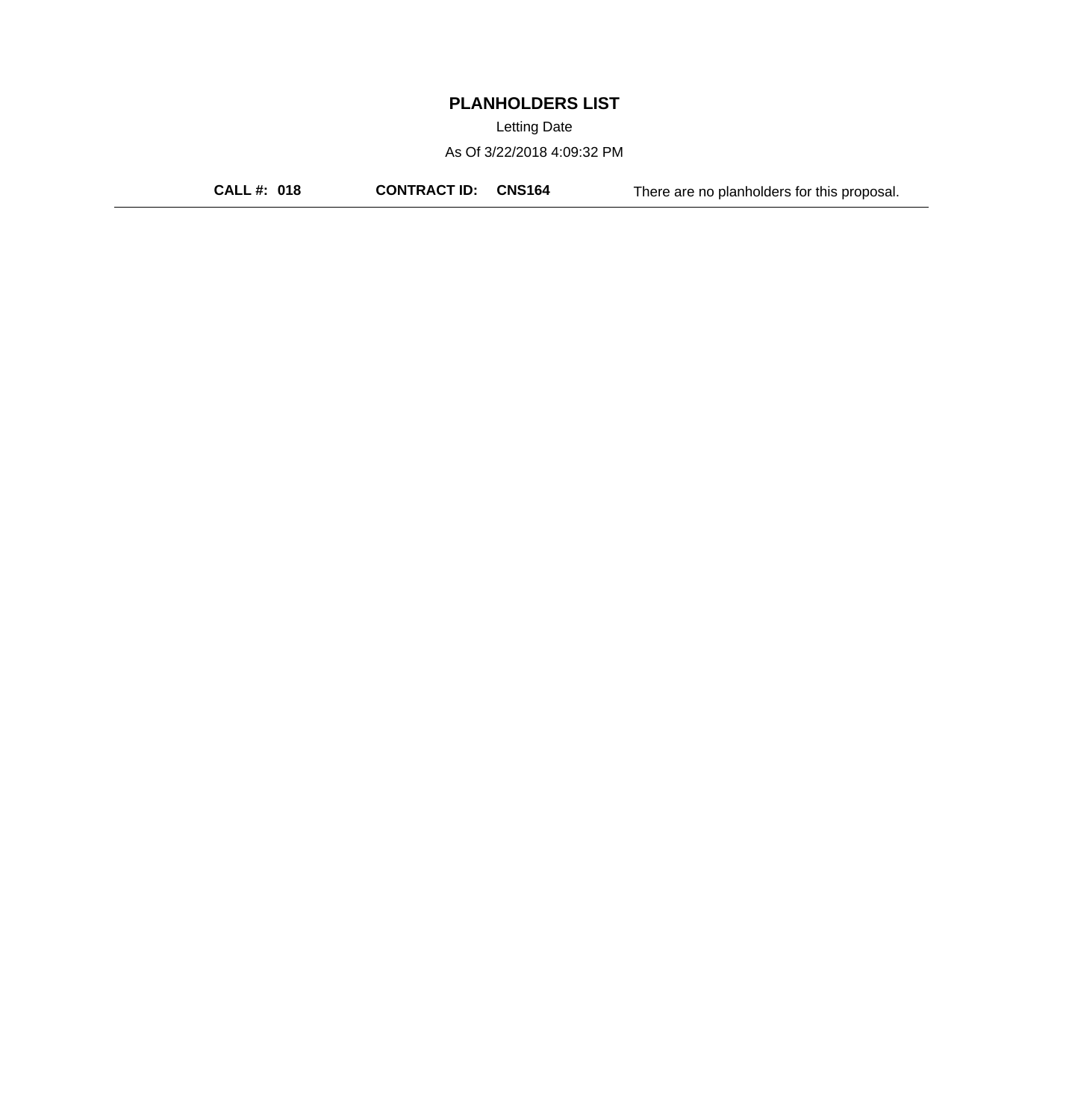# PLANHOLDERS LIST

Letting Date

As Of 3/22/2018 4:09:32 PM

**CALL #: 018** **CONTRACT ID: CNS164** There are no planholders for this proposal.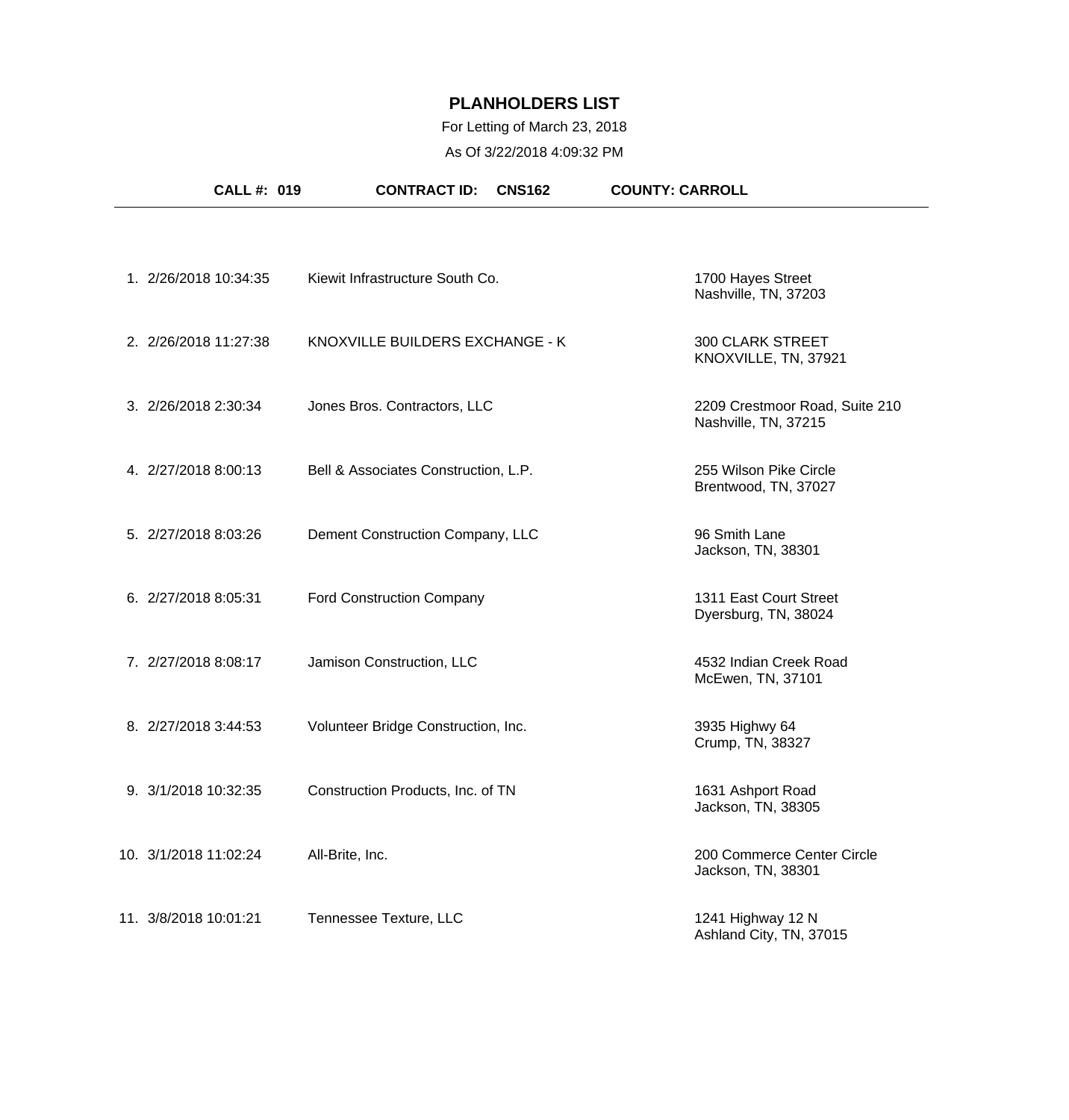# PLANHOLDERS LIST

For Letting of March 23, 2018

As Of 3/22/2018 4:09:32 PM

**CALL #: 019** **CONTRACT ID: CNS162** **COUNTY: CARROLL**

| # | Date/Time | Planholder | Address |
|---|---|---|---|
| 1. | 2/26/2018 10:34:35 | Kiewit Infrastructure South Co. | 1700 Hayes Street<br>Nashville, TN, 37203 |
| 2. | 2/26/2018 11:27:38 | KNOXVILLE BUILDERS EXCHANGE - K | 300 CLARK STREET<br>KNOXVILLE, TN, 37921 |
| 3. | 2/26/2018 2:30:34 | Jones Bros. Contractors, LLC | 2209 Crestmoor Road, Suite 210<br>Nashville, TN, 37215 |
| 4. | 2/27/2018 8:00:13 | Bell & Associates Construction, L.P. | 255 Wilson Pike Circle<br>Brentwood, TN, 37027 |
| 5. | 2/27/2018 8:03:26 | Dement Construction Company, LLC | 96 Smith Lane<br>Jackson, TN, 38301 |
| 6. | 2/27/2018 8:05:31 | Ford Construction Company | 1311 East Court Street<br>Dyersburg, TN, 38024 |
| 7. | 2/27/2018 8:08:17 | Jamison Construction, LLC | 4532 Indian Creek Road<br>McEwen, TN, 37101 |
| 8. | 2/27/2018 3:44:53 | Volunteer Bridge Construction, Inc. | 3935 Highwy 64<br>Crump, TN, 38327 |
| 9. | 3/1/2018 10:32:35 | Construction Products, Inc. of TN | 1631 Ashport Road<br>Jackson, TN, 38305 |
| 10. | 3/1/2018 11:02:24 | All-Brite, Inc. | 200 Commerce Center Circle<br>Jackson, TN, 38301 |
| 11. | 3/8/2018 10:01:21 | Tennessee Texture, LLC | 1241 Highway 12 N<br>Ashland City, TN, 37015 |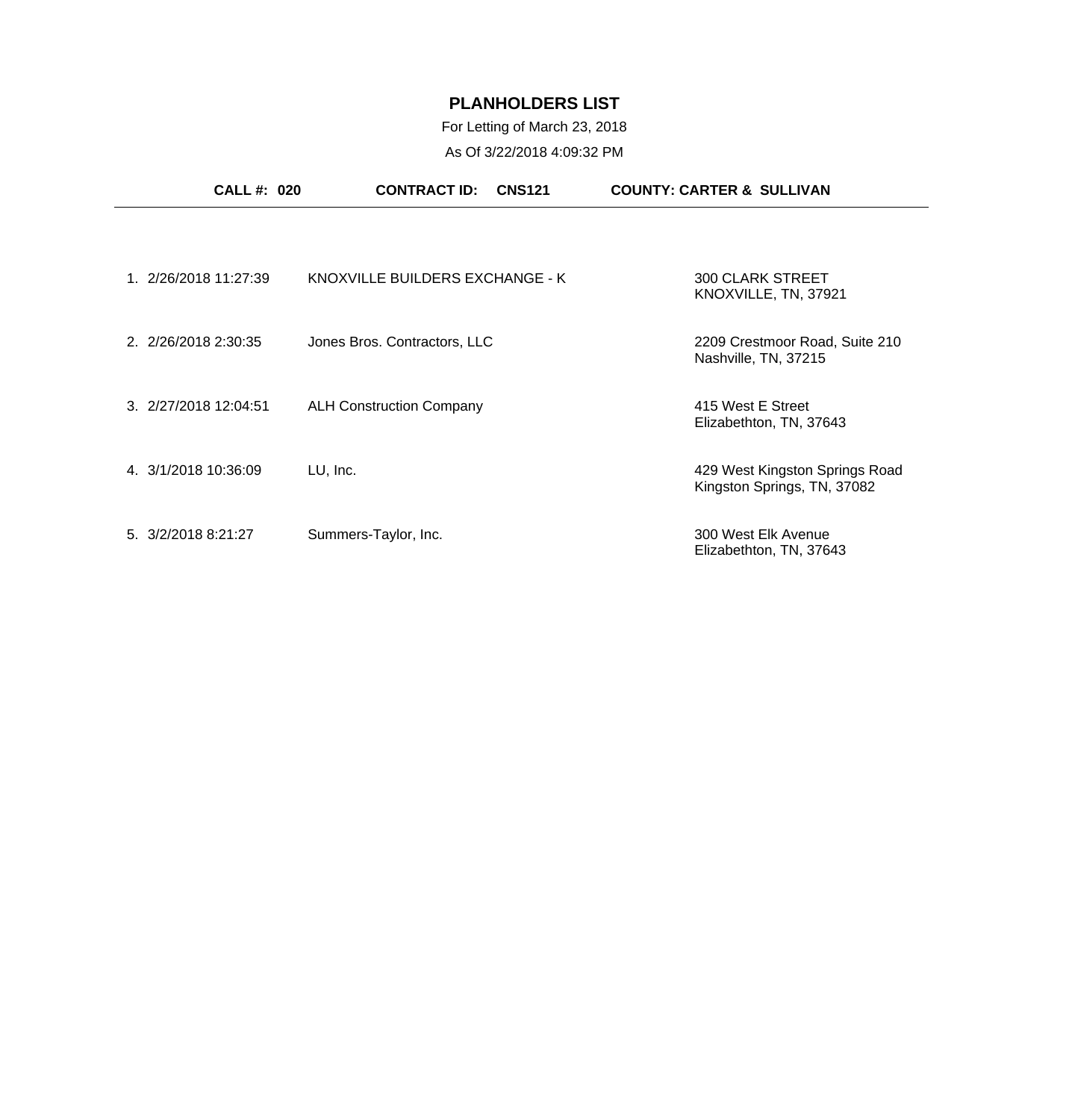# PLANHOLDERS LIST

For Letting of March 23, 2018

As Of 3/22/2018 4:09:32 PM

**CALL #: 020** **CONTRACT ID: CNS121** **COUNTY: CARTER & SULLIVAN**

| # | Date/Time | Name | Address |
|---|---|---|---|
| 1. | 2/26/2018 11:27:39 | KNOXVILLE BUILDERS EXCHANGE - K | 300 CLARK STREET<br>KNOXVILLE, TN, 37921 |
| 2. | 2/26/2018 2:30:35 | Jones Bros. Contractors, LLC | 2209 Crestmoor Road, Suite 210<br>Nashville, TN, 37215 |
| 3. | 2/27/2018 12:04:51 | ALH Construction Company | 415 West E Street<br>Elizabethton, TN, 37643 |
| 4. | 3/1/2018 10:36:09 | LU, Inc. | 429 West Kingston Springs Road<br>Kingston Springs, TN, 37082 |
| 5. | 3/2/2018 8:21:27 | Summers-Taylor, Inc. | 300 West Elk Avenue<br>Elizabethton, TN, 37643 |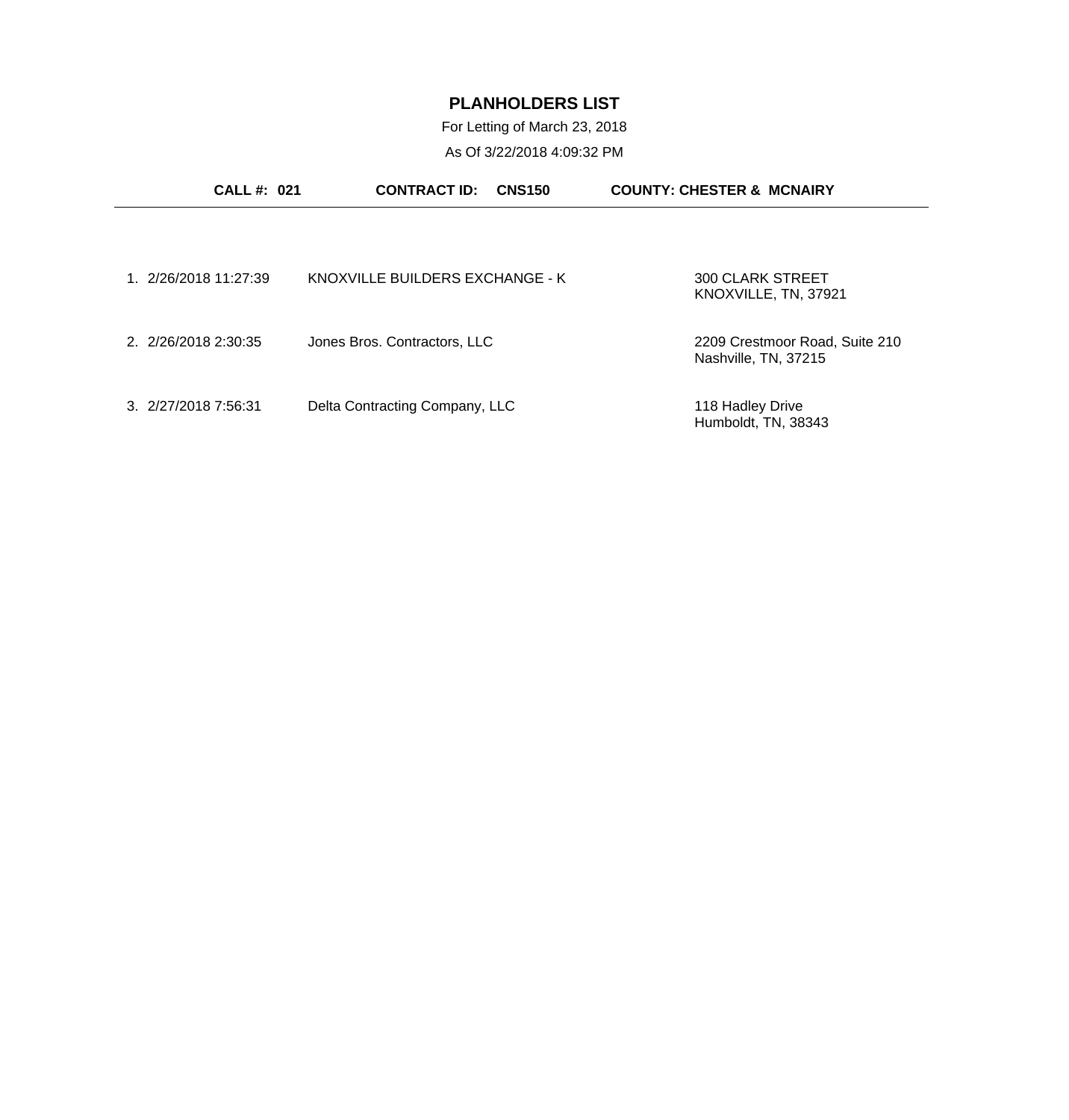# PLANHOLDERS LIST

For Letting of March 23, 2018

As Of 3/22/2018 4:09:32 PM

**CALL #: 021** **CONTRACT ID: CNS150** **COUNTY: CHESTER & MCNAIRY**

---

| # | Date/Time | Planholder | Address |
|---|---|---|---|
| 1. | 2/26/2018 11:27:39 | KNOXVILLE BUILDERS EXCHANGE - K | 300 CLARK STREET<br>KNOXVILLE, TN, 37921 |
| 2. | 2/26/2018 2:30:35 | Jones Bros. Contractors, LLC | 2209 Crestmoor Road, Suite 210<br>Nashville, TN, 37215 |
| 3. | 2/27/2018 7:56:31 | Delta Contracting Company, LLC | 118 Hadley Drive<br>Humboldt, TN, 38343 |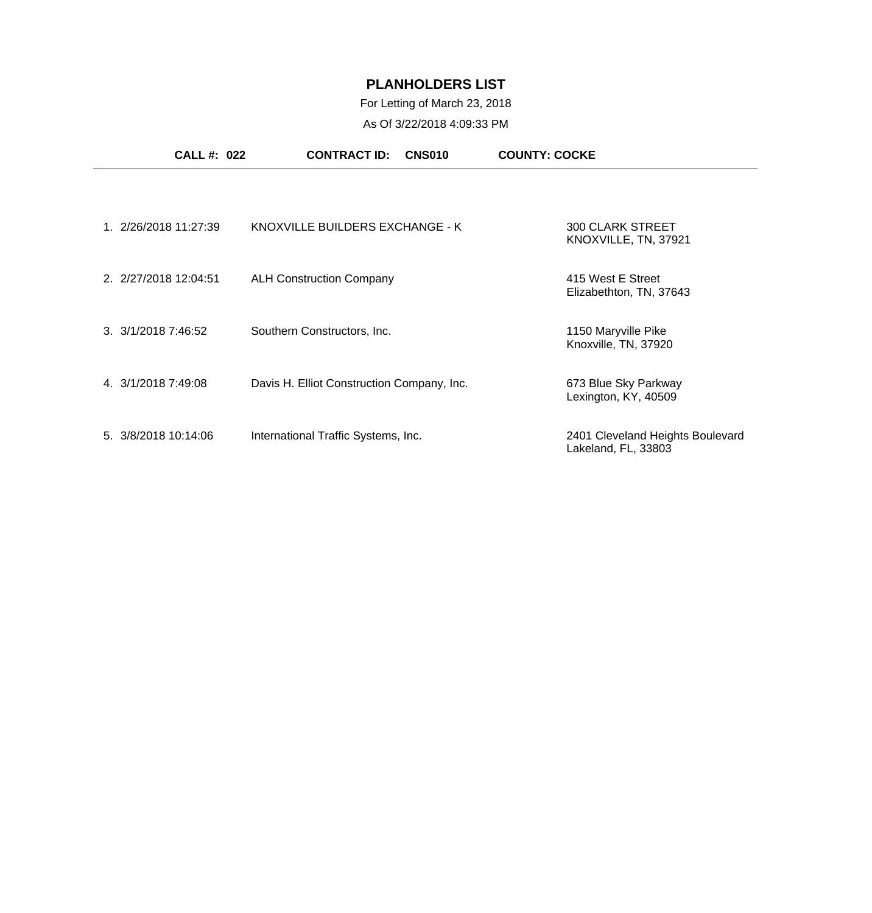# PLANHOLDERS LIST

For Letting of March 23, 2018

As Of 3/22/2018 4:09:33 PM

**CALL #: 022** **CONTRACT ID: CNS010** **COUNTY: COCKE**

| # | Date/Time | Name | Address |
|---|---|---|---|
| 1. | 2/26/2018 11:27:39 | KNOXVILLE BUILDERS EXCHANGE - K | 300 CLARK STREET<br>KNOXVILLE, TN, 37921 |
| 2. | 2/27/2018 12:04:51 | ALH Construction Company | 415 West E Street<br>Elizabethton, TN, 37643 |
| 3. | 3/1/2018 7:46:52 | Southern Constructors, Inc. | 1150 Maryville Pike<br>Knoxville, TN, 37920 |
| 4. | 3/1/2018 7:49:08 | Davis H. Elliot Construction Company, Inc. | 673 Blue Sky Parkway<br>Lexington, KY, 40509 |
| 5. | 3/8/2018 10:14:06 | International Traffic Systems, Inc. | 2401 Cleveland Heights Boulevard<br>Lakeland, FL, 33803 |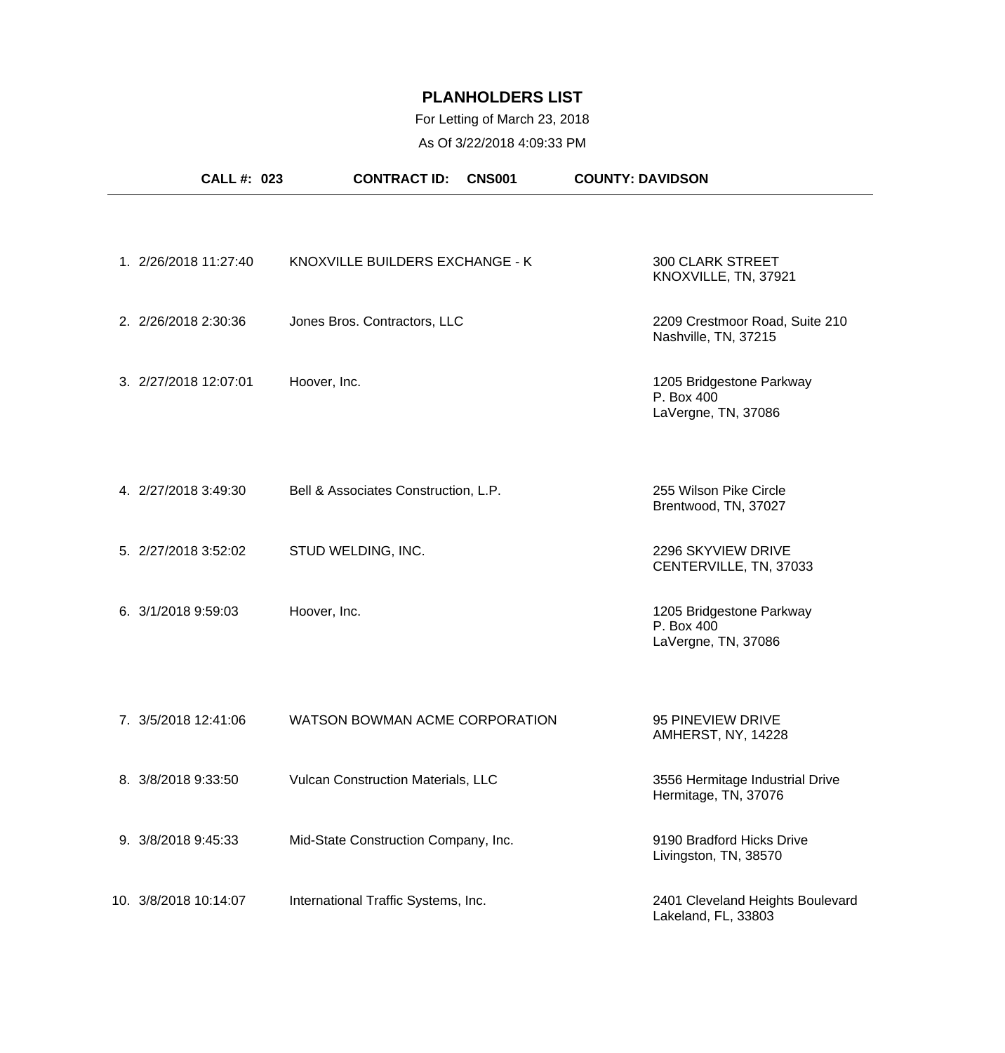# PLANHOLDERS LIST

For Letting of March 23, 2018

As Of 3/22/2018 4:09:33 PM

**CALL #: 023** **CONTRACT ID: CNS001** **COUNTY: DAVIDSON**

| # | Date/Time | Name | Address |
|---|---|---|---|
| 1. | 2/26/2018 11:27:40 | KNOXVILLE BUILDERS EXCHANGE - K | 300 CLARK STREET<br>KNOXVILLE, TN, 37921 |
| 2. | 2/26/2018 2:30:36 | Jones Bros. Contractors, LLC | 2209 Crestmoor Road, Suite 210<br>Nashville, TN, 37215 |
| 3. | 2/27/2018 12:07:01 | Hoover, Inc. | 1205 Bridgestone Parkway<br>P. Box 400<br>LaVergne, TN, 37086 |
| 4. | 2/27/2018 3:49:30 | Bell & Associates Construction, L.P. | 255 Wilson Pike Circle<br>Brentwood, TN, 37027 |
| 5. | 2/27/2018 3:52:02 | STUD WELDING, INC. | 2296 SKYVIEW DRIVE<br>CENTERVILLE, TN, 37033 |
| 6. | 3/1/2018 9:59:03 | Hoover, Inc. | 1205 Bridgestone Parkway<br>P. Box 400<br>LaVergne, TN, 37086 |
| 7. | 3/5/2018 12:41:06 | WATSON BOWMAN ACME CORPORATION | 95 PINEVIEW DRIVE<br>AMHERST, NY, 14228 |
| 8. | 3/8/2018 9:33:50 | Vulcan Construction Materials, LLC | 3556 Hermitage Industrial Drive<br>Hermitage, TN, 37076 |
| 9. | 3/8/2018 9:45:33 | Mid-State Construction Company, Inc. | 9190 Bradford Hicks Drive<br>Livingston, TN, 38570 |
| 10. | 3/8/2018 10:14:07 | International Traffic Systems, Inc. | 2401 Cleveland Heights Boulevard<br>Lakeland, FL, 33803 |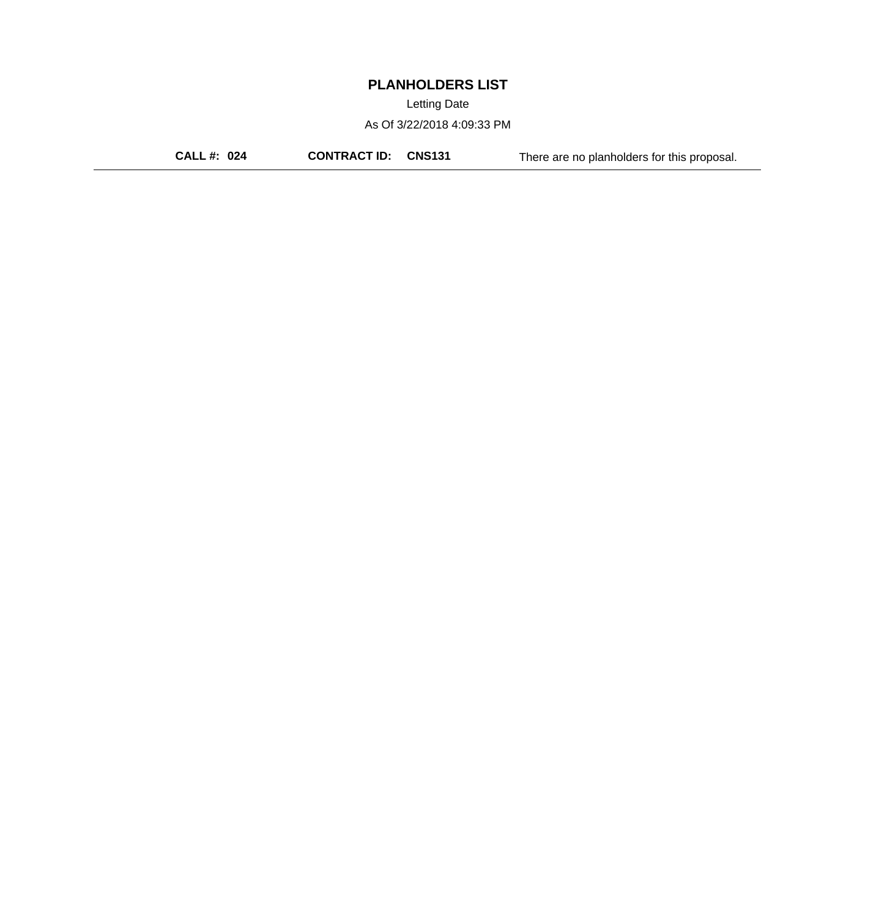# PLANHOLDERS LIST

Letting Date

As Of 3/22/2018 4:09:33 PM

**CALL #: 024** **CONTRACT ID: CNS131** There are no planholders for this proposal.

---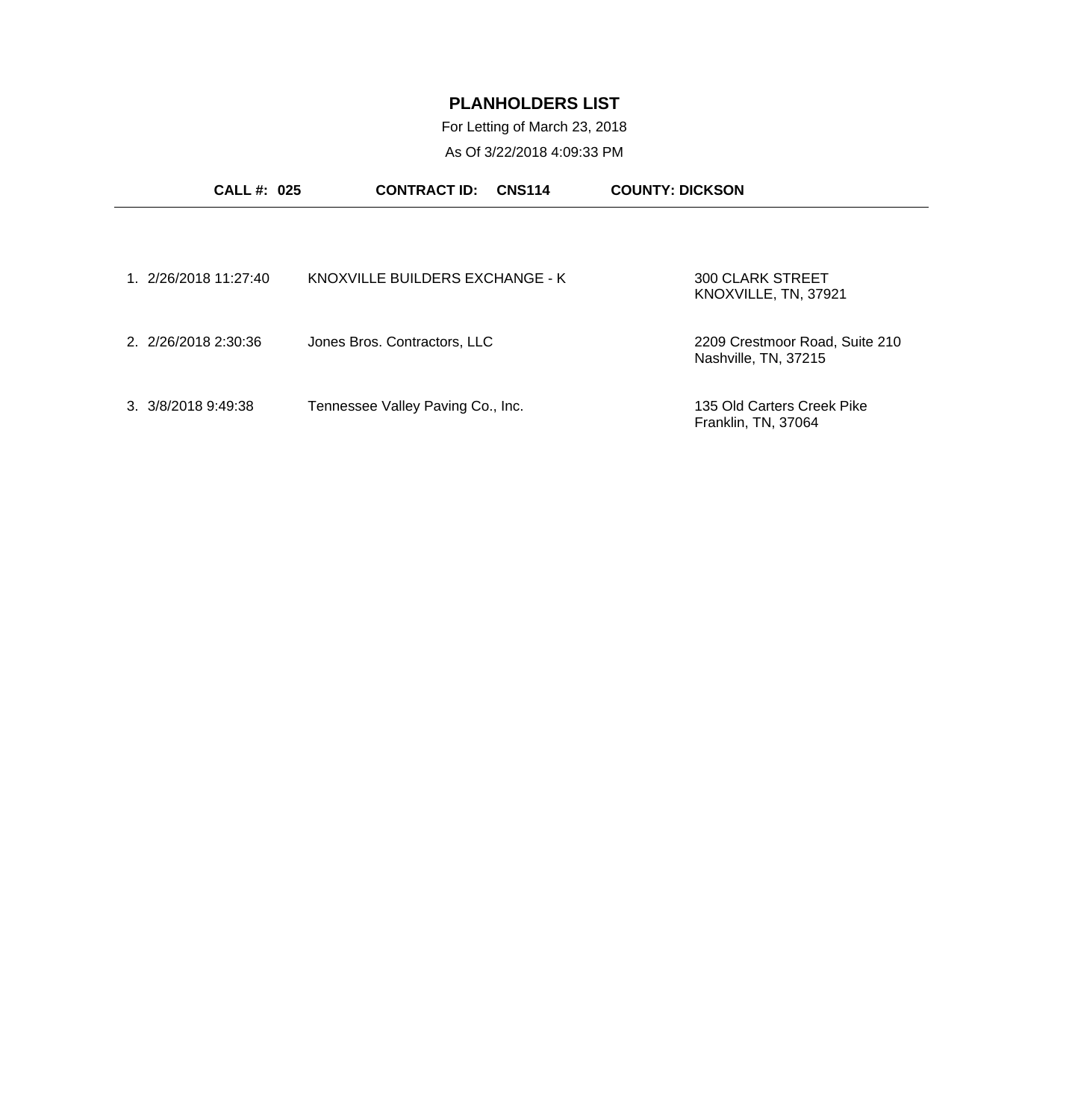# PLANHOLDERS LIST

For Letting of March 23, 2018

As Of 3/22/2018 4:09:33 PM

**CALL #: 025** **CONTRACT ID: CNS114** **COUNTY: DICKSON**

| # | Date/Time | Name | Address |
|---|---|---|---|
| 1. | 2/26/2018 11:27:40 | KNOXVILLE BUILDERS EXCHANGE - K | 300 CLARK STREET<br>KNOXVILLE, TN, 37921 |
| 2. | 2/26/2018 2:30:36 | Jones Bros. Contractors, LLC | 2209 Crestmoor Road, Suite 210<br>Nashville, TN, 37215 |
| 3. | 3/8/2018 9:49:38 | Tennessee Valley Paving Co., Inc. | 135 Old Carters Creek Pike<br>Franklin, TN, 37064 |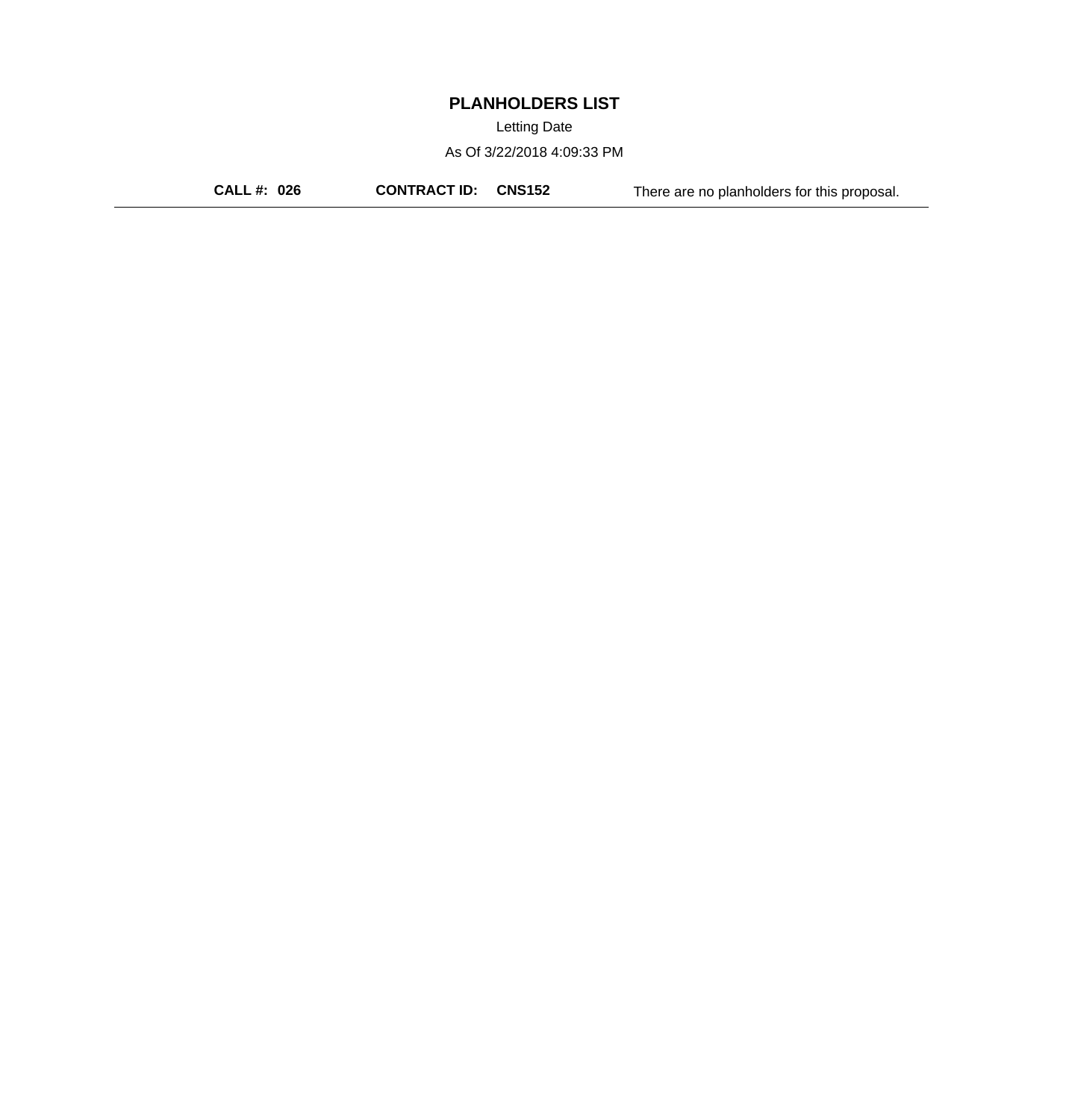# PLANHOLDERS LIST

Letting Date

As Of 3/22/2018 4:09:33 PM

**CALL #: 026** **CONTRACT ID: CNS152** There are no planholders for this proposal.

---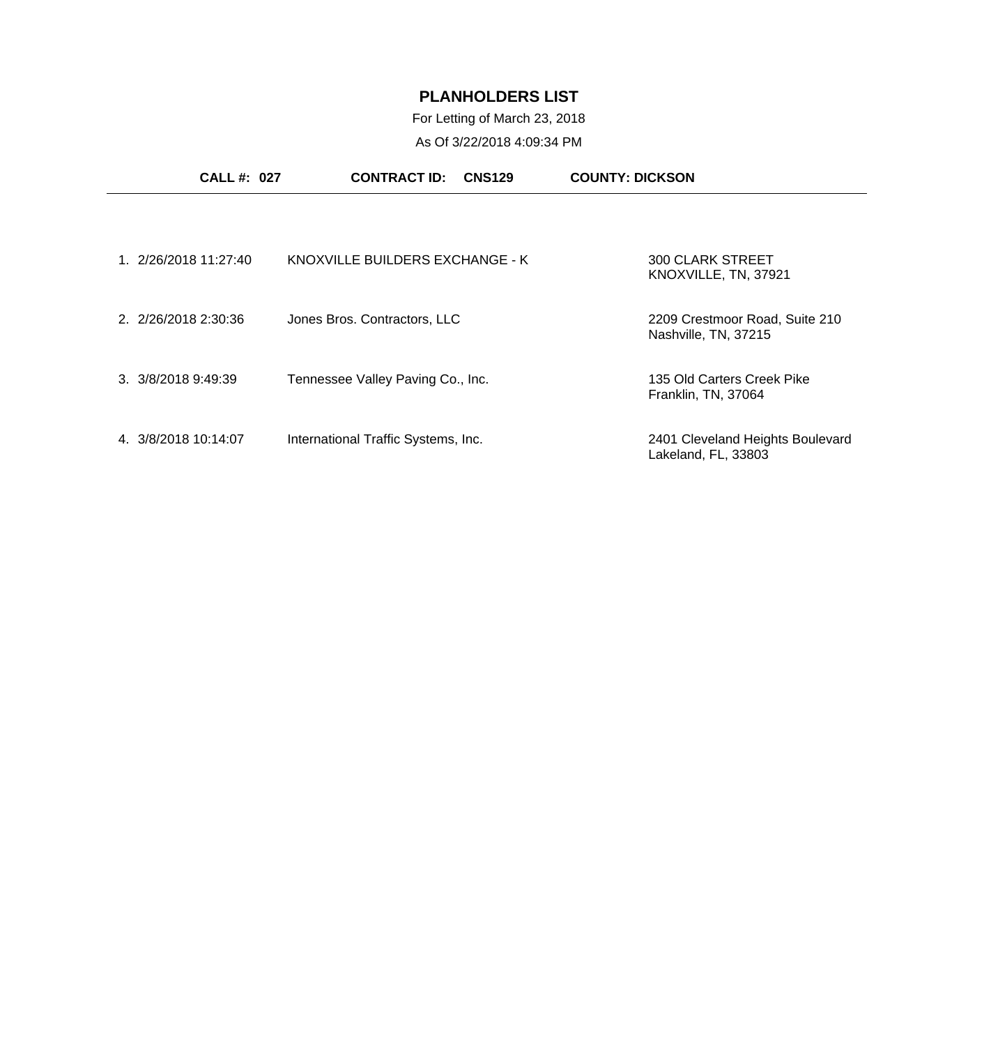# PLANHOLDERS LIST

For Letting of March 23, 2018

As Of 3/22/2018 4:09:34 PM

**CALL #: 027** **CONTRACT ID: CNS129** **COUNTY: DICKSON**

| # | Date/Time | Planholder | Address |
|---|---|---|---|
| 1. | 2/26/2018 11:27:40 | KNOXVILLE BUILDERS EXCHANGE - K | 300 CLARK STREET<br>KNOXVILLE, TN, 37921 |
| 2. | 2/26/2018 2:30:36 | Jones Bros. Contractors, LLC | 2209 Crestmoor Road, Suite 210<br>Nashville, TN, 37215 |
| 3. | 3/8/2018 9:49:39 | Tennessee Valley Paving Co., Inc. | 135 Old Carters Creek Pike<br>Franklin, TN, 37064 |
| 4. | 3/8/2018 10:14:07 | International Traffic Systems, Inc. | 2401 Cleveland Heights Boulevard<br>Lakeland, FL, 33803 |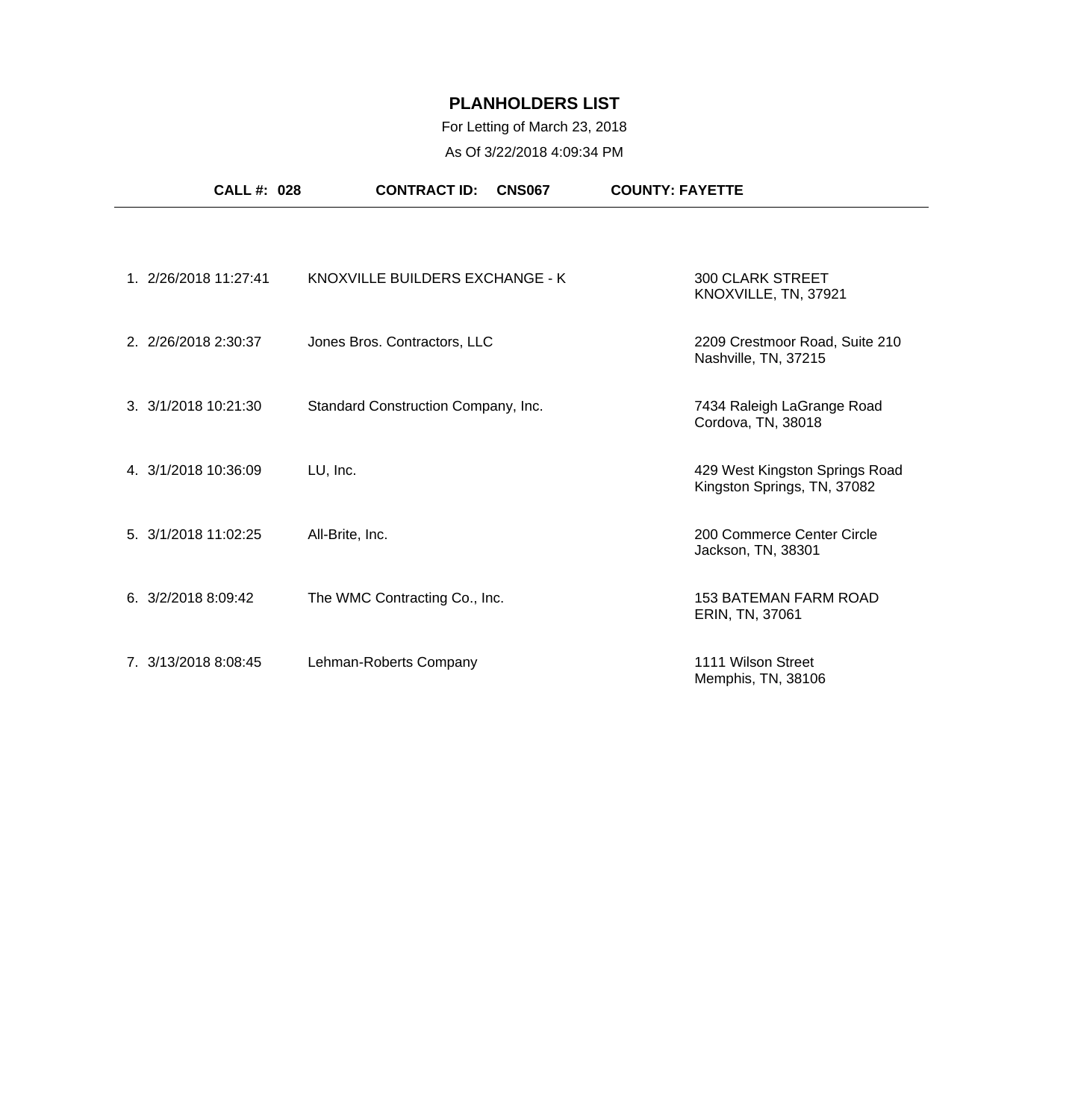# PLANHOLDERS LIST

For Letting of March 23, 2018

As Of 3/22/2018 4:09:34 PM

**CALL #: 028** **CONTRACT ID: CNS067** **COUNTY: FAYETTE**

| # | Date/Time | Name | Address |
|---|---|---|---|
| 1. | 2/26/2018 11:27:41 | KNOXVILLE BUILDERS EXCHANGE - K | 300 CLARK STREET<br>KNOXVILLE, TN, 37921 |
| 2. | 2/26/2018 2:30:37 | Jones Bros. Contractors, LLC | 2209 Crestmoor Road, Suite 210<br>Nashville, TN, 37215 |
| 3. | 3/1/2018 10:21:30 | Standard Construction Company, Inc. | 7434 Raleigh LaGrange Road<br>Cordova, TN, 38018 |
| 4. | 3/1/2018 10:36:09 | LU, Inc. | 429 West Kingston Springs Road<br>Kingston Springs, TN, 37082 |
| 5. | 3/1/2018 11:02:25 | All-Brite, Inc. | 200 Commerce Center Circle<br>Jackson, TN, 38301 |
| 6. | 3/2/2018 8:09:42 | The WMC Contracting Co., Inc. | 153 BATEMAN FARM ROAD<br>ERIN, TN, 37061 |
| 7. | 3/13/2018 8:08:45 | Lehman-Roberts Company | 1111 Wilson Street<br>Memphis, TN, 38106 |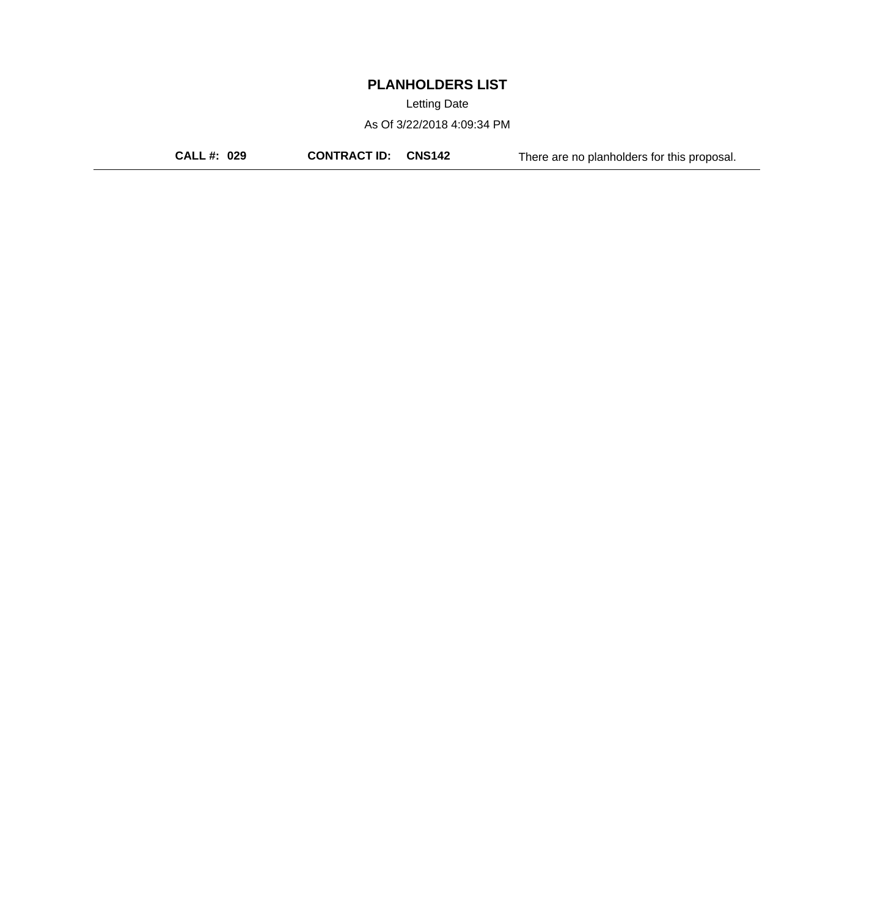# PLANHOLDERS LIST

Letting Date

As Of 3/22/2018 4:09:34 PM

**CALL #: 029** **CONTRACT ID: CNS142** There are no planholders for this proposal.

---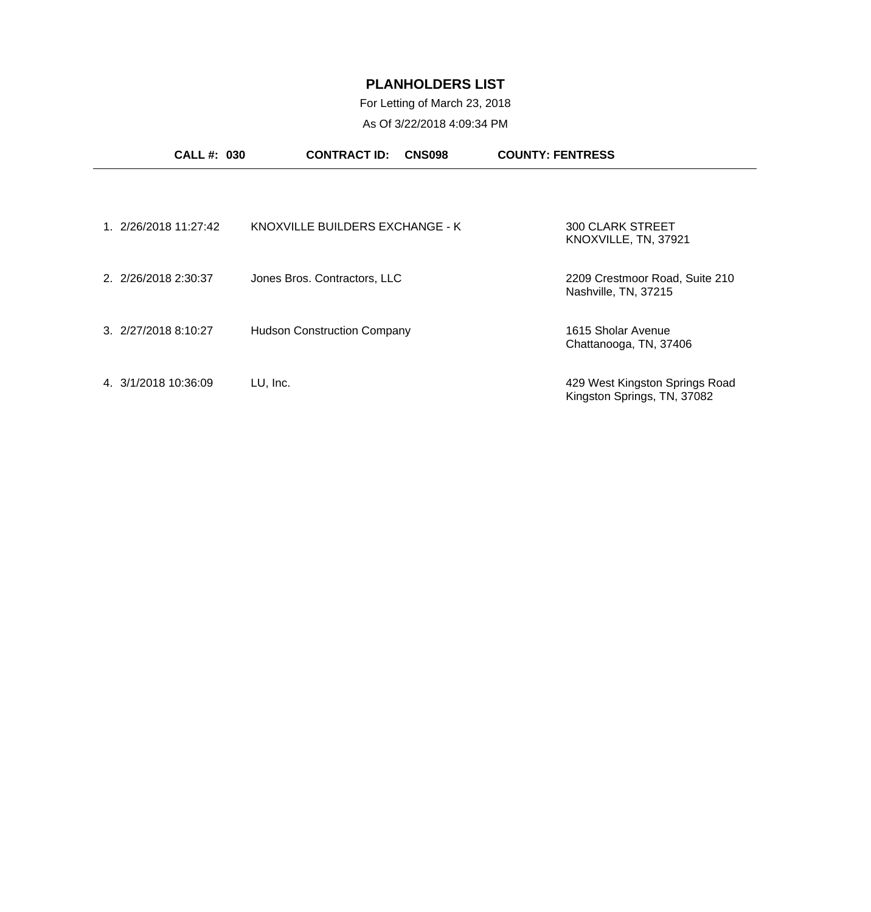# PLANHOLDERS LIST

For Letting of March 23, 2018

As Of 3/22/2018 4:09:34 PM

**CALL #: 030** **CONTRACT ID: CNS098** **COUNTY: FENTRESS**

| # | Date/Time | Name | Address |
|---|---|---|---|
| 1. | 2/26/2018 11:27:42 | KNOXVILLE BUILDERS EXCHANGE - K | 300 CLARK STREET<br>KNOXVILLE, TN, 37921 |
| 2. | 2/26/2018 2:30:37 | Jones Bros. Contractors, LLC | 2209 Crestmoor Road, Suite 210<br>Nashville, TN, 37215 |
| 3. | 2/27/2018 8:10:27 | Hudson Construction Company | 1615 Sholar Avenue<br>Chattanooga, TN, 37406 |
| 4. | 3/1/2018 10:36:09 | LU, Inc. | 429 West Kingston Springs Road<br>Kingston Springs, TN, 37082 |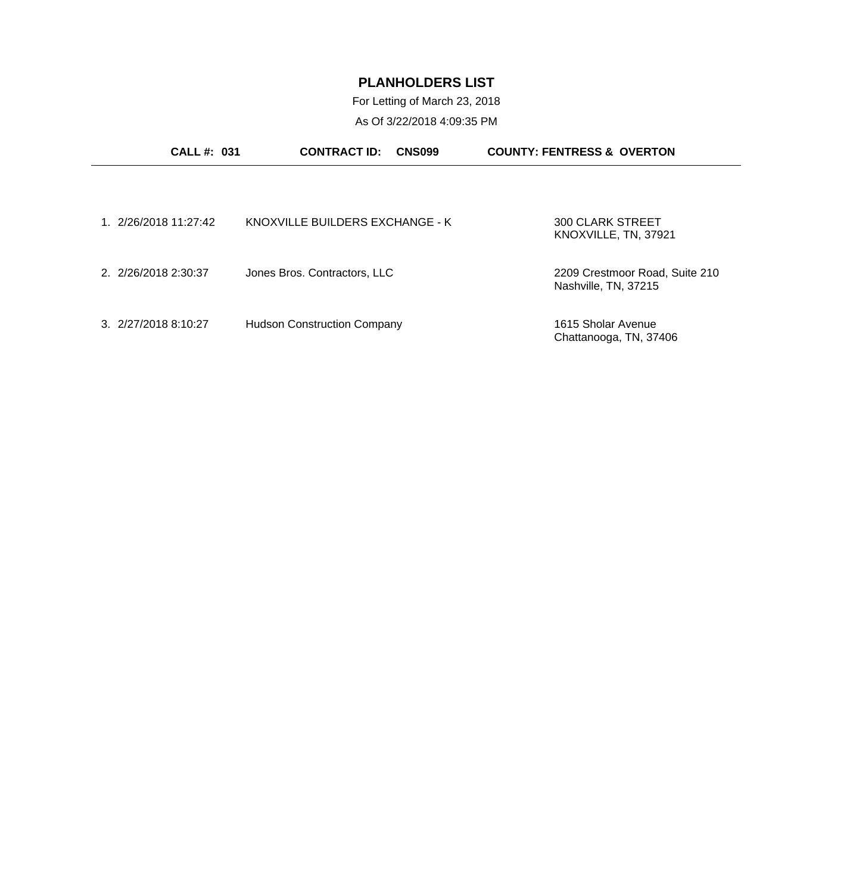# PLANHOLDERS LIST

For Letting of March 23, 2018

As Of 3/22/2018 4:09:35 PM

**CALL #: 031** **CONTRACT ID: CNS099** **COUNTY: FENTRESS & OVERTON**

| # | Date/Time | Name | Address |
|---|---|---|---|
| 1. | 2/26/2018 11:27:42 | KNOXVILLE BUILDERS EXCHANGE - K | 300 CLARK STREET<br>KNOXVILLE, TN, 37921 |
| 2. | 2/26/2018 2:30:37 | Jones Bros. Contractors, LLC | 2209 Crestmoor Road, Suite 210<br>Nashville, TN, 37215 |
| 3. | 2/27/2018 8:10:27 | Hudson Construction Company | 1615 Sholar Avenue<br>Chattanooga, TN, 37406 |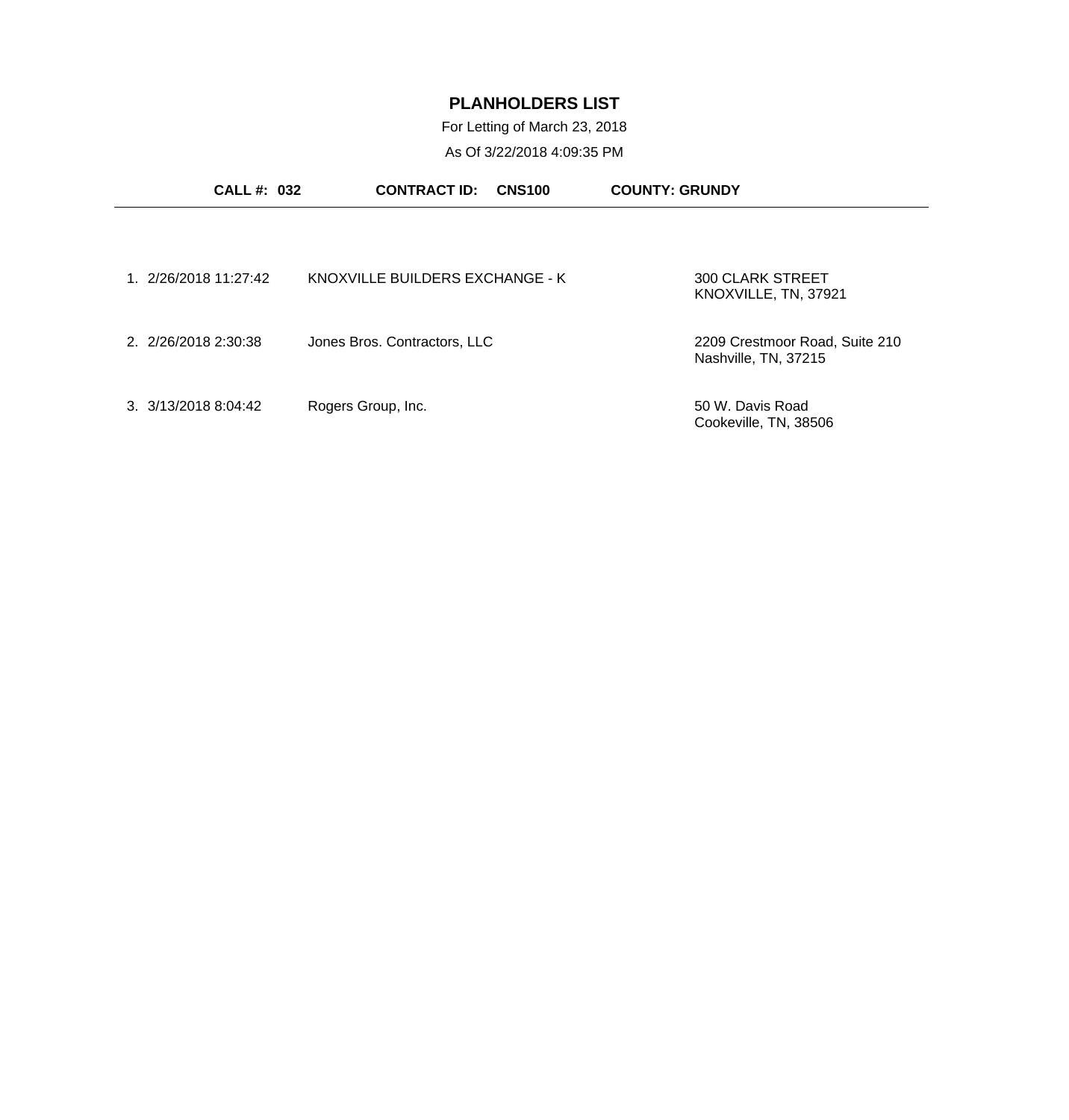# PLANHOLDERS LIST

For Letting of March 23, 2018

As Of 3/22/2018 4:09:35 PM

**CALL #: 032** **CONTRACT ID: CNS100** **COUNTY: GRUNDY**

---

| # | Date/Time | Name | Address |
|---|---|---|---|
| 1. | 2/26/2018 11:27:42 | KNOXVILLE BUILDERS EXCHANGE - K | 300 CLARK STREET<br>KNOXVILLE, TN, 37921 |
| 2. | 2/26/2018 2:30:38 | Jones Bros. Contractors, LLC | 2209 Crestmoor Road, Suite 210<br>Nashville, TN, 37215 |
| 3. | 3/13/2018 8:04:42 | Rogers Group, Inc. | 50 W. Davis Road<br>Cookeville, TN, 38506 |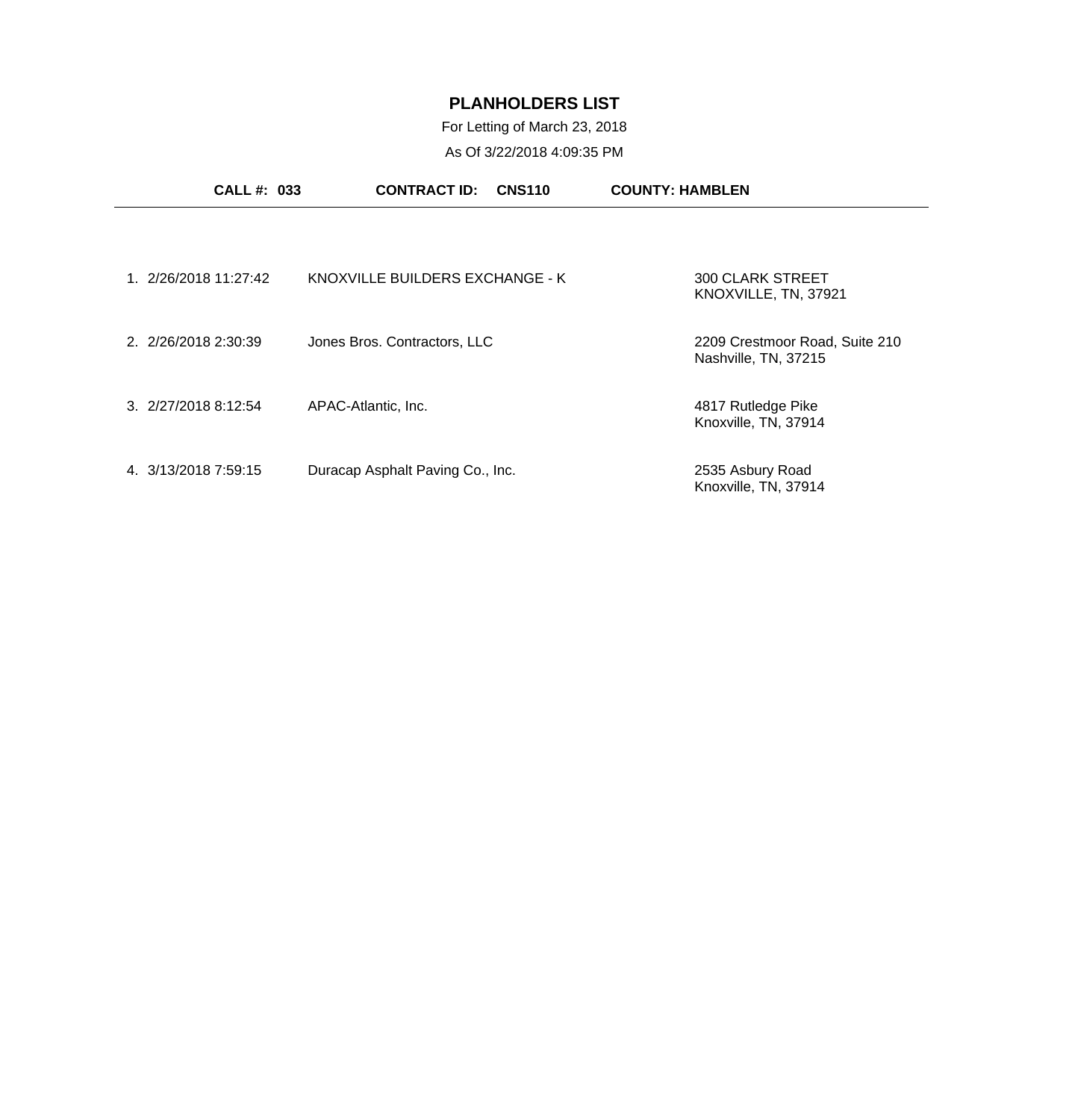# PLANHOLDERS LIST

For Letting of March 23, 2018

As Of 3/22/2018 4:09:35 PM

**CALL #: 033** **CONTRACT ID: CNS110** **COUNTY: HAMBLEN**

---

| # | Date/Time | Name | Address |
|---|---|---|---|
| 1. | 2/26/2018 11:27:42 | KNOXVILLE BUILDERS EXCHANGE - K | 300 CLARK STREET<br>KNOXVILLE, TN, 37921 |
| 2. | 2/26/2018 2:30:39 | Jones Bros. Contractors, LLC | 2209 Crestmoor Road, Suite 210<br>Nashville, TN, 37215 |
| 3. | 2/27/2018 8:12:54 | APAC-Atlantic, Inc. | 4817 Rutledge Pike<br>Knoxville, TN, 37914 |
| 4. | 3/13/2018 7:59:15 | Duracap Asphalt Paving Co., Inc. | 2535 Asbury Road<br>Knoxville, TN, 37914 |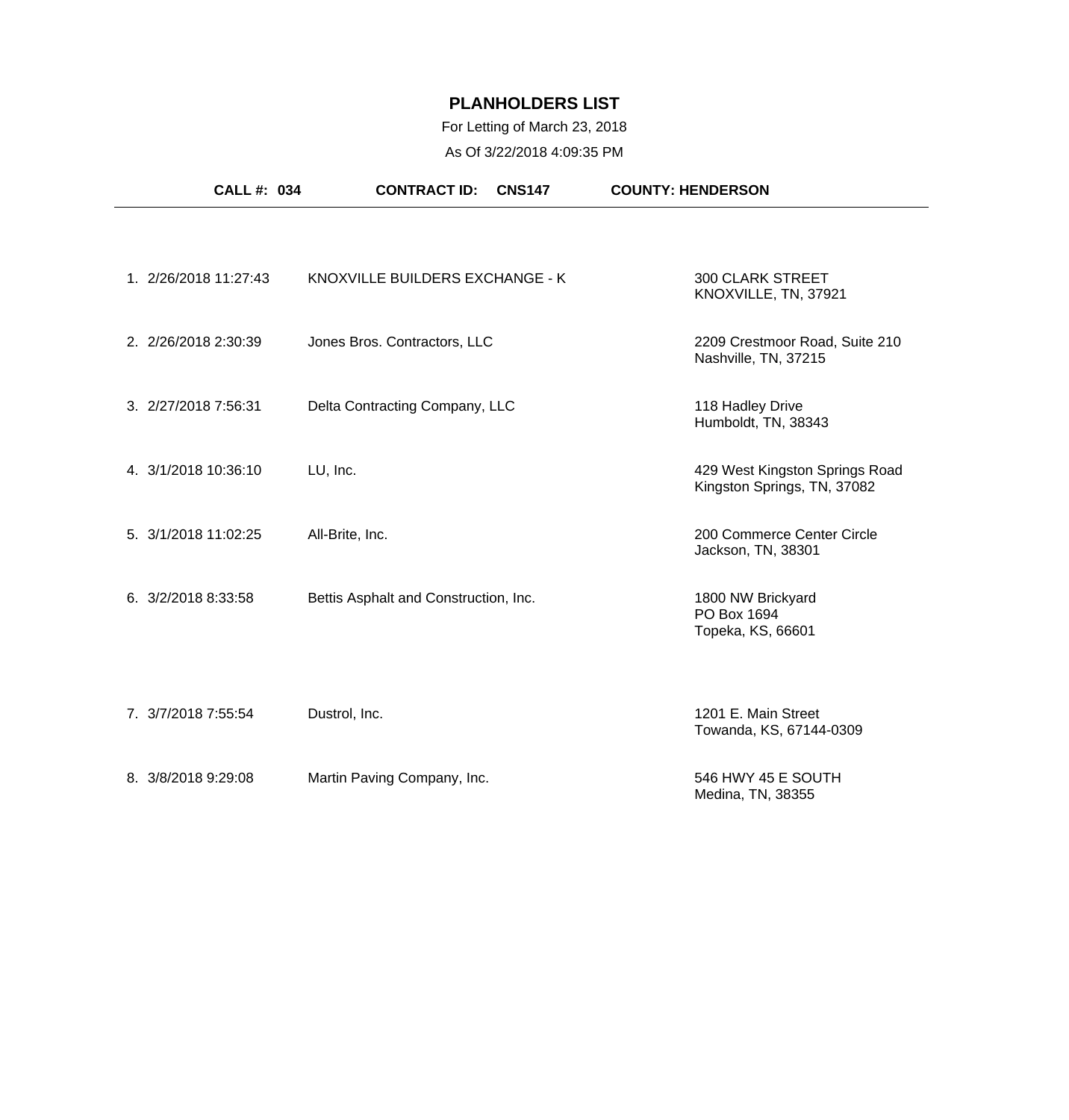# PLANHOLDERS LIST

For Letting of March 23, 2018

As Of 3/22/2018 4:09:35 PM

**CALL #: 034** | **CONTRACT ID: CNS147** | **COUNTY: HENDERSON**

| # | Date/Time | Name | Address |
|---|---|---|---|
| 1. | 2/26/2018 11:27:43 | KNOXVILLE BUILDERS EXCHANGE - K | 300 CLARK STREET<br>KNOXVILLE, TN, 37921 |
| 2. | 2/26/2018 2:30:39 | Jones Bros. Contractors, LLC | 2209 Crestmoor Road, Suite 210<br>Nashville, TN, 37215 |
| 3. | 2/27/2018 7:56:31 | Delta Contracting Company, LLC | 118 Hadley Drive<br>Humboldt, TN, 38343 |
| 4. | 3/1/2018 10:36:10 | LU, Inc. | 429 West Kingston Springs Road<br>Kingston Springs, TN, 37082 |
| 5. | 3/1/2018 11:02:25 | All-Brite, Inc. | 200 Commerce Center Circle<br>Jackson, TN, 38301 |
| 6. | 3/2/2018 8:33:58 | Bettis Asphalt and Construction, Inc. | 1800 NW Brickyard<br>PO Box 1694<br>Topeka, KS, 66601 |
| 7. | 3/7/2018 7:55:54 | Dustrol, Inc. | 1201 E. Main Street<br>Towanda, KS, 67144-0309 |
| 8. | 3/8/2018 9:29:08 | Martin Paving Company, Inc. | 546 HWY 45 E SOUTH<br>Medina, TN, 38355 |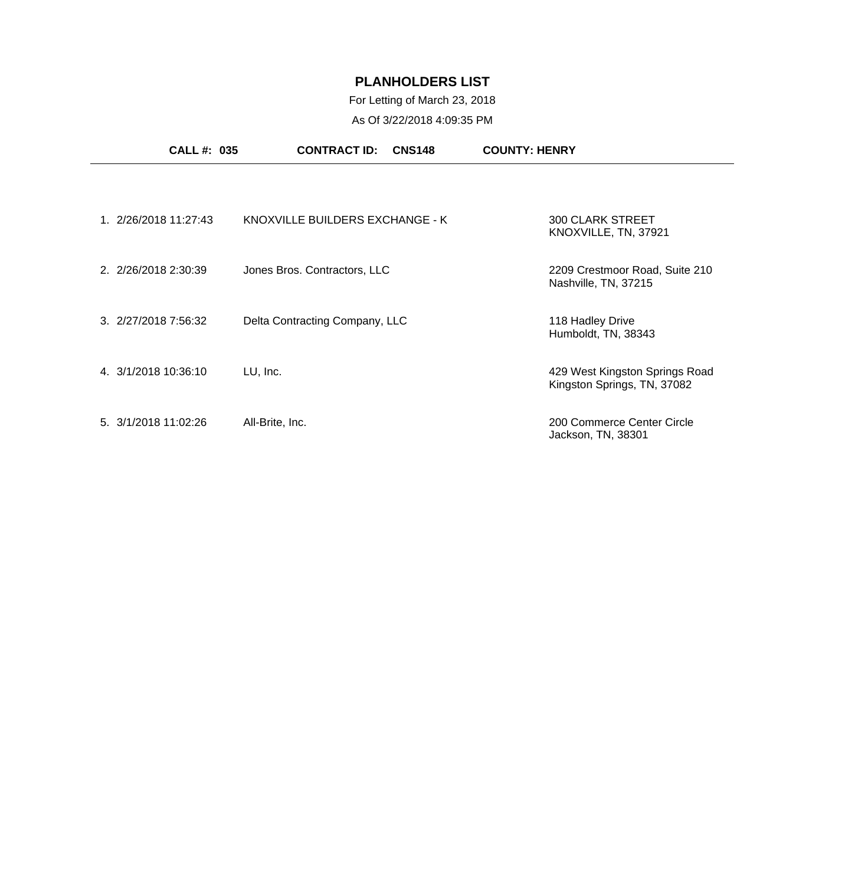# PLANHOLDERS LIST

For Letting of March 23, 2018

As Of 3/22/2018 4:09:35 PM

**CALL #: 035** **CONTRACT ID: CNS148** **COUNTY: HENRY**

---

| # | Date/Time | Planholder | Address |
|---|---|---|---|
| 1. | 2/26/2018 11:27:43 | KNOXVILLE BUILDERS EXCHANGE - K | 300 CLARK STREET<br>KNOXVILLE, TN, 37921 |
| 2. | 2/26/2018 2:30:39 | Jones Bros. Contractors, LLC | 2209 Crestmoor Road, Suite 210<br>Nashville, TN, 37215 |
| 3. | 2/27/2018 7:56:32 | Delta Contracting Company, LLC | 118 Hadley Drive<br>Humboldt, TN, 38343 |
| 4. | 3/1/2018 10:36:10 | LU, Inc. | 429 West Kingston Springs Road<br>Kingston Springs, TN, 37082 |
| 5. | 3/1/2018 11:02:26 | All-Brite, Inc. | 200 Commerce Center Circle<br>Jackson, TN, 38301 |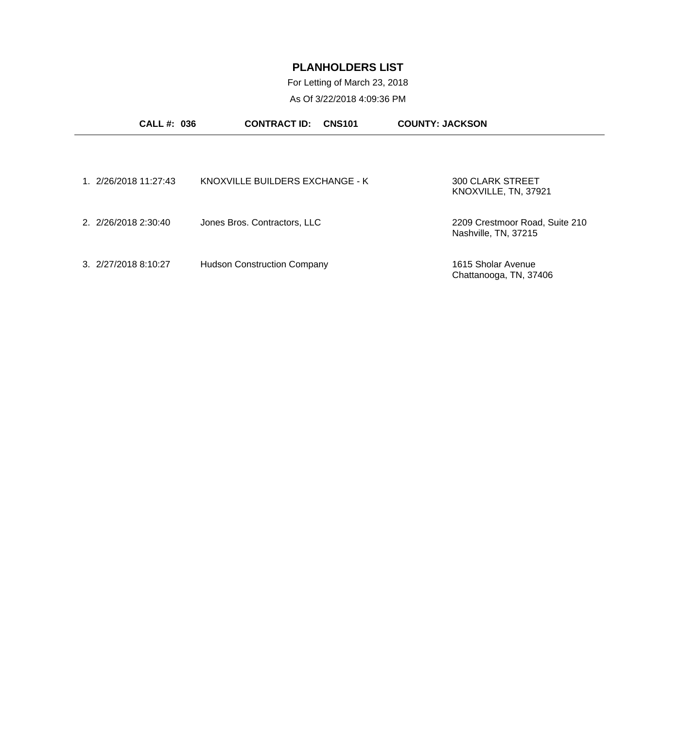# PLANHOLDERS LIST

For Letting of March 23, 2018

As Of 3/22/2018 4:09:36 PM

**CALL #: 036** **CONTRACT ID: CNS101** **COUNTY: JACKSON**

| # | Date/Time | Name | Address |
|---|---|---|---|
| 1. | 2/26/2018 11:27:43 | KNOXVILLE BUILDERS EXCHANGE - K | 300 CLARK STREET<br>KNOXVILLE, TN, 37921 |
| 2. | 2/26/2018 2:30:40 | Jones Bros. Contractors, LLC | 2209 Crestmoor Road, Suite 210<br>Nashville, TN, 37215 |
| 3. | 2/27/2018 8:10:27 | Hudson Construction Company | 1615 Sholar Avenue<br>Chattanooga, TN, 37406 |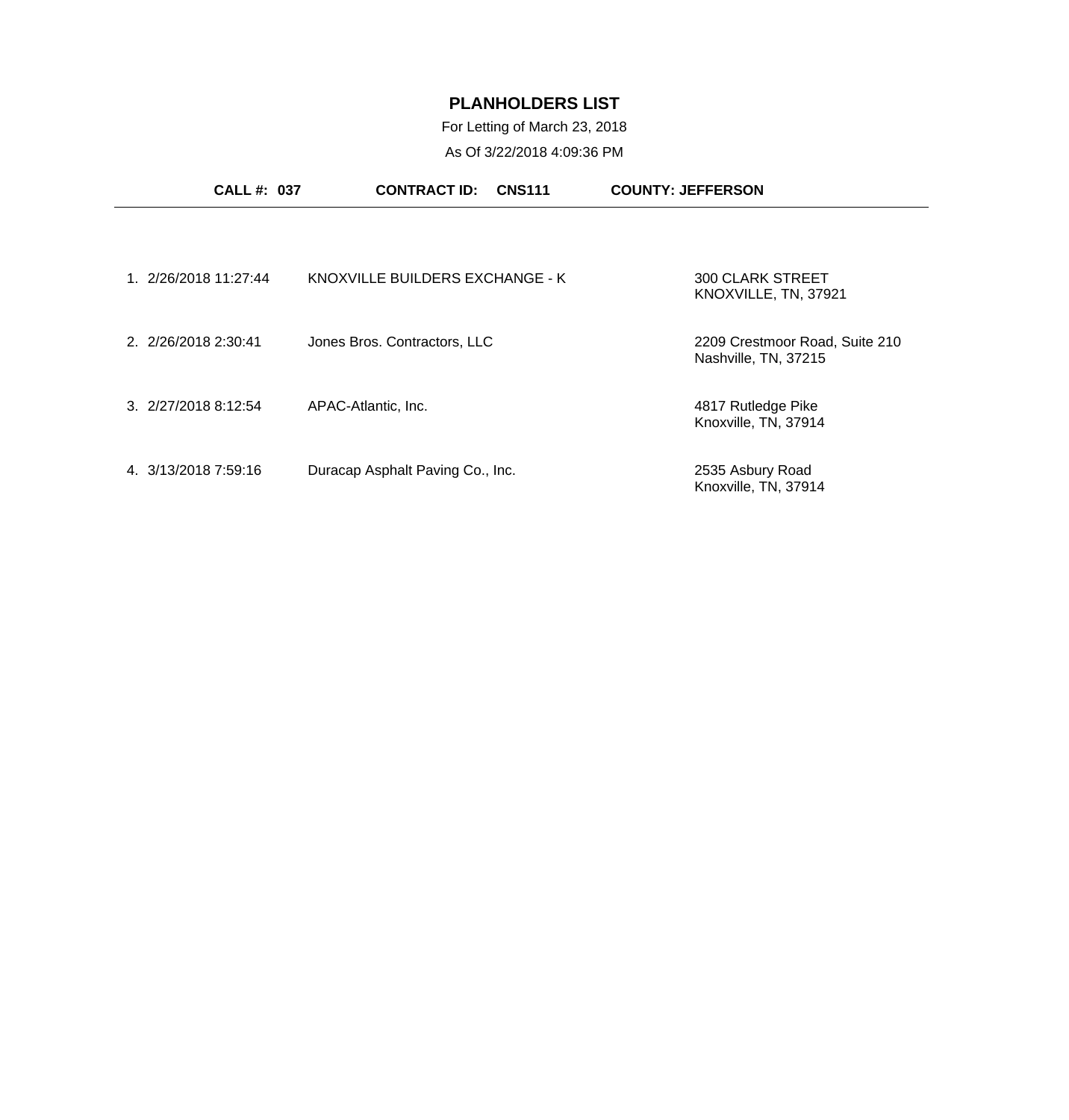# PLANHOLDERS LIST

For Letting of March 23, 2018

As Of 3/22/2018 4:09:36 PM

**CALL #: 037** **CONTRACT ID: CNS111** **COUNTY: JEFFERSON**

| # | Date/Time | Name | Address |
|---|---|---|---|
| 1. | 2/26/2018 11:27:44 | KNOXVILLE BUILDERS EXCHANGE - K | 300 CLARK STREET<br>KNOXVILLE, TN, 37921 |
| 2. | 2/26/2018 2:30:41 | Jones Bros. Contractors, LLC | 2209 Crestmoor Road, Suite 210<br>Nashville, TN, 37215 |
| 3. | 2/27/2018 8:12:54 | APAC-Atlantic, Inc. | 4817 Rutledge Pike<br>Knoxville, TN, 37914 |
| 4. | 3/13/2018 7:59:16 | Duracap Asphalt Paving Co., Inc. | 2535 Asbury Road<br>Knoxville, TN, 37914 |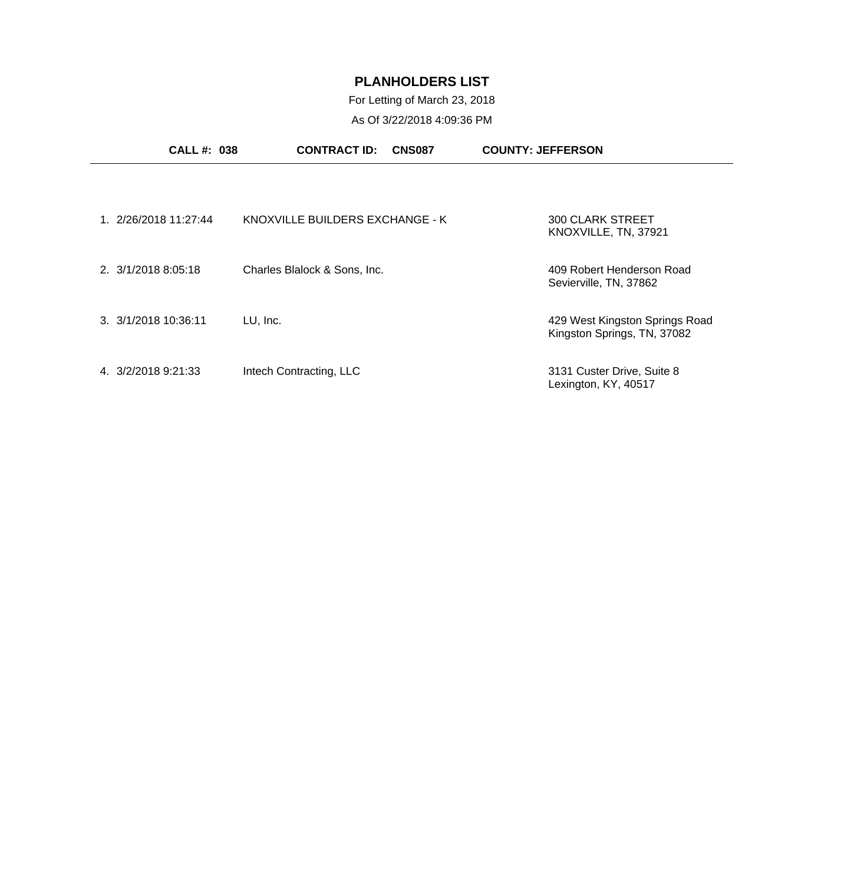# PLANHOLDERS LIST

For Letting of March 23, 2018

As Of 3/22/2018 4:09:36 PM

**CALL #: 038** **CONTRACT ID: CNS087** **COUNTY: JEFFERSON**

| # | Date/Time | Name | Address |
|---|---|---|---|
| 1. | 2/26/2018 11:27:44 | KNOXVILLE BUILDERS EXCHANGE - K | 300 CLARK STREET<br>KNOXVILLE, TN, 37921 |
| 2. | 3/1/2018 8:05:18 | Charles Blalock & Sons, Inc. | 409 Robert Henderson Road<br>Sevierville, TN, 37862 |
| 3. | 3/1/2018 10:36:11 | LU, Inc. | 429 West Kingston Springs Road<br>Kingston Springs, TN, 37082 |
| 4. | 3/2/2018 9:21:33 | Intech Contracting, LLC | 3131 Custer Drive, Suite 8<br>Lexington, KY, 40517 |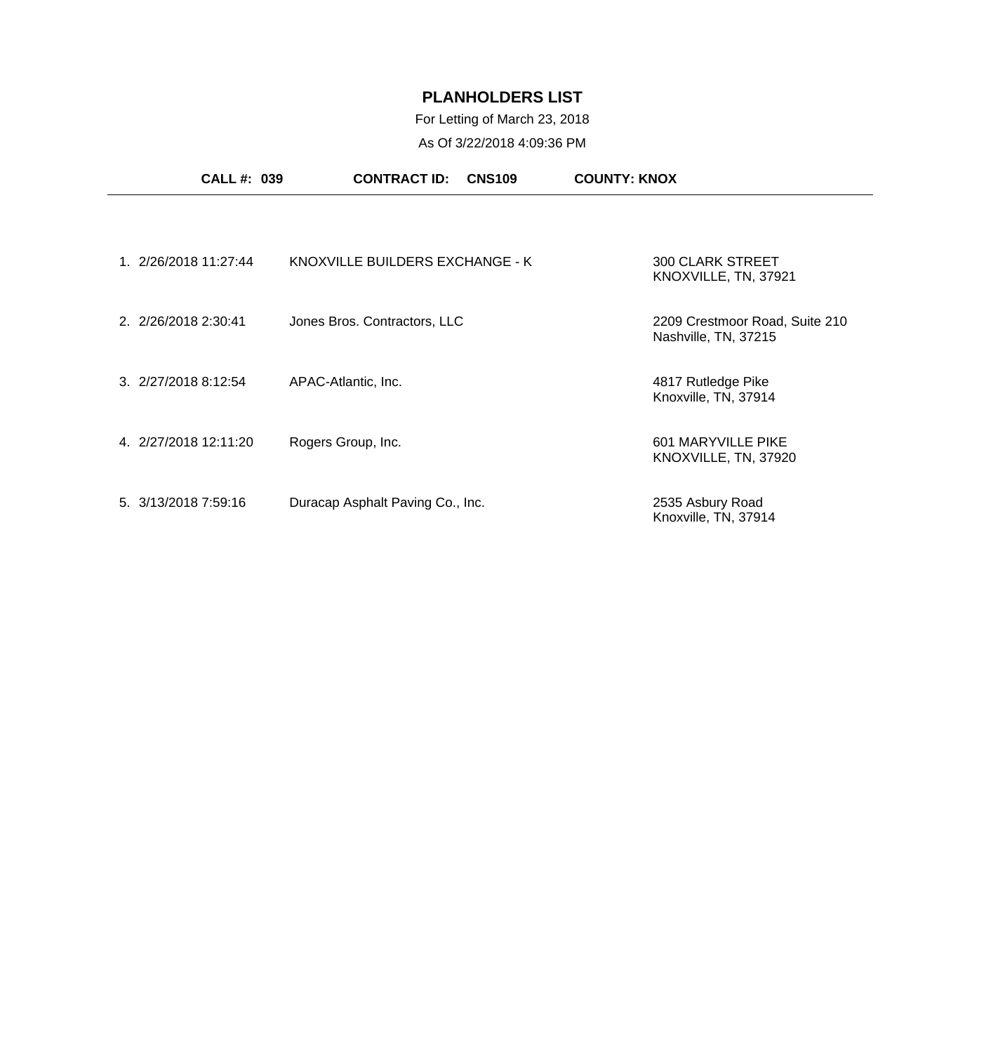# PLANHOLDERS LIST

For Letting of March 23, 2018

As Of 3/22/2018 4:09:36 PM

**CALL #: 039** **CONTRACT ID: CNS109** **COUNTY: KNOX**

| # | Date/Time | Planholder | Address |
|---|---|---|---|
| 1. | 2/26/2018 11:27:44 | KNOXVILLE BUILDERS EXCHANGE - K | 300 CLARK STREET<br>KNOXVILLE, TN, 37921 |
| 2. | 2/26/2018 2:30:41 | Jones Bros. Contractors, LLC | 2209 Crestmoor Road, Suite 210<br>Nashville, TN, 37215 |
| 3. | 2/27/2018 8:12:54 | APAC-Atlantic, Inc. | 4817 Rutledge Pike<br>Knoxville, TN, 37914 |
| 4. | 2/27/2018 12:11:20 | Rogers Group, Inc. | 601 MARYVILLE PIKE<br>KNOXVILLE, TN, 37920 |
| 5. | 3/13/2018 7:59:16 | Duracap Asphalt Paving Co., Inc. | 2535 Asbury Road<br>Knoxville, TN, 37914 |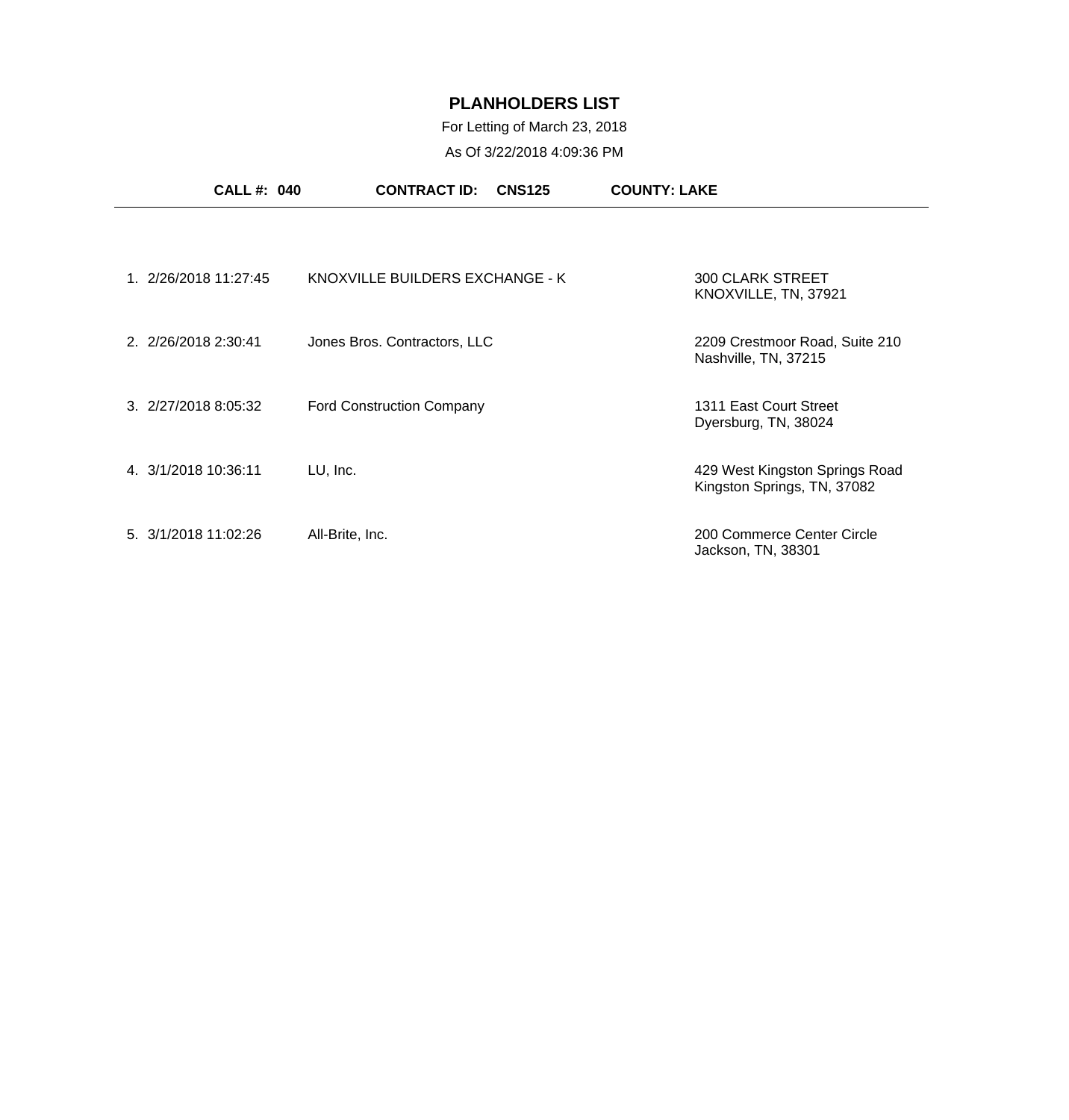# PLANHOLDERS LIST

For Letting of March 23, 2018

As Of 3/22/2018 4:09:36 PM

**CALL #: 040** **CONTRACT ID: CNS125** **COUNTY: LAKE**

---

| # | Date/Time | Planholder | Address |
|---|---|---|---|
| 1. | 2/26/2018 11:27:45 | KNOXVILLE BUILDERS EXCHANGE - K | 300 CLARK STREET<br>KNOXVILLE, TN, 37921 |
| 2. | 2/26/2018 2:30:41 | Jones Bros. Contractors, LLC | 2209 Crestmoor Road, Suite 210<br>Nashville, TN, 37215 |
| 3. | 2/27/2018 8:05:32 | Ford Construction Company | 1311 East Court Street<br>Dyersburg, TN, 38024 |
| 4. | 3/1/2018 10:36:11 | LU, Inc. | 429 West Kingston Springs Road<br>Kingston Springs, TN, 37082 |
| 5. | 3/1/2018 11:02:26 | All-Brite, Inc. | 200 Commerce Center Circle<br>Jackson, TN, 38301 |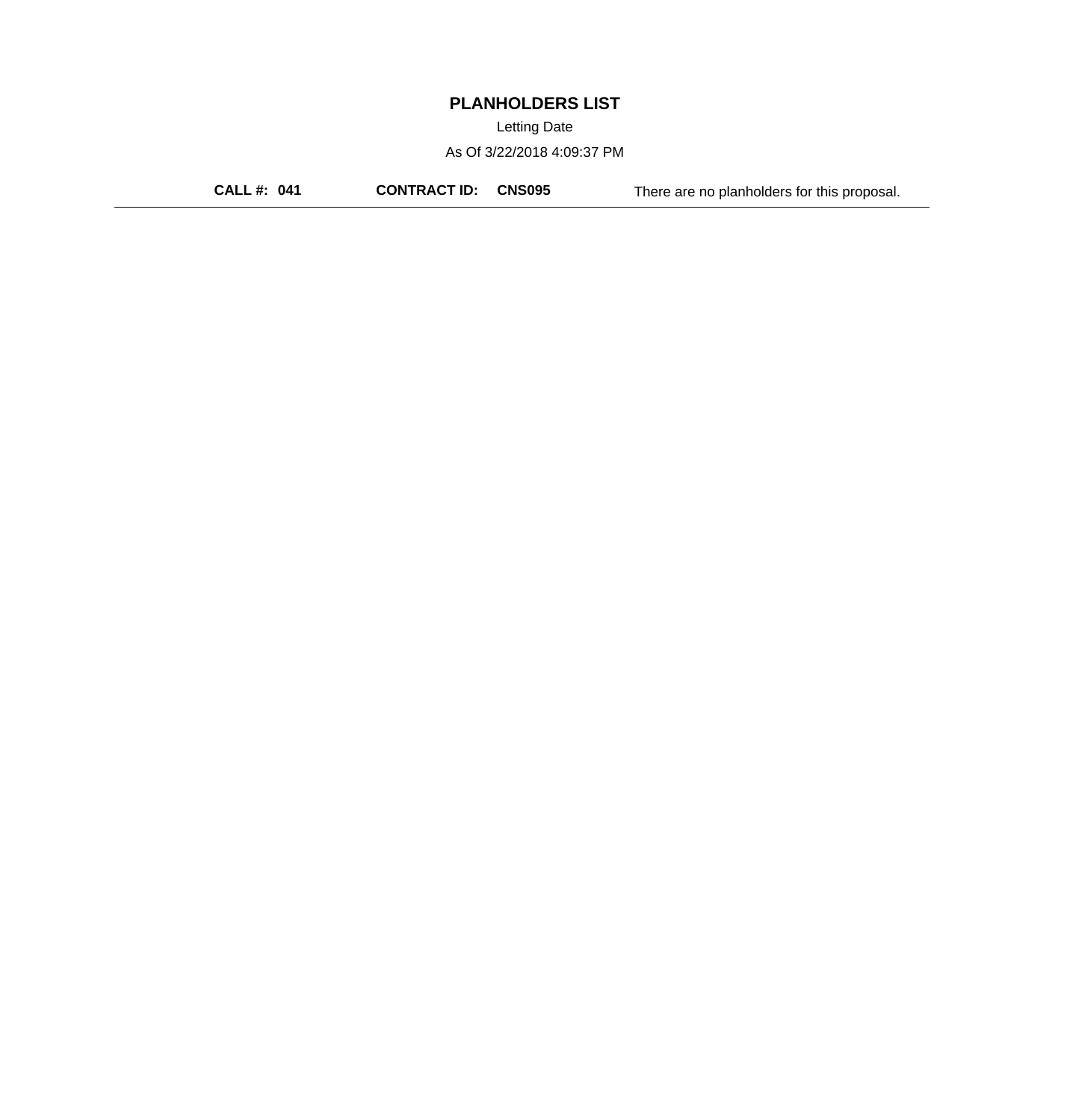# PLANHOLDERS LIST

Letting Date

As Of 3/22/2018 4:09:37 PM

**CALL #: 041** **CONTRACT ID: CNS095** There are no planholders for this proposal.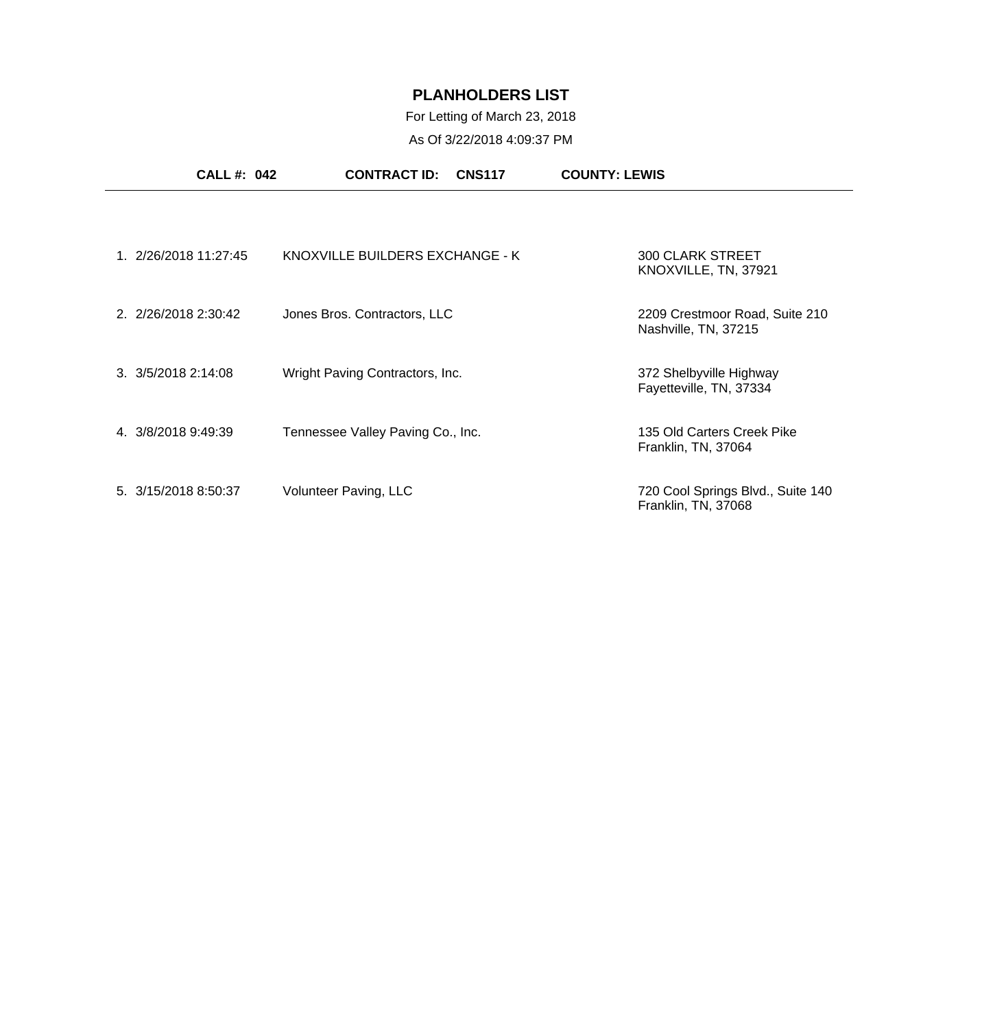# PLANHOLDERS LIST

For Letting of March 23, 2018

As Of 3/22/2018 4:09:37 PM

**CALL #: 042** **CONTRACT ID: CNS117** **COUNTY: LEWIS**

| # | Date/Time | Planholder | Address |
|---|---|---|---|
| 1. | 2/26/2018 11:27:45 | KNOXVILLE BUILDERS EXCHANGE - K | 300 CLARK STREET<br>KNOXVILLE, TN, 37921 |
| 2. | 2/26/2018 2:30:42 | Jones Bros. Contractors, LLC | 2209 Crestmoor Road, Suite 210<br>Nashville, TN, 37215 |
| 3. | 3/5/2018 2:14:08 | Wright Paving Contractors, Inc. | 372 Shelbyville Highway<br>Fayetteville, TN, 37334 |
| 4. | 3/8/2018 9:49:39 | Tennessee Valley Paving Co., Inc. | 135 Old Carters Creek Pike<br>Franklin, TN, 37064 |
| 5. | 3/15/2018 8:50:37 | Volunteer Paving, LLC | 720 Cool Springs Blvd., Suite 140<br>Franklin, TN, 37068 |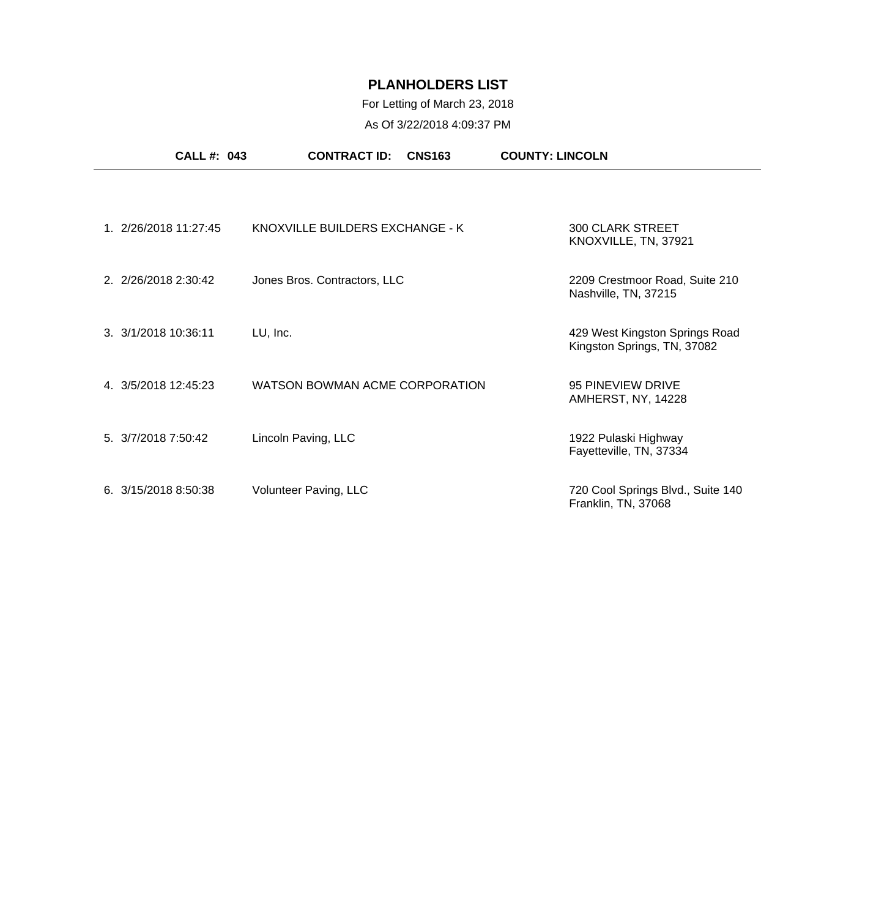# PLANHOLDERS LIST

For Letting of March 23, 2018

As Of 3/22/2018 4:09:37 PM

**CALL #: 043** **CONTRACT ID: CNS163** **COUNTY: LINCOLN**

| # | Date/Time | Planholder | Address |
|---|---|---|---|
| 1. | 2/26/2018 11:27:45 | KNOXVILLE BUILDERS EXCHANGE - K | 300 CLARK STREET<br>KNOXVILLE, TN, 37921 |
| 2. | 2/26/2018 2:30:42 | Jones Bros. Contractors, LLC | 2209 Crestmoor Road, Suite 210<br>Nashville, TN, 37215 |
| 3. | 3/1/2018 10:36:11 | LU, Inc. | 429 West Kingston Springs Road<br>Kingston Springs, TN, 37082 |
| 4. | 3/5/2018 12:45:23 | WATSON BOWMAN ACME CORPORATION | 95 PINEVIEW DRIVE<br>AMHERST, NY, 14228 |
| 5. | 3/7/2018 7:50:42 | Lincoln Paving, LLC | 1922 Pulaski Highway<br>Fayetteville, TN, 37334 |
| 6. | 3/15/2018 8:50:38 | Volunteer Paving, LLC | 720 Cool Springs Blvd., Suite 140<br>Franklin, TN, 37068 |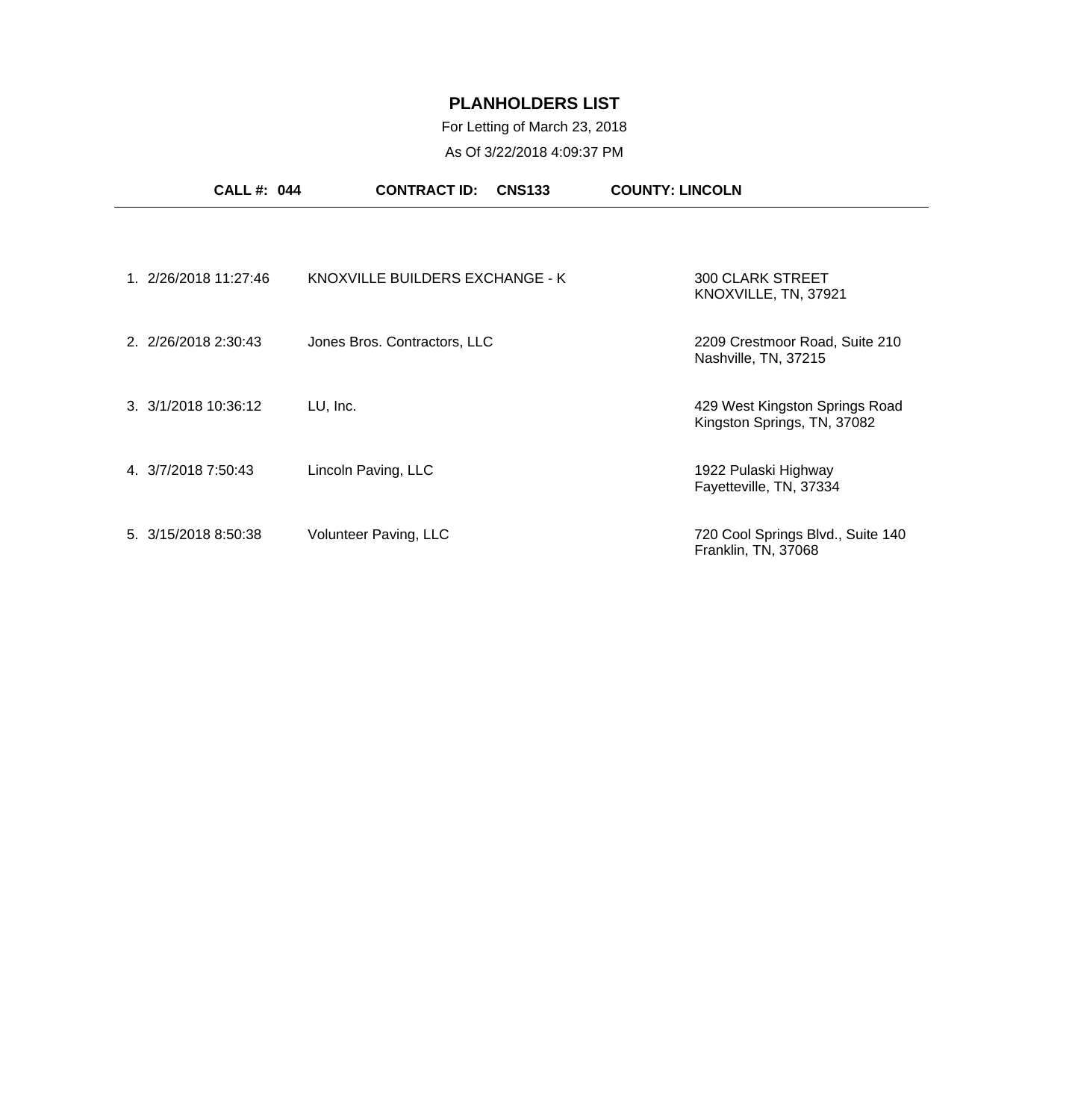# PLANHOLDERS LIST

For Letting of March 23, 2018

As Of 3/22/2018 4:09:37 PM

**CALL #: 044** **CONTRACT ID: CNS133** **COUNTY: LINCOLN**

| # | Date/Time | Name | Address |
|---|---|---|---|
| 1. | 2/26/2018 11:27:46 | KNOXVILLE BUILDERS EXCHANGE - K | 300 CLARK STREET<br>KNOXVILLE, TN, 37921 |
| 2. | 2/26/2018 2:30:43 | Jones Bros. Contractors, LLC | 2209 Crestmoor Road, Suite 210<br>Nashville, TN, 37215 |
| 3. | 3/1/2018 10:36:12 | LU, Inc. | 429 West Kingston Springs Road<br>Kingston Springs, TN, 37082 |
| 4. | 3/7/2018 7:50:43 | Lincoln Paving, LLC | 1922 Pulaski Highway<br>Fayetteville, TN, 37334 |
| 5. | 3/15/2018 8:50:38 | Volunteer Paving, LLC | 720 Cool Springs Blvd., Suite 140<br>Franklin, TN, 37068 |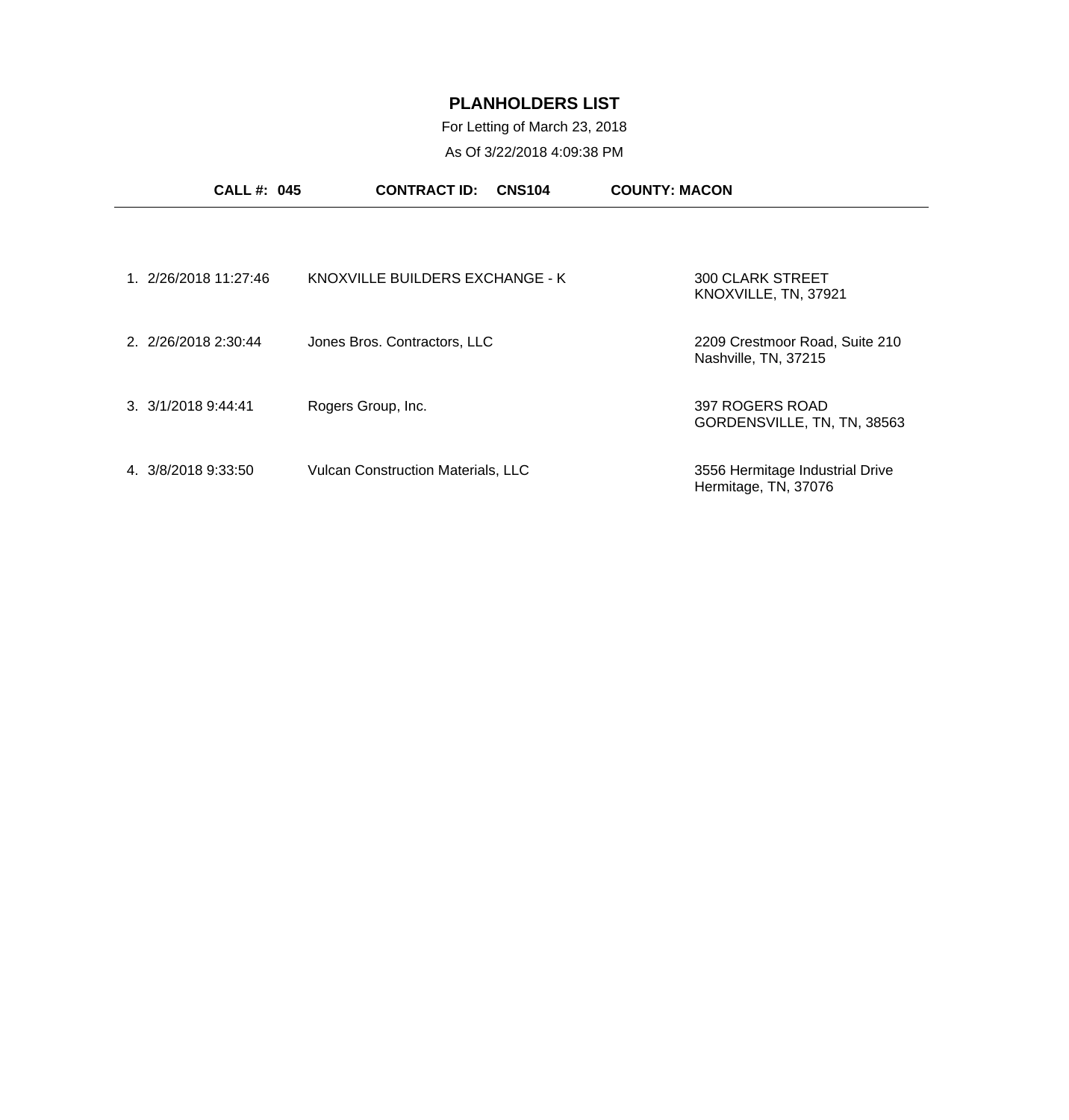# PLANHOLDERS LIST

For Letting of March 23, 2018

As Of 3/22/2018 4:09:38 PM

**CALL #: 045** **CONTRACT ID: CNS104** **COUNTY: MACON**

| # | Date/Time | Planholder | Address |
|---|---|---|---|
| 1. | 2/26/2018 11:27:46 | KNOXVILLE BUILDERS EXCHANGE - K | 300 CLARK STREET<br>KNOXVILLE, TN, 37921 |
| 2. | 2/26/2018 2:30:44 | Jones Bros. Contractors, LLC | 2209 Crestmoor Road, Suite 210<br>Nashville, TN, 37215 |
| 3. | 3/1/2018 9:44:41 | Rogers Group, Inc. | 397 ROGERS ROAD<br>GORDENSVILLE, TN, TN, 38563 |
| 4. | 3/8/2018 9:33:50 | Vulcan Construction Materials, LLC | 3556 Hermitage Industrial Drive<br>Hermitage, TN, 37076 |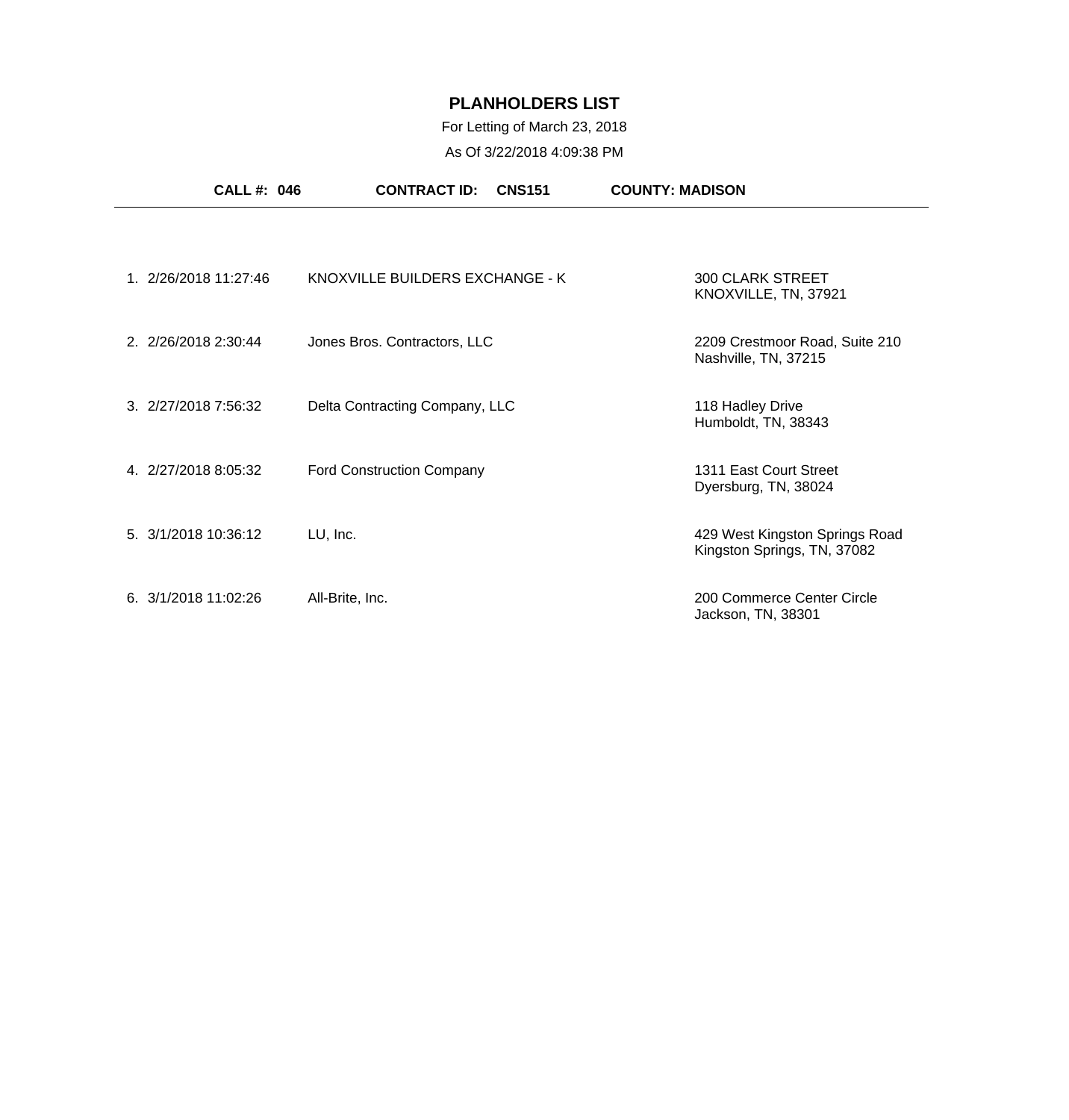# PLANHOLDERS LIST

For Letting of March 23, 2018

As Of 3/22/2018 4:09:38 PM

**CALL #: 046** **CONTRACT ID: CNS151** **COUNTY: MADISON**

| # | Date/Time | Name | Address |
|---|---|---|---|
| 1. | 2/26/2018 11:27:46 | KNOXVILLE BUILDERS EXCHANGE - K | 300 CLARK STREET<br>KNOXVILLE, TN, 37921 |
| 2. | 2/26/2018 2:30:44 | Jones Bros. Contractors, LLC | 2209 Crestmoor Road, Suite 210<br>Nashville, TN, 37215 |
| 3. | 2/27/2018 7:56:32 | Delta Contracting Company, LLC | 118 Hadley Drive<br>Humboldt, TN, 38343 |
| 4. | 2/27/2018 8:05:32 | Ford Construction Company | 1311 East Court Street<br>Dyersburg, TN, 38024 |
| 5. | 3/1/2018 10:36:12 | LU, Inc. | 429 West Kingston Springs Road<br>Kingston Springs, TN, 37082 |
| 6. | 3/1/2018 11:02:26 | All-Brite, Inc. | 200 Commerce Center Circle<br>Jackson, TN, 38301 |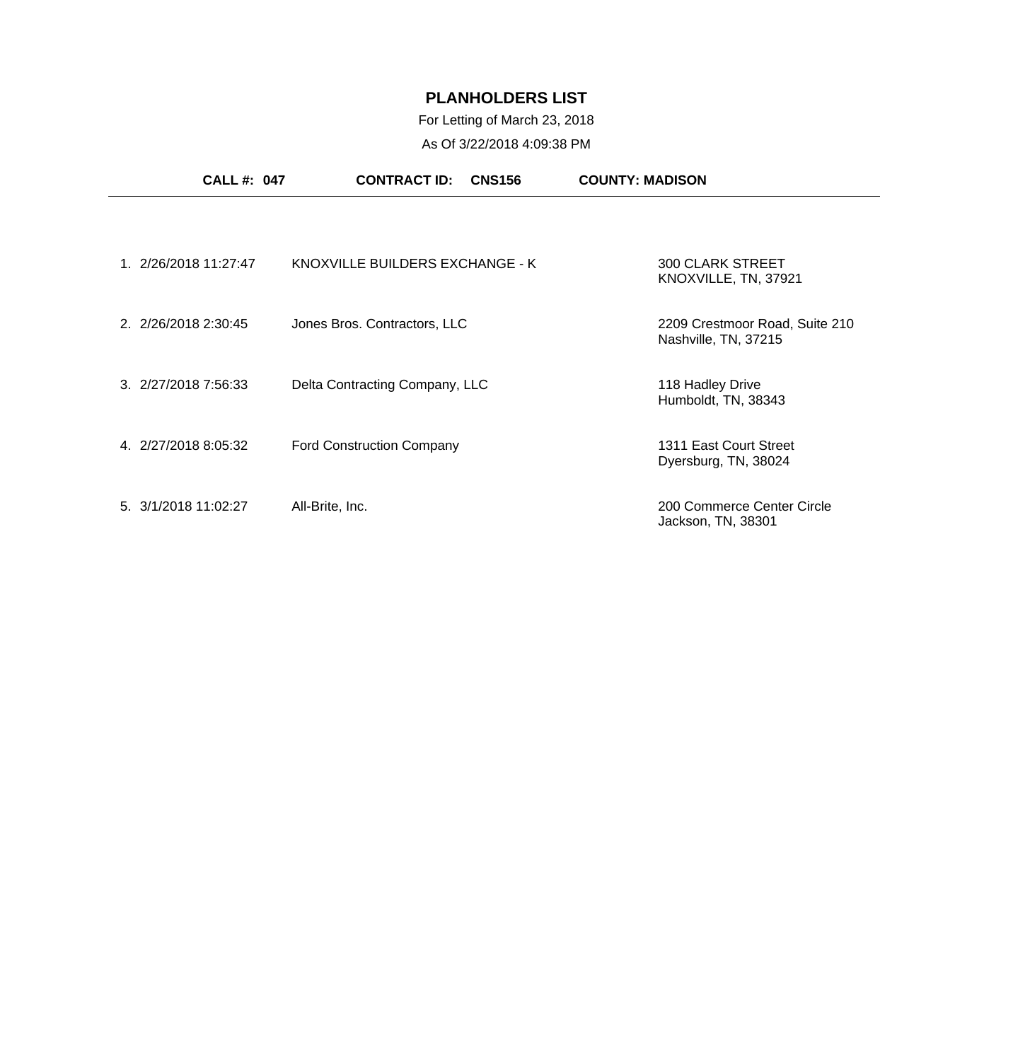# PLANHOLDERS LIST

For Letting of March 23, 2018

As Of 3/22/2018 4:09:38 PM

**CALL #: 047** **CONTRACT ID: CNS156** **COUNTY: MADISON**

| # | Date/Time | Name | Address |
|---|---|---|---|
| 1. | 2/26/2018 11:27:47 | KNOXVILLE BUILDERS EXCHANGE - K | 300 CLARK STREET<br>KNOXVILLE, TN, 37921 |
| 2. | 2/26/2018 2:30:45 | Jones Bros. Contractors, LLC | 2209 Crestmoor Road, Suite 210<br>Nashville, TN, 37215 |
| 3. | 2/27/2018 7:56:33 | Delta Contracting Company, LLC | 118 Hadley Drive<br>Humboldt, TN, 38343 |
| 4. | 2/27/2018 8:05:32 | Ford Construction Company | 1311 East Court Street<br>Dyersburg, TN, 38024 |
| 5. | 3/1/2018 11:02:27 | All-Brite, Inc. | 200 Commerce Center Circle<br>Jackson, TN, 38301 |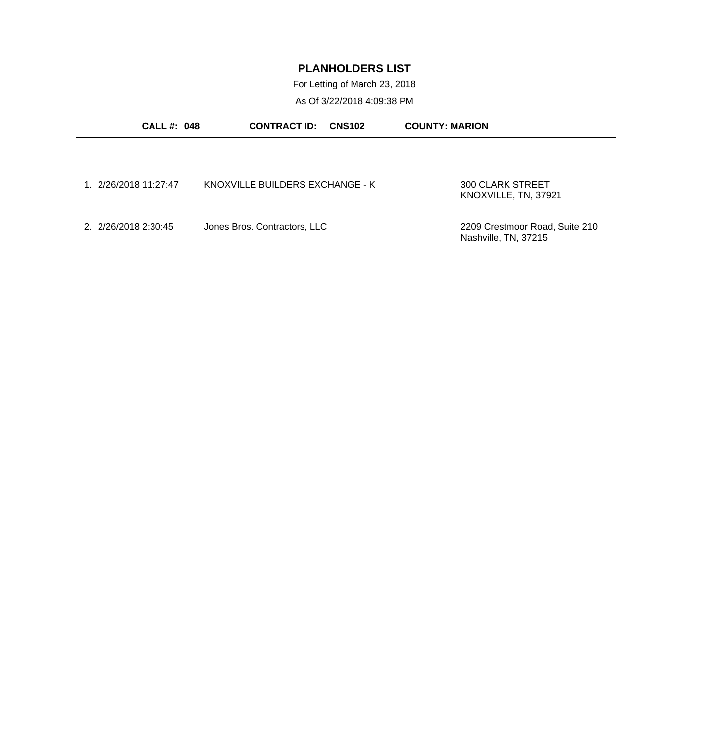# PLANHOLDERS LIST

For Letting of March 23, 2018

As Of 3/22/2018 4:09:38 PM

**CALL #: 048** **CONTRACT ID: CNS102** **COUNTY: MARION**

---

| # | Date/Time | Planholder | Address |
|---|---|---|---|
| 1. | 2/26/2018 11:27:47 | KNOXVILLE BUILDERS EXCHANGE - K | 300 CLARK STREET<br>KNOXVILLE, TN, 37921 |
| 2. | 2/26/2018 2:30:45 | Jones Bros. Contractors, LLC | 2209 Crestmoor Road, Suite 210<br>Nashville, TN, 37215 |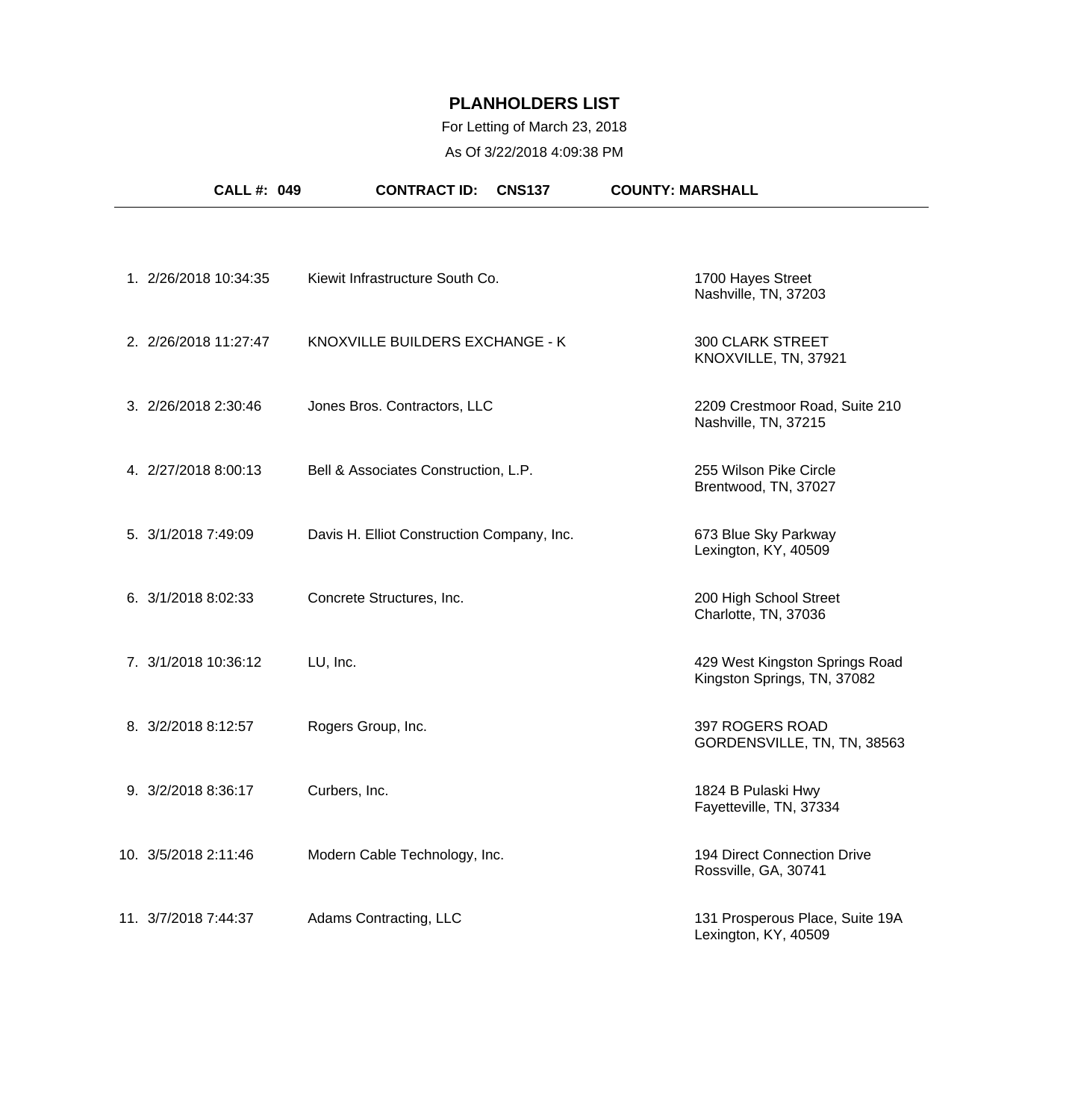# PLANHOLDERS LIST

For Letting of March 23, 2018

As Of 3/22/2018 4:09:38 PM

**CALL #: 049** **CONTRACT ID: CNS137** **COUNTY: MARSHALL**

| # | Date/Time | Planholder | Address |
|---|---|---|---|
| 1. | 2/26/2018 10:34:35 | Kiewit Infrastructure South Co. | 1700 Hayes Street<br>Nashville, TN, 37203 |
| 2. | 2/26/2018 11:27:47 | KNOXVILLE BUILDERS EXCHANGE - K | 300 CLARK STREET<br>KNOXVILLE, TN, 37921 |
| 3. | 2/26/2018 2:30:46 | Jones Bros. Contractors, LLC | 2209 Crestmoor Road, Suite 210<br>Nashville, TN, 37215 |
| 4. | 2/27/2018 8:00:13 | Bell & Associates Construction, L.P. | 255 Wilson Pike Circle<br>Brentwood, TN, 37027 |
| 5. | 3/1/2018 7:49:09 | Davis H. Elliot Construction Company, Inc. | 673 Blue Sky Parkway<br>Lexington, KY, 40509 |
| 6. | 3/1/2018 8:02:33 | Concrete Structures, Inc. | 200 High School Street<br>Charlotte, TN, 37036 |
| 7. | 3/1/2018 10:36:12 | LU, Inc. | 429 West Kingston Springs Road<br>Kingston Springs, TN, 37082 |
| 8. | 3/2/2018 8:12:57 | Rogers Group, Inc. | 397 ROGERS ROAD<br>GORDENSVILLE, TN, TN, 38563 |
| 9. | 3/2/2018 8:36:17 | Curbers, Inc. | 1824 B Pulaski Hwy<br>Fayetteville, TN, 37334 |
| 10. | 3/5/2018 2:11:46 | Modern Cable Technology, Inc. | 194 Direct Connection Drive<br>Rossville, GA, 30741 |
| 11. | 3/7/2018 7:44:37 | Adams Contracting, LLC | 131 Prosperous Place, Suite 19A<br>Lexington, KY, 40509 |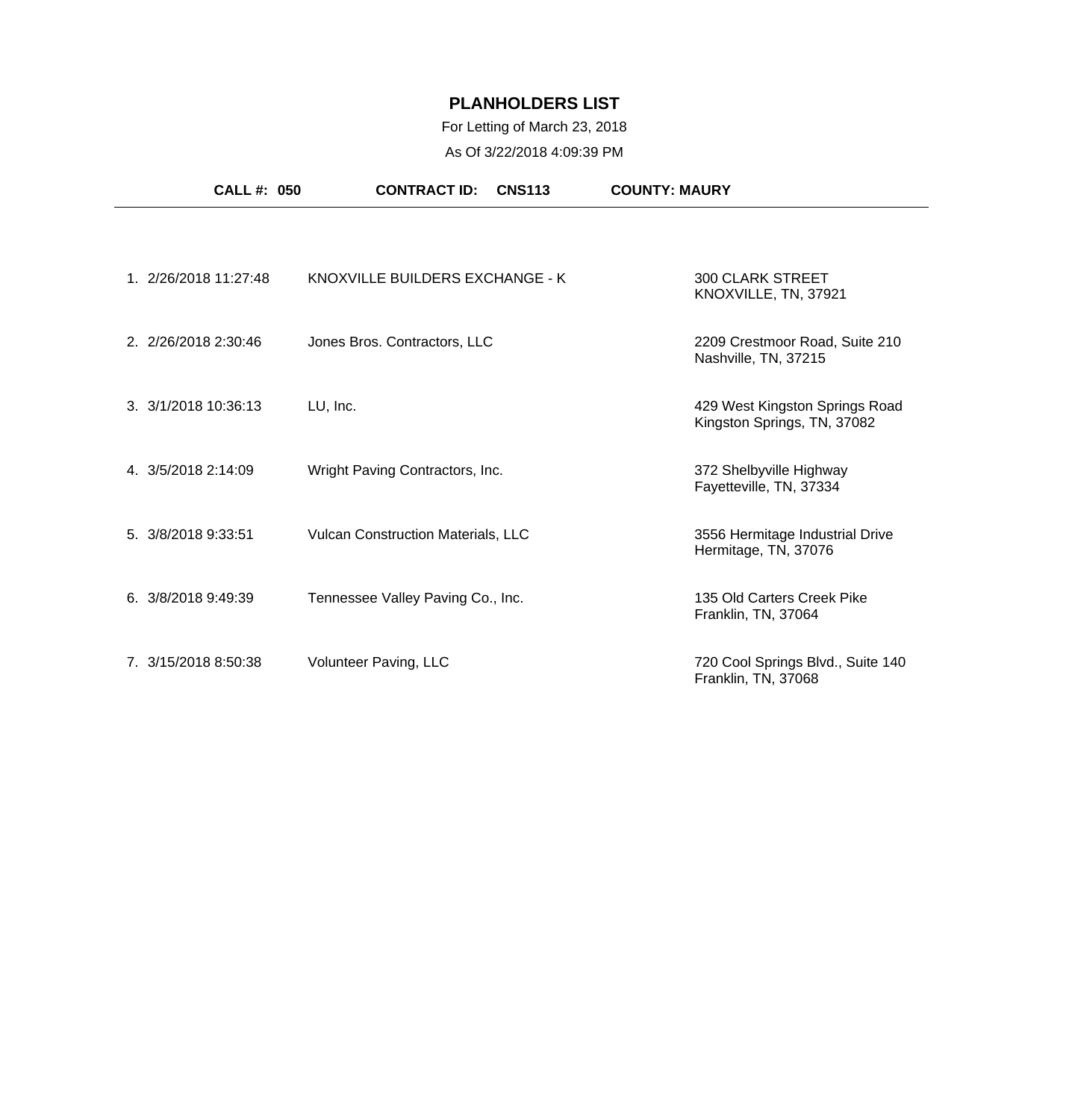# PLANHOLDERS LIST

For Letting of March 23, 2018

As Of 3/22/2018 4:09:39 PM

**CALL #: 050** **CONTRACT ID: CNS113** **COUNTY: MAURY**

| # | Date/Time | Name | Address |
|---|---|---|---|
| 1. | 2/26/2018 11:27:48 | KNOXVILLE BUILDERS EXCHANGE - K | 300 CLARK STREET<br>KNOXVILLE, TN, 37921 |
| 2. | 2/26/2018 2:30:46 | Jones Bros. Contractors, LLC | 2209 Crestmoor Road, Suite 210<br>Nashville, TN, 37215 |
| 3. | 3/1/2018 10:36:13 | LU, Inc. | 429 West Kingston Springs Road<br>Kingston Springs, TN, 37082 |
| 4. | 3/5/2018 2:14:09 | Wright Paving Contractors, Inc. | 372 Shelbyville Highway<br>Fayetteville, TN, 37334 |
| 5. | 3/8/2018 9:33:51 | Vulcan Construction Materials, LLC | 3556 Hermitage Industrial Drive<br>Hermitage, TN, 37076 |
| 6. | 3/8/2018 9:49:39 | Tennessee Valley Paving Co., Inc. | 135 Old Carters Creek Pike<br>Franklin, TN, 37064 |
| 7. | 3/15/2018 8:50:38 | Volunteer Paving, LLC | 720 Cool Springs Blvd., Suite 140<br>Franklin, TN, 37068 |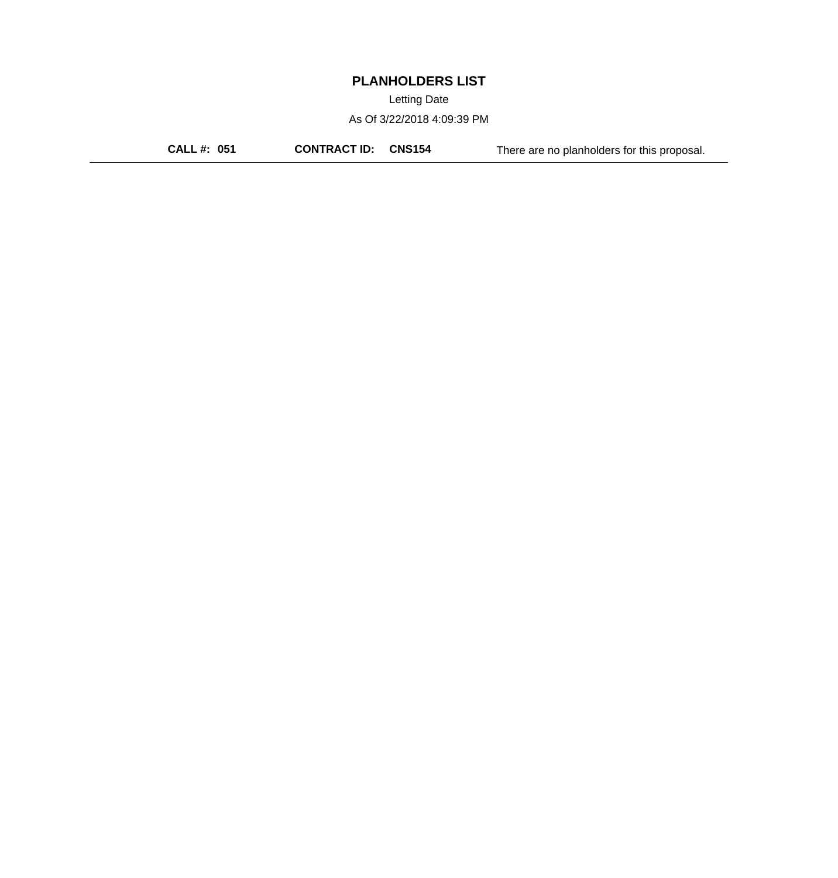# PLANHOLDERS LIST

Letting Date

As Of 3/22/2018 4:09:39 PM

**CALL #: 051** **CONTRACT ID: CNS154** There are no planholders for this proposal.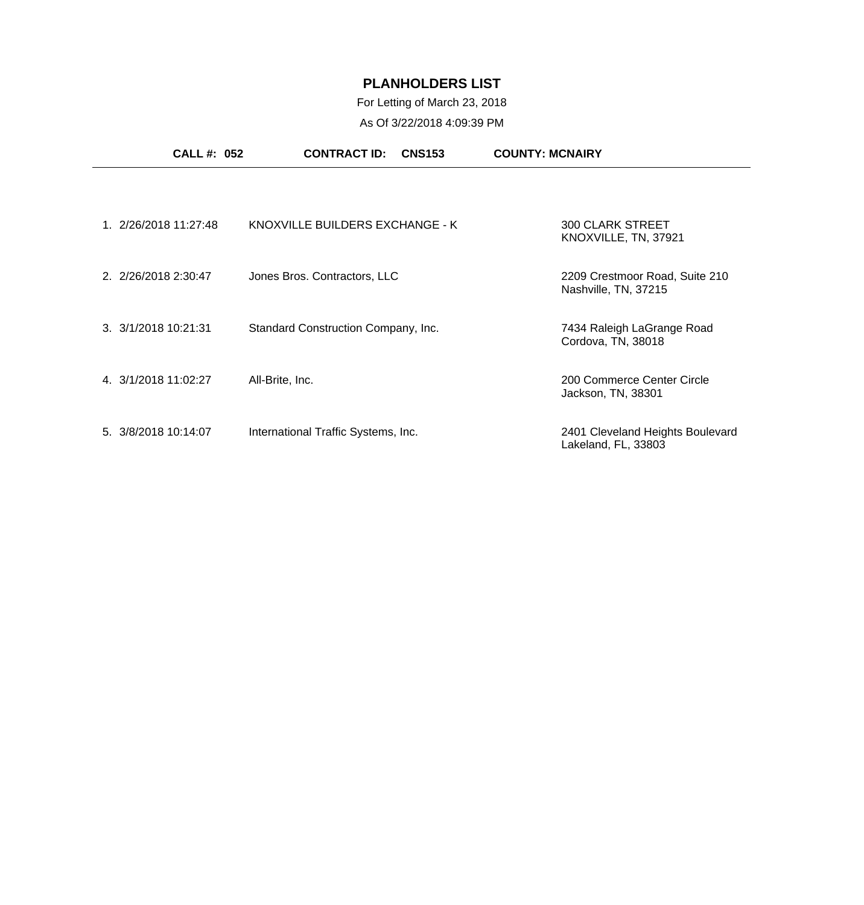# PLANHOLDERS LIST

For Letting of March 23, 2018

As Of 3/22/2018 4:09:39 PM

**CALL #: 052** **CONTRACT ID: CNS153** **COUNTY: MCNAIRY**

| # | Date/Time | Name | Address |
|---|---|---|---|
| 1. | 2/26/2018 11:27:48 | KNOXVILLE BUILDERS EXCHANGE - K | 300 CLARK STREET<br>KNOXVILLE, TN, 37921 |
| 2. | 2/26/2018 2:30:47 | Jones Bros. Contractors, LLC | 2209 Crestmoor Road, Suite 210<br>Nashville, TN, 37215 |
| 3. | 3/1/2018 10:21:31 | Standard Construction Company, Inc. | 7434 Raleigh LaGrange Road<br>Cordova, TN, 38018 |
| 4. | 3/1/2018 11:02:27 | All-Brite, Inc. | 200 Commerce Center Circle<br>Jackson, TN, 38301 |
| 5. | 3/8/2018 10:14:07 | International Traffic Systems, Inc. | 2401 Cleveland Heights Boulevard<br>Lakeland, FL, 33803 |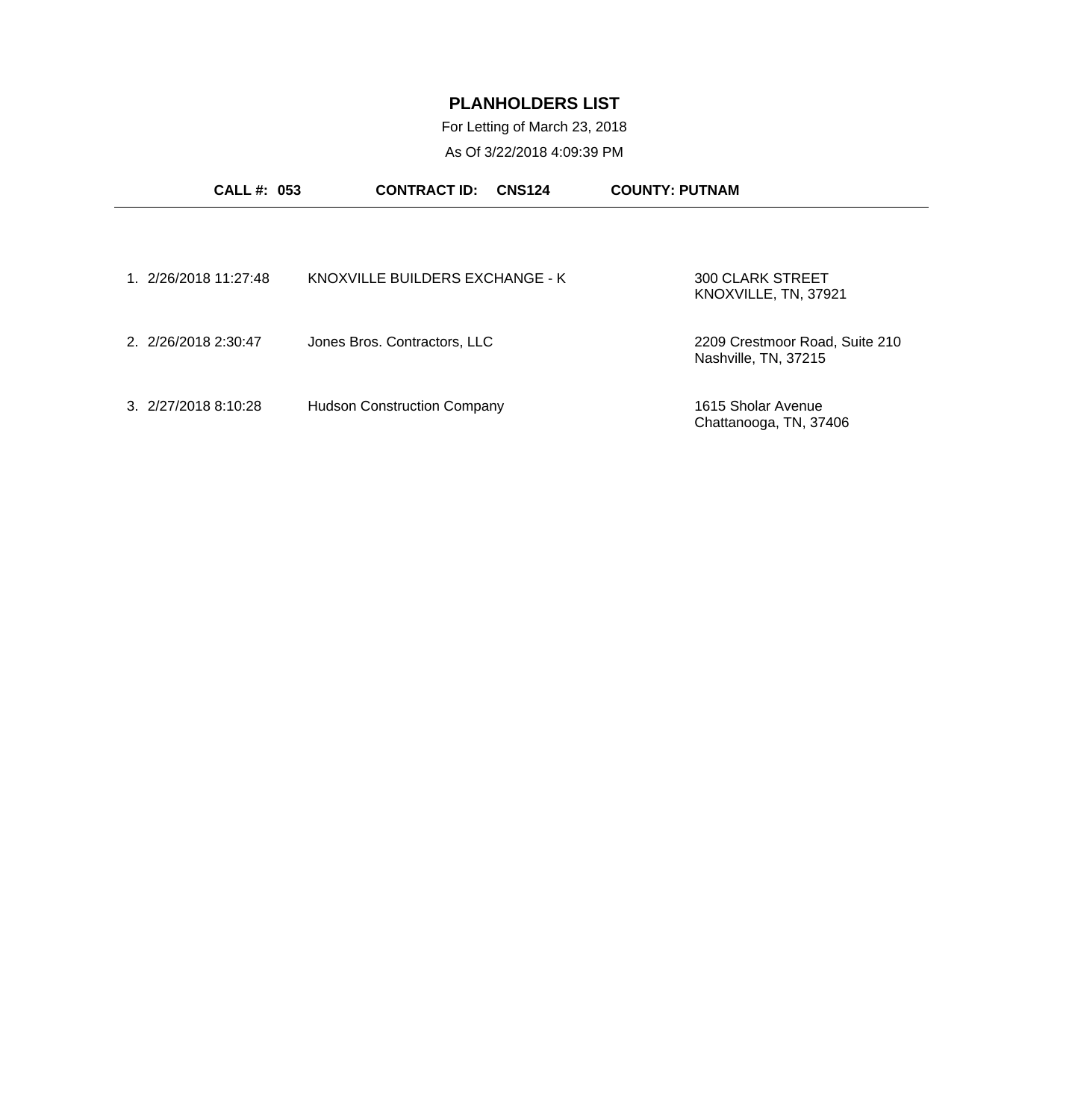# PLANHOLDERS LIST

For Letting of March 23, 2018

As Of 3/22/2018 4:09:39 PM

**CALL #: 053** **CONTRACT ID: CNS124** **COUNTY: PUTNAM**

| # | Date/Time | Planholder | Address |
|---|---|---|---|
| 1. | 2/26/2018 11:27:48 | KNOXVILLE BUILDERS EXCHANGE - K | 300 CLARK STREET<br>KNOXVILLE, TN, 37921 |
| 2. | 2/26/2018 2:30:47 | Jones Bros. Contractors, LLC | 2209 Crestmoor Road, Suite 210<br>Nashville, TN, 37215 |
| 3. | 2/27/2018 8:10:28 | Hudson Construction Company | 1615 Sholar Avenue<br>Chattanooga, TN, 37406 |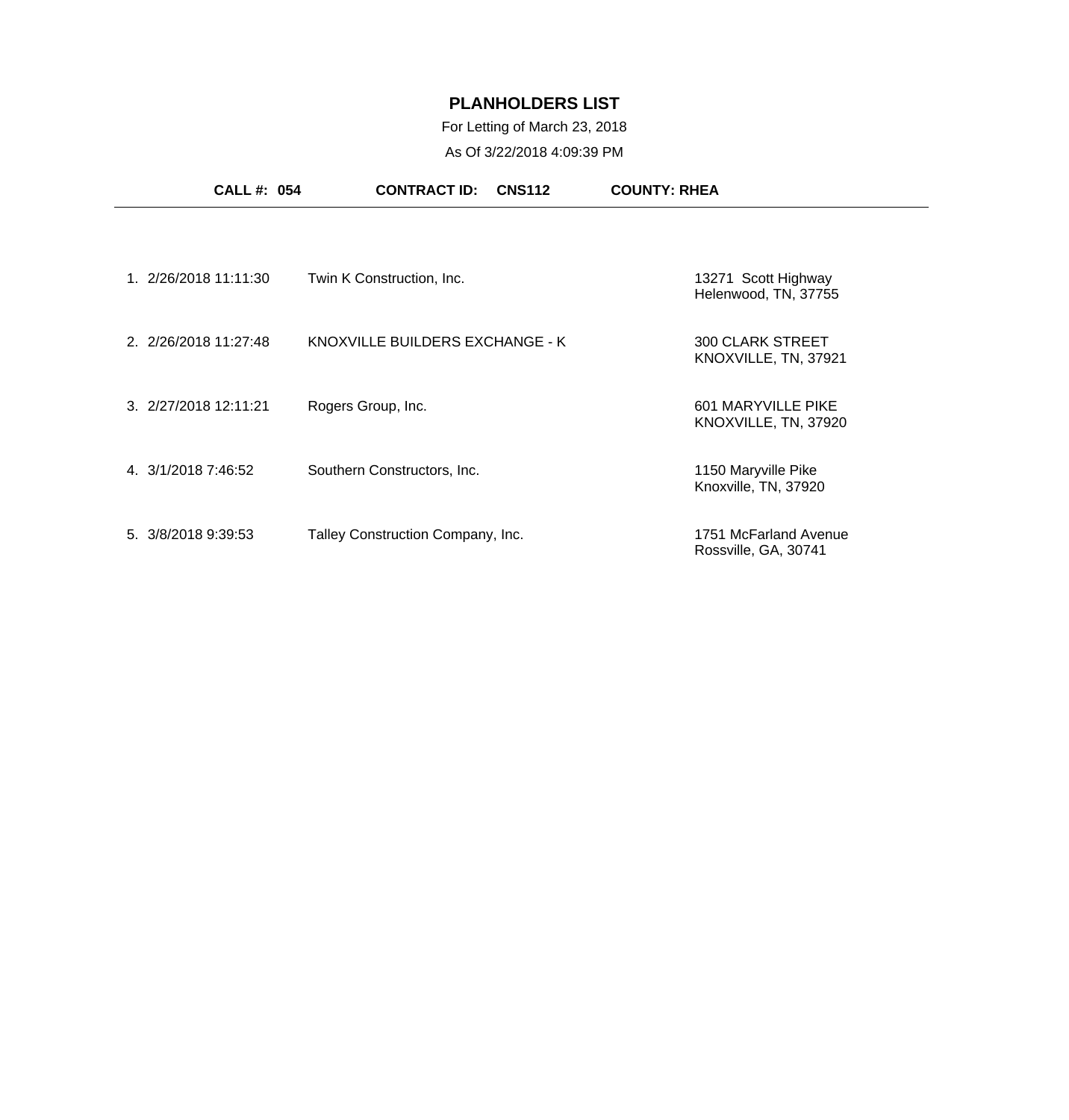# PLANHOLDERS LIST

For Letting of March 23, 2018

As Of 3/22/2018 4:09:39 PM

**CALL #: 054** **CONTRACT ID: CNS112** **COUNTY: RHEA**

| # | Date/Time | Name | Address |
|---|---|---|---|
| 1. | 2/26/2018 11:11:30 | Twin K Construction, Inc. | 13271 Scott Highway<br>Helenwood, TN, 37755 |
| 2. | 2/26/2018 11:27:48 | KNOXVILLE BUILDERS EXCHANGE - K | 300 CLARK STREET<br>KNOXVILLE, TN, 37921 |
| 3. | 2/27/2018 12:11:21 | Rogers Group, Inc. | 601 MARYVILLE PIKE<br>KNOXVILLE, TN, 37920 |
| 4. | 3/1/2018 7:46:52 | Southern Constructors, Inc. | 1150 Maryville Pike<br>Knoxville, TN, 37920 |
| 5. | 3/8/2018 9:39:53 | Talley Construction Company, Inc. | 1751 McFarland Avenue<br>Rossville, GA, 30741 |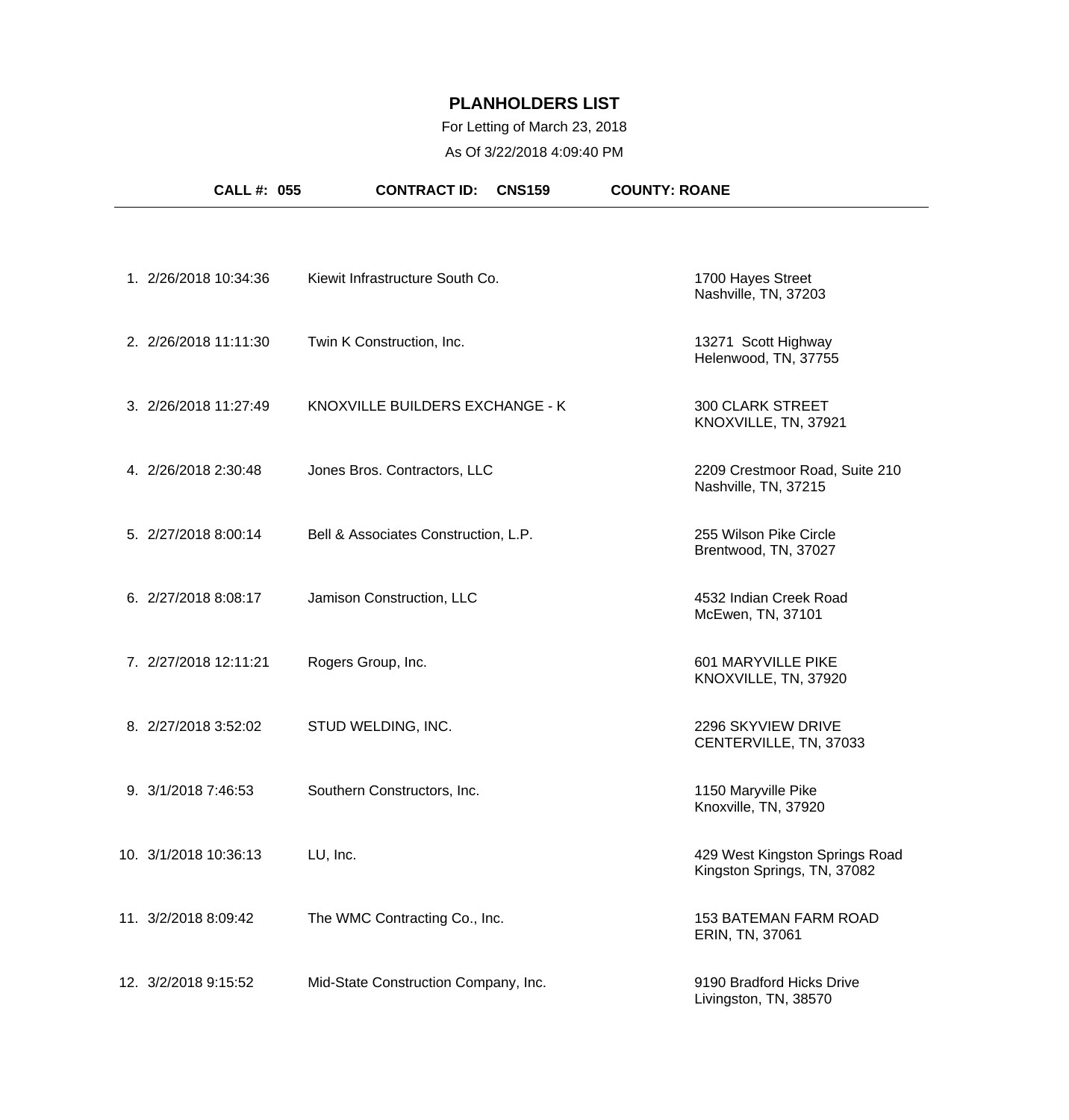# PLANHOLDERS LIST

For Letting of March 23, 2018

As Of 3/22/2018 4:09:40 PM

**CALL #: 055** **CONTRACT ID: CNS159** **COUNTY: ROANE**

| # | Date/Time | Company | Address |
|---|---|---|---|
| 1. | 2/26/2018 10:34:36 | Kiewit Infrastructure South Co. | 1700 Hayes Street<br>Nashville, TN, 37203 |
| 2. | 2/26/2018 11:11:30 | Twin K Construction, Inc. | 13271 Scott Highway<br>Helenwood, TN, 37755 |
| 3. | 2/26/2018 11:27:49 | KNOXVILLE BUILDERS EXCHANGE - K | 300 CLARK STREET<br>KNOXVILLE, TN, 37921 |
| 4. | 2/26/2018 2:30:48 | Jones Bros. Contractors, LLC | 2209 Crestmoor Road, Suite 210<br>Nashville, TN, 37215 |
| 5. | 2/27/2018 8:00:14 | Bell & Associates Construction, L.P. | 255 Wilson Pike Circle<br>Brentwood, TN, 37027 |
| 6. | 2/27/2018 8:08:17 | Jamison Construction, LLC | 4532 Indian Creek Road<br>McEwen, TN, 37101 |
| 7. | 2/27/2018 12:11:21 | Rogers Group, Inc. | 601 MARYVILLE PIKE<br>KNOXVILLE, TN, 37920 |
| 8. | 2/27/2018 3:52:02 | STUD WELDING, INC. | 2296 SKYVIEW DRIVE<br>CENTERVILLE, TN, 37033 |
| 9. | 3/1/2018 7:46:53 | Southern Constructors, Inc. | 1150 Maryville Pike<br>Knoxville, TN, 37920 |
| 10. | 3/1/2018 10:36:13 | LU, Inc. | 429 West Kingston Springs Road<br>Kingston Springs, TN, 37082 |
| 11. | 3/2/2018 8:09:42 | The WMC Contracting Co., Inc. | 153 BATEMAN FARM ROAD<br>ERIN, TN, 37061 |
| 12. | 3/2/2018 9:15:52 | Mid-State Construction Company, Inc. | 9190 Bradford Hicks Drive<br>Livingston, TN, 38570 |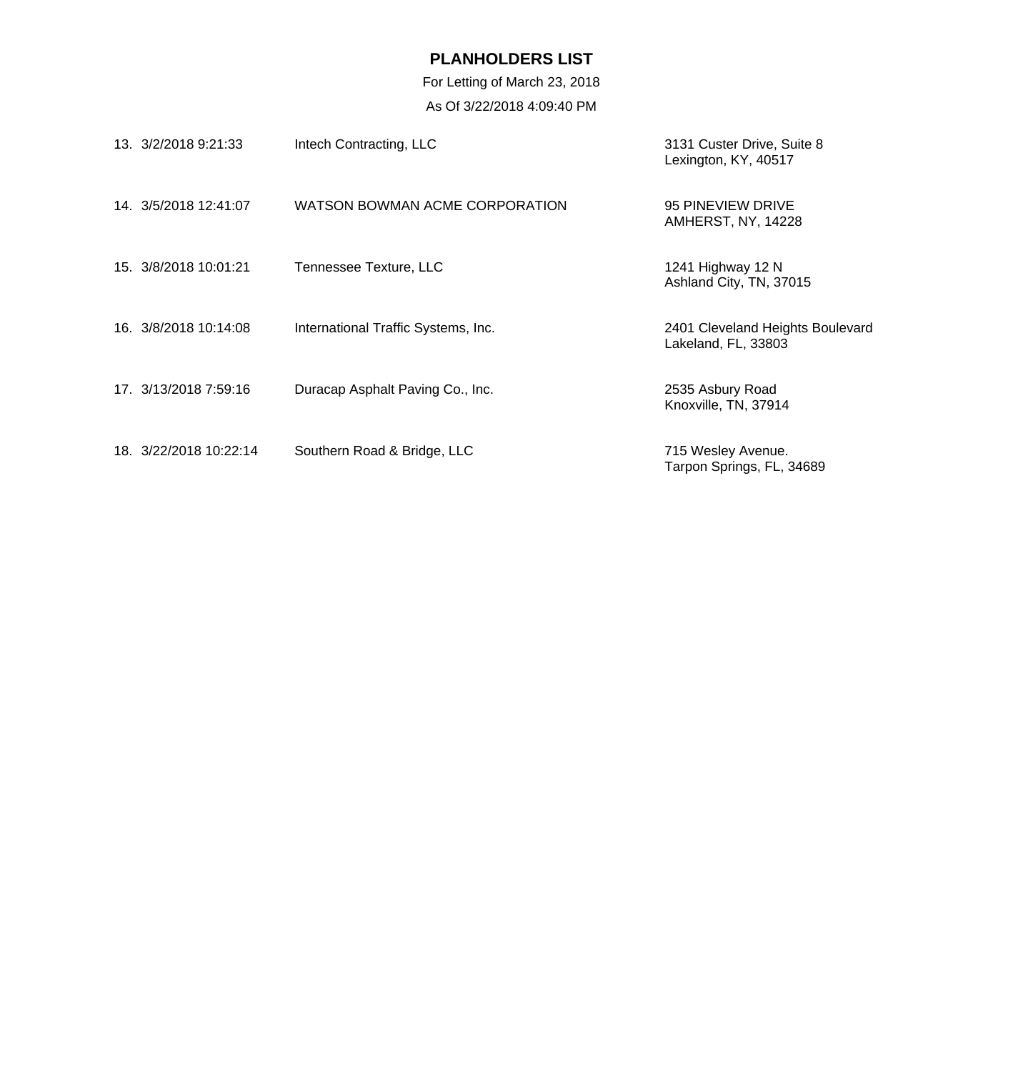# PLANHOLDERS LIST

For Letting of March 23, 2018

As Of 3/22/2018 4:09:40 PM

| # | Date/Time | Name | Address |
|---|---|---|---|
| 13. | 3/2/2018 9:21:33 | Intech Contracting, LLC | 3131 Custer Drive, Suite 8<br>Lexington, KY, 40517 |
| 14. | 3/5/2018 12:41:07 | WATSON BOWMAN ACME CORPORATION | 95 PINEVIEW DRIVE<br>AMHERST, NY, 14228 |
| 15. | 3/8/2018 10:01:21 | Tennessee Texture, LLC | 1241 Highway 12 N<br>Ashland City, TN, 37015 |
| 16. | 3/8/2018 10:14:08 | International Traffic Systems, Inc. | 2401 Cleveland Heights Boulevard<br>Lakeland, FL, 33803 |
| 17. | 3/13/2018 7:59:16 | Duracap Asphalt Paving Co., Inc. | 2535 Asbury Road<br>Knoxville, TN, 37914 |
| 18. | 3/22/2018 10:22:14 | Southern Road & Bridge, LLC | 715 Wesley Avenue.<br>Tarpon Springs, FL, 34689 |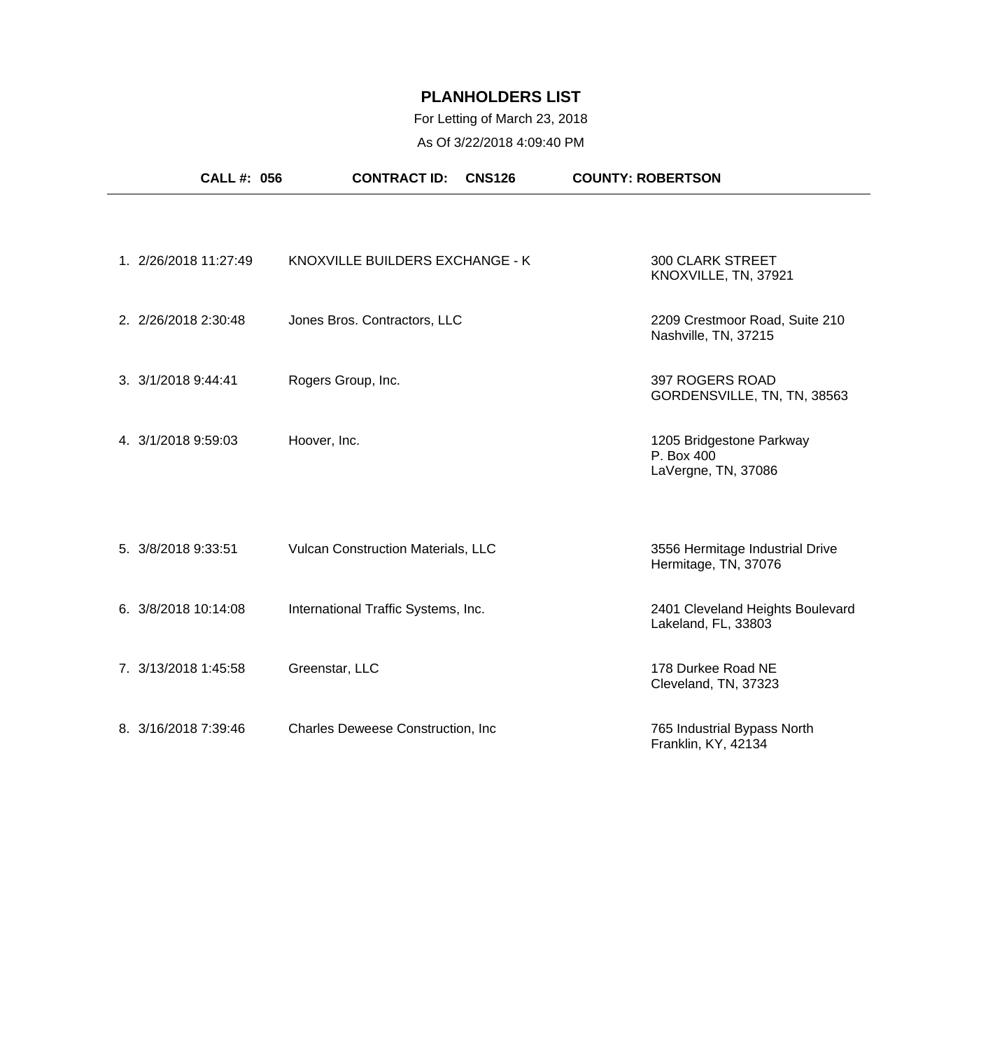# PLANHOLDERS LIST

For Letting of March 23, 2018

As Of 3/22/2018 4:09:40 PM

**CALL #: 056** **CONTRACT ID: CNS126** **COUNTY: ROBERTSON**

| # | Date/Time | Planholder | Address |
|---|---|---|---|
| 1. | 2/26/2018 11:27:49 | KNOXVILLE BUILDERS EXCHANGE - K | 300 CLARK STREET<br>KNOXVILLE, TN, 37921 |
| 2. | 2/26/2018 2:30:48 | Jones Bros. Contractors, LLC | 2209 Crestmoor Road, Suite 210<br>Nashville, TN, 37215 |
| 3. | 3/1/2018 9:44:41 | Rogers Group, Inc. | 397 ROGERS ROAD<br>GORDENSVILLE, TN, TN, 38563 |
| 4. | 3/1/2018 9:59:03 | Hoover, Inc. | 1205 Bridgestone Parkway<br>P. Box 400<br>LaVergne, TN, 37086 |
| 5. | 3/8/2018 9:33:51 | Vulcan Construction Materials, LLC | 3556 Hermitage Industrial Drive<br>Hermitage, TN, 37076 |
| 6. | 3/8/2018 10:14:08 | International Traffic Systems, Inc. | 2401 Cleveland Heights Boulevard<br>Lakeland, FL, 33803 |
| 7. | 3/13/2018 1:45:58 | Greenstar, LLC | 178 Durkee Road NE<br>Cleveland, TN, 37323 |
| 8. | 3/16/2018 7:39:46 | Charles Deweese Construction, Inc | 765 Industrial Bypass North<br>Franklin, KY, 42134 |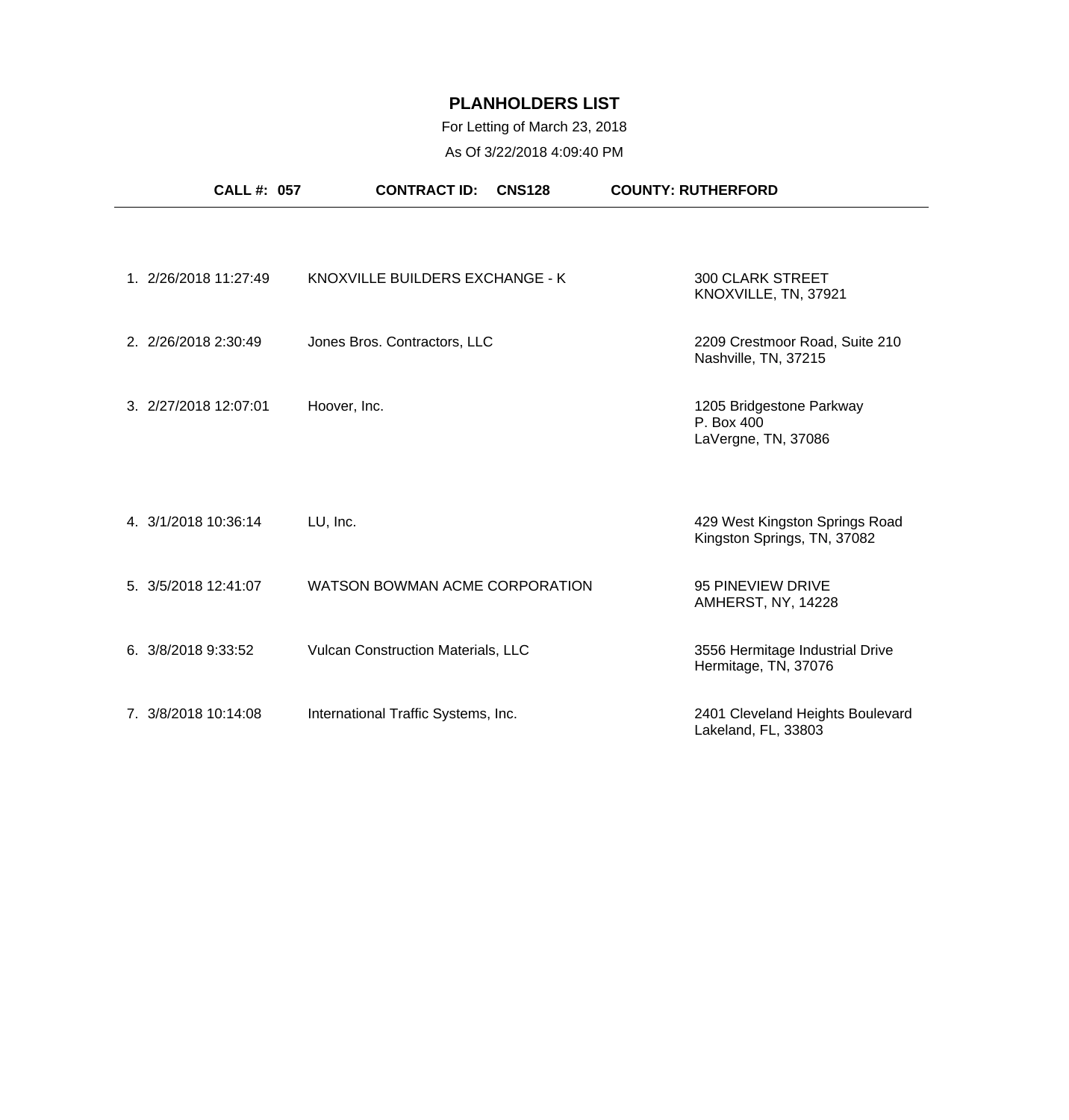# PLANHOLDERS LIST

For Letting of March 23, 2018

As Of 3/22/2018 4:09:40 PM

**CALL #: 057** **CONTRACT ID: CNS128** **COUNTY: RUTHERFORD**

| # | Date/Time | Name | Address |
|---|---|---|---|
| 1. | 2/26/2018 11:27:49 | KNOXVILLE BUILDERS EXCHANGE - K | 300 CLARK STREET<br>KNOXVILLE, TN, 37921 |
| 2. | 2/26/2018 2:30:49 | Jones Bros. Contractors, LLC | 2209 Crestmoor Road, Suite 210<br>Nashville, TN, 37215 |
| 3. | 2/27/2018 12:07:01 | Hoover, Inc. | 1205 Bridgestone Parkway<br>P. Box 400<br>LaVergne, TN, 37086 |
| 4. | 3/1/2018 10:36:14 | LU, Inc. | 429 West Kingston Springs Road<br>Kingston Springs, TN, 37082 |
| 5. | 3/5/2018 12:41:07 | WATSON BOWMAN ACME CORPORATION | 95 PINEVIEW DRIVE<br>AMHERST, NY, 14228 |
| 6. | 3/8/2018 9:33:52 | Vulcan Construction Materials, LLC | 3556 Hermitage Industrial Drive<br>Hermitage, TN, 37076 |
| 7. | 3/8/2018 10:14:08 | International Traffic Systems, Inc. | 2401 Cleveland Heights Boulevard<br>Lakeland, FL, 33803 |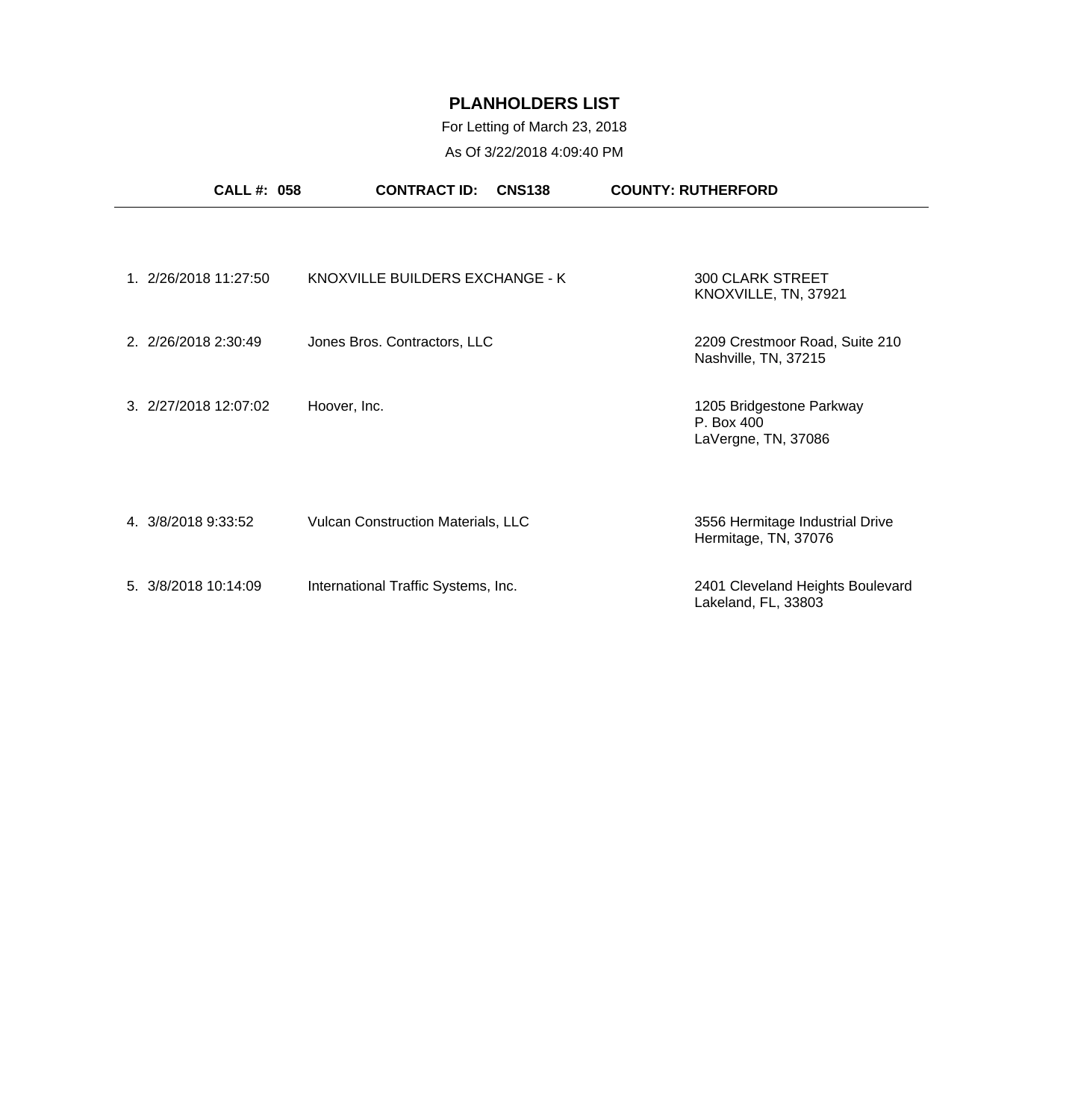# PLANHOLDERS LIST

For Letting of March 23, 2018

As Of 3/22/2018 4:09:40 PM

**CALL #: 058** **CONTRACT ID: CNS138** **COUNTY: RUTHERFORD**

| # | Date/Time | Name | Address |
|---|---|---|---|
| 1. | 2/26/2018 11:27:50 | KNOXVILLE BUILDERS EXCHANGE - K | 300 CLARK STREET<br>KNOXVILLE, TN, 37921 |
| 2. | 2/26/2018 2:30:49 | Jones Bros. Contractors, LLC | 2209 Crestmoor Road, Suite 210<br>Nashville, TN, 37215 |
| 3. | 2/27/2018 12:07:02 | Hoover, Inc. | 1205 Bridgestone Parkway<br>P. Box 400<br>LaVergne, TN, 37086 |
| 4. | 3/8/2018 9:33:52 | Vulcan Construction Materials, LLC | 3556 Hermitage Industrial Drive<br>Hermitage, TN, 37076 |
| 5. | 3/8/2018 10:14:09 | International Traffic Systems, Inc. | 2401 Cleveland Heights Boulevard<br>Lakeland, FL, 33803 |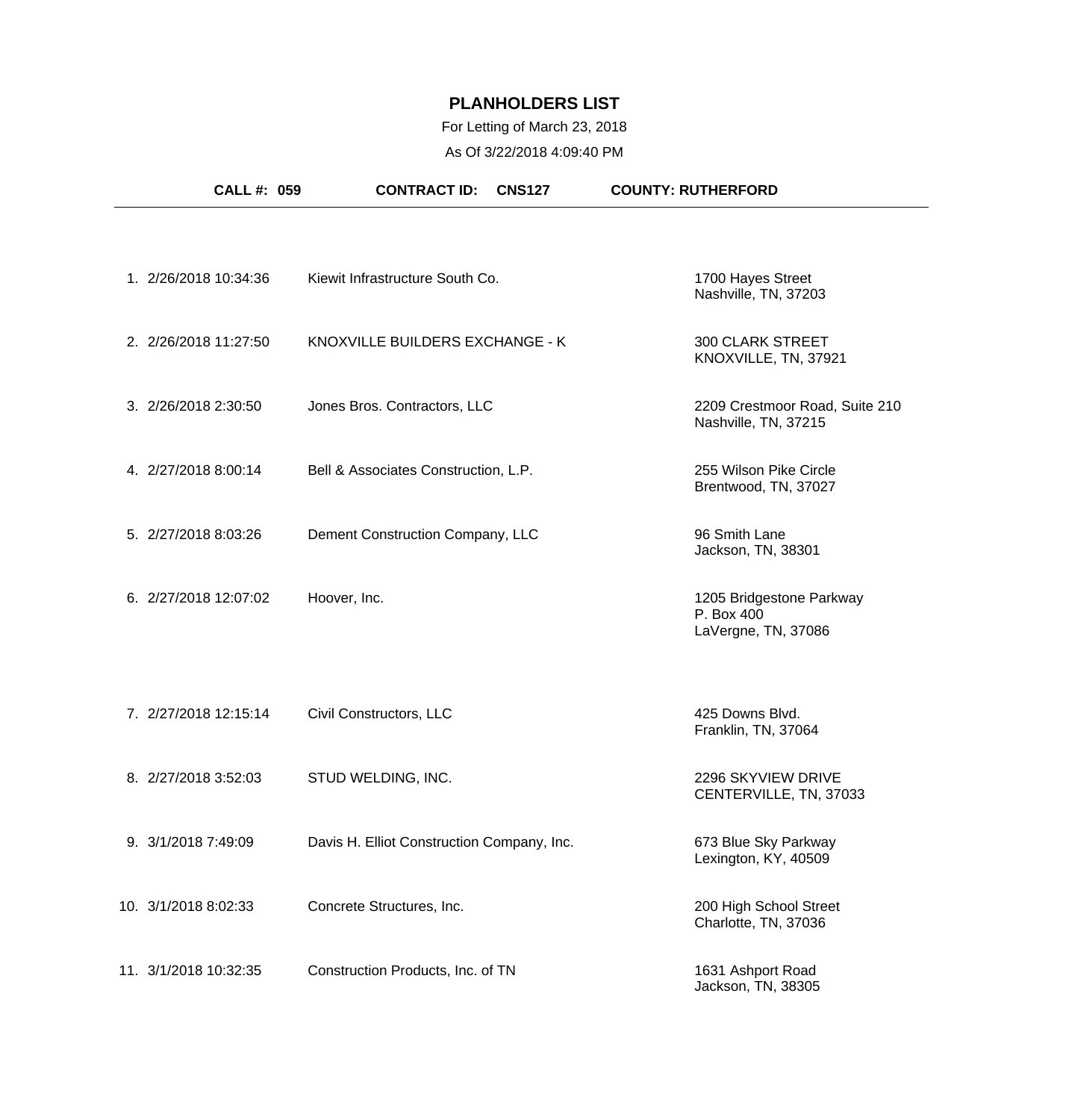# PLANHOLDERS LIST

For Letting of March 23, 2018

As Of 3/22/2018 4:09:40 PM

**CALL #: 059** **CONTRACT ID: CNS127** **COUNTY: RUTHERFORD**

| # | Date/Time | Company | Address |
|---|---|---|---|
| 1. | 2/26/2018 10:34:36 | Kiewit Infrastructure South Co. | 1700 Hayes Street<br>Nashville, TN, 37203 |
| 2. | 2/26/2018 11:27:50 | KNOXVILLE BUILDERS EXCHANGE - K | 300 CLARK STREET<br>KNOXVILLE, TN, 37921 |
| 3. | 2/26/2018 2:30:50 | Jones Bros. Contractors, LLC | 2209 Crestmoor Road, Suite 210<br>Nashville, TN, 37215 |
| 4. | 2/27/2018 8:00:14 | Bell & Associates Construction, L.P. | 255 Wilson Pike Circle<br>Brentwood, TN, 37027 |
| 5. | 2/27/2018 8:03:26 | Dement Construction Company, LLC | 96 Smith Lane<br>Jackson, TN, 38301 |
| 6. | 2/27/2018 12:07:02 | Hoover, Inc. | 1205 Bridgestone Parkway<br>P. Box 400<br>LaVergne, TN, 37086 |
| 7. | 2/27/2018 12:15:14 | Civil Constructors, LLC | 425 Downs Blvd.<br>Franklin, TN, 37064 |
| 8. | 2/27/2018 3:52:03 | STUD WELDING, INC. | 2296 SKYVIEW DRIVE<br>CENTERVILLE, TN, 37033 |
| 9. | 3/1/2018 7:49:09 | Davis H. Elliot Construction Company, Inc. | 673 Blue Sky Parkway<br>Lexington, KY, 40509 |
| 10. | 3/1/2018 8:02:33 | Concrete Structures, Inc. | 200 High School Street<br>Charlotte, TN, 37036 |
| 11. | 3/1/2018 10:32:35 | Construction Products, Inc. of TN | 1631 Ashport Road<br>Jackson, TN, 38305 |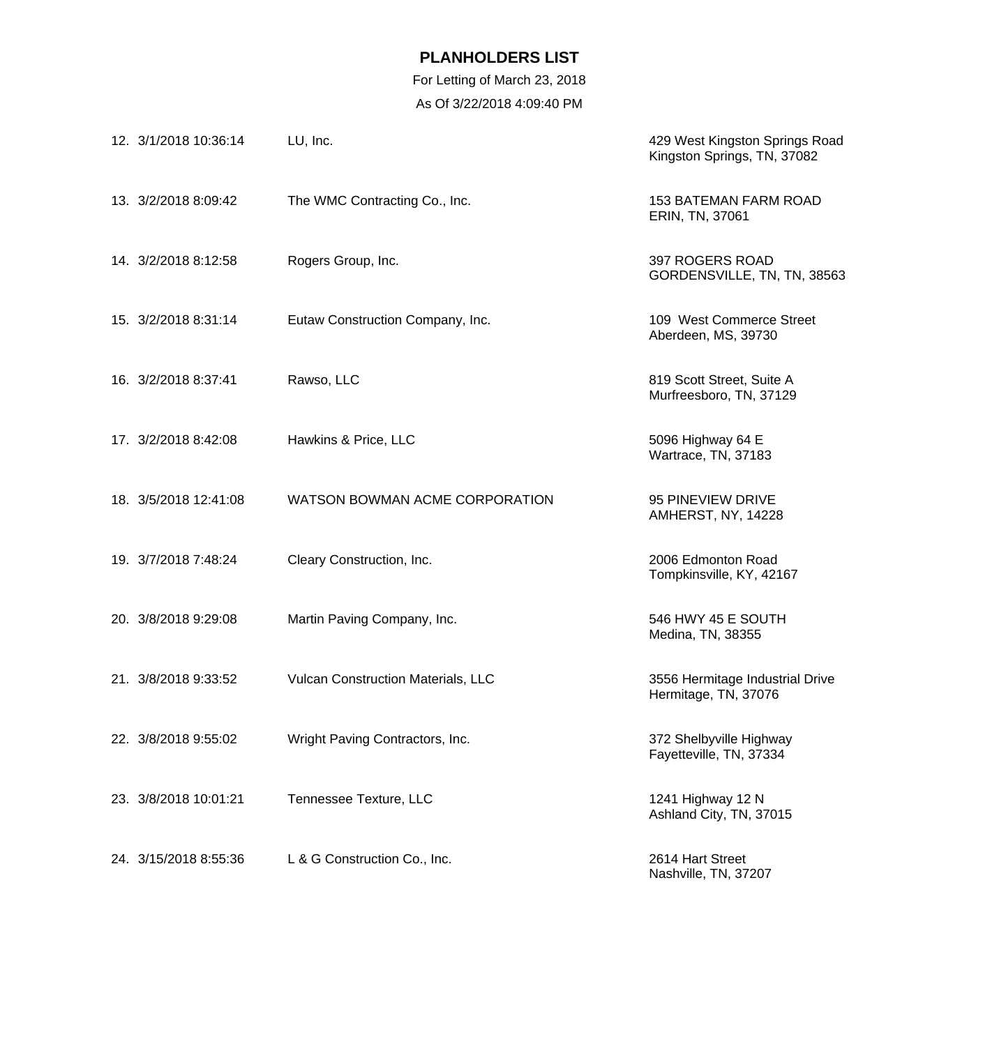# PLANHOLDERS LIST

For Letting of March 23, 2018

As Of 3/22/2018 4:09:40 PM

| No. | Date/Time | Company | Address |
|---|---|---|---|
| 12. | 3/1/2018 10:36:14 | LU, Inc. | 429 West Kingston Springs Road<br>Kingston Springs, TN, 37082 |
| 13. | 3/2/2018 8:09:42 | The WMC Contracting Co., Inc. | 153 BATEMAN FARM ROAD<br>ERIN, TN, 37061 |
| 14. | 3/2/2018 8:12:58 | Rogers Group, Inc. | 397 ROGERS ROAD<br>GORDENSVILLE, TN, TN, 38563 |
| 15. | 3/2/2018 8:31:14 | Eutaw Construction Company, Inc. | 109 West Commerce Street<br>Aberdeen, MS, 39730 |
| 16. | 3/2/2018 8:37:41 | Rawso, LLC | 819 Scott Street, Suite A<br>Murfreesboro, TN, 37129 |
| 17. | 3/2/2018 8:42:08 | Hawkins & Price, LLC | 5096 Highway 64 E<br>Wartrace, TN, 37183 |
| 18. | 3/5/2018 12:41:08 | WATSON BOWMAN ACME CORPORATION | 95 PINEVIEW DRIVE<br>AMHERST, NY, 14228 |
| 19. | 3/7/2018 7:48:24 | Cleary Construction, Inc. | 2006 Edmonton Road<br>Tompkinsville, KY, 42167 |
| 20. | 3/8/2018 9:29:08 | Martin Paving Company, Inc. | 546 HWY 45 E SOUTH<br>Medina, TN, 38355 |
| 21. | 3/8/2018 9:33:52 | Vulcan Construction Materials, LLC | 3556 Hermitage Industrial Drive<br>Hermitage, TN, 37076 |
| 22. | 3/8/2018 9:55:02 | Wright Paving Contractors, Inc. | 372 Shelbyville Highway<br>Fayetteville, TN, 37334 |
| 23. | 3/8/2018 10:01:21 | Tennessee Texture, LLC | 1241 Highway 12 N<br>Ashland City, TN, 37015 |
| 24. | 3/15/2018 8:55:36 | L & G Construction Co., Inc. | 2614 Hart Street<br>Nashville, TN, 37207 |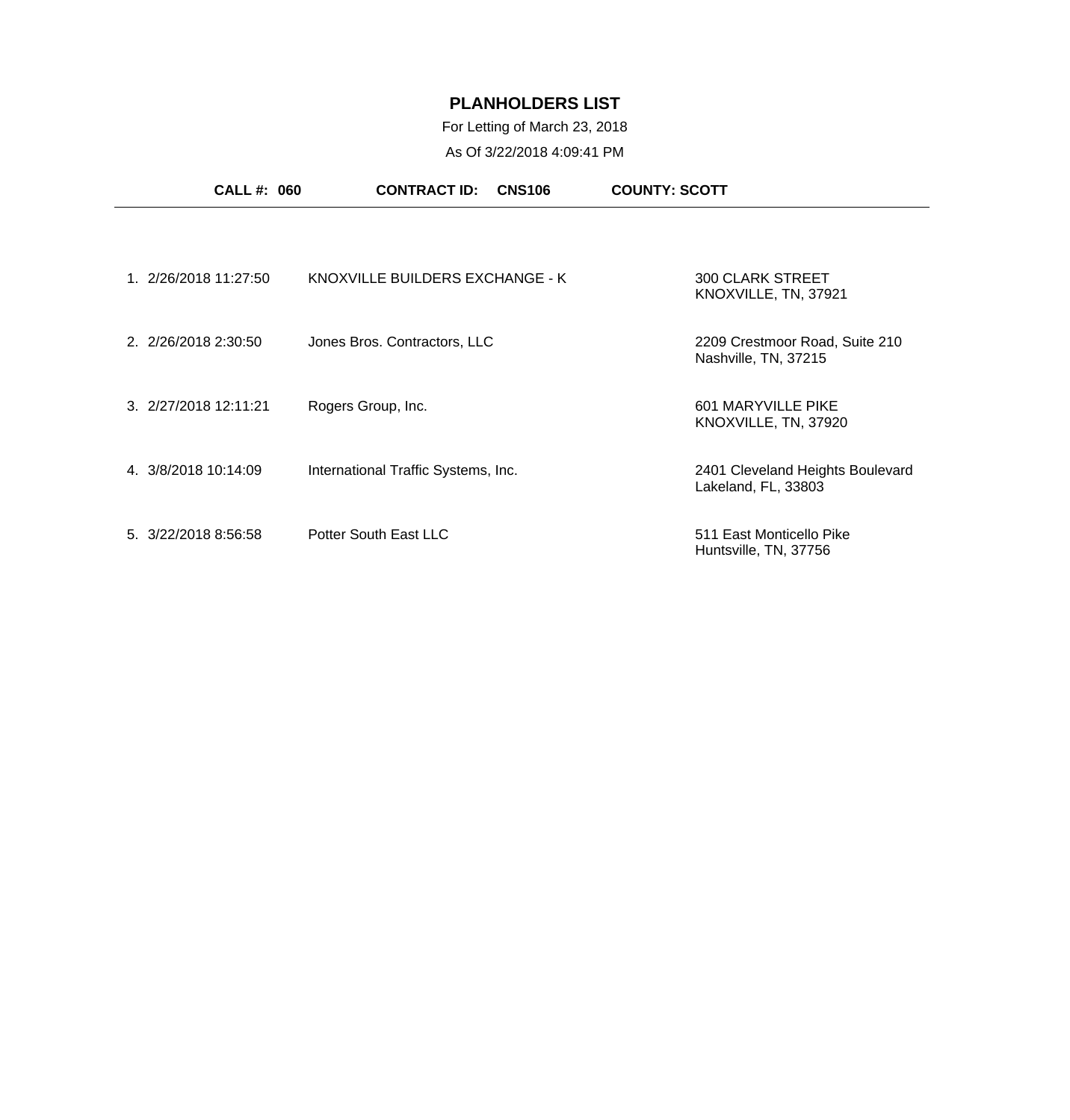# PLANHOLDERS LIST

For Letting of March 23, 2018

As Of 3/22/2018 4:09:41 PM

**CALL #: 060** **CONTRACT ID: CNS106** **COUNTY: SCOTT**

| # | Date/Time | Planholder | Address |
|---|---|---|---|
| 1. | 2/26/2018 11:27:50 | KNOXVILLE BUILDERS EXCHANGE - K | 300 CLARK STREET<br>KNOXVILLE, TN, 37921 |
| 2. | 2/26/2018 2:30:50 | Jones Bros. Contractors, LLC | 2209 Crestmoor Road, Suite 210<br>Nashville, TN, 37215 |
| 3. | 2/27/2018 12:11:21 | Rogers Group, Inc. | 601 MARYVILLE PIKE<br>KNOXVILLE, TN, 37920 |
| 4. | 3/8/2018 10:14:09 | International Traffic Systems, Inc. | 2401 Cleveland Heights Boulevard<br>Lakeland, FL, 33803 |
| 5. | 3/22/2018 8:56:58 | Potter South East LLC | 511 East Monticello Pike<br>Huntsville, TN, 37756 |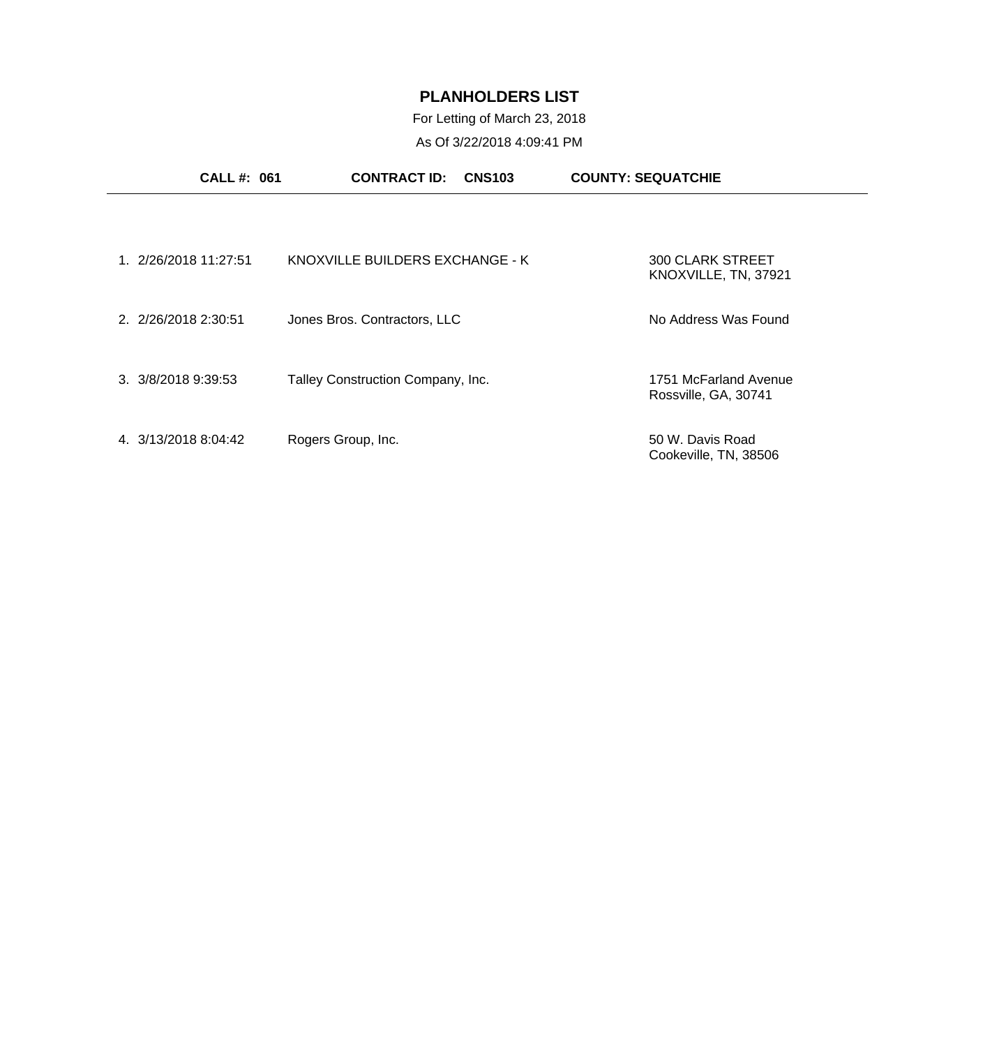# PLANHOLDERS LIST

For Letting of March 23, 2018

As Of 3/22/2018 4:09:41 PM

**CALL #: 061** **CONTRACT ID: CNS103** **COUNTY: SEQUATCHIE**

---

| # | Date/Time | Planholder | Address |
|---|---|---|---|
| 1. | 2/26/2018 11:27:51 | KNOXVILLE BUILDERS EXCHANGE - K | 300 CLARK STREET<br>KNOXVILLE, TN, 37921 |
| 2. | 2/26/2018 2:30:51 | Jones Bros. Contractors, LLC | No Address Was Found |
| 3. | 3/8/2018 9:39:53 | Talley Construction Company, Inc. | 1751 McFarland Avenue<br>Rossville, GA, 30741 |
| 4. | 3/13/2018 8:04:42 | Rogers Group, Inc. | 50 W. Davis Road<br>Cookeville, TN, 38506 |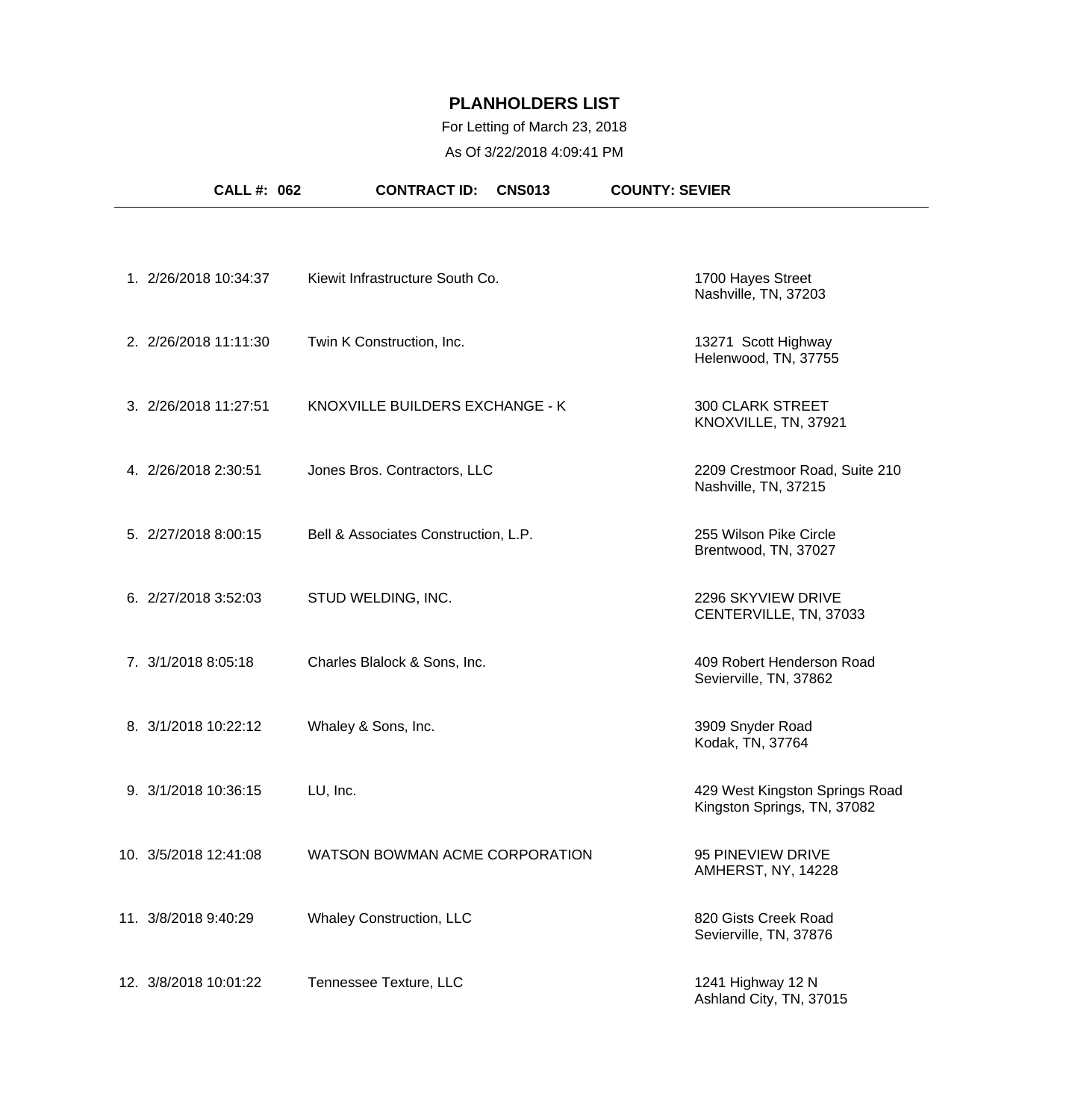# PLANHOLDERS LIST

For Letting of March 23, 2018

As Of 3/22/2018 4:09:41 PM

**CALL #: 062** **CONTRACT ID: CNS013** **COUNTY: SEVIER**

| # | Date/Time | Name | Address |
|---|---|---|---|
| 1. | 2/26/2018 10:34:37 | Kiewit Infrastructure South Co. | 1700 Hayes Street<br>Nashville, TN, 37203 |
| 2. | 2/26/2018 11:11:30 | Twin K Construction, Inc. | 13271 Scott Highway<br>Helenwood, TN, 37755 |
| 3. | 2/26/2018 11:27:51 | KNOXVILLE BUILDERS EXCHANGE - K | 300 CLARK STREET<br>KNOXVILLE, TN, 37921 |
| 4. | 2/26/2018 2:30:51 | Jones Bros. Contractors, LLC | 2209 Crestmoor Road, Suite 210<br>Nashville, TN, 37215 |
| 5. | 2/27/2018 8:00:15 | Bell & Associates Construction, L.P. | 255 Wilson Pike Circle<br>Brentwood, TN, 37027 |
| 6. | 2/27/2018 3:52:03 | STUD WELDING, INC. | 2296 SKYVIEW DRIVE<br>CENTERVILLE, TN, 37033 |
| 7. | 3/1/2018 8:05:18 | Charles Blalock & Sons, Inc. | 409 Robert Henderson Road<br>Sevierville, TN, 37862 |
| 8. | 3/1/2018 10:22:12 | Whaley & Sons, Inc. | 3909 Snyder Road<br>Kodak, TN, 37764 |
| 9. | 3/1/2018 10:36:15 | LU, Inc. | 429 West Kingston Springs Road<br>Kingston Springs, TN, 37082 |
| 10. | 3/5/2018 12:41:08 | WATSON BOWMAN ACME CORPORATION | 95 PINEVIEW DRIVE<br>AMHERST, NY, 14228 |
| 11. | 3/8/2018 9:40:29 | Whaley Construction, LLC | 820 Gists Creek Road<br>Sevierville, TN, 37876 |
| 12. | 3/8/2018 10:01:22 | Tennessee Texture, LLC | 1241 Highway 12 N<br>Ashland City, TN, 37015 |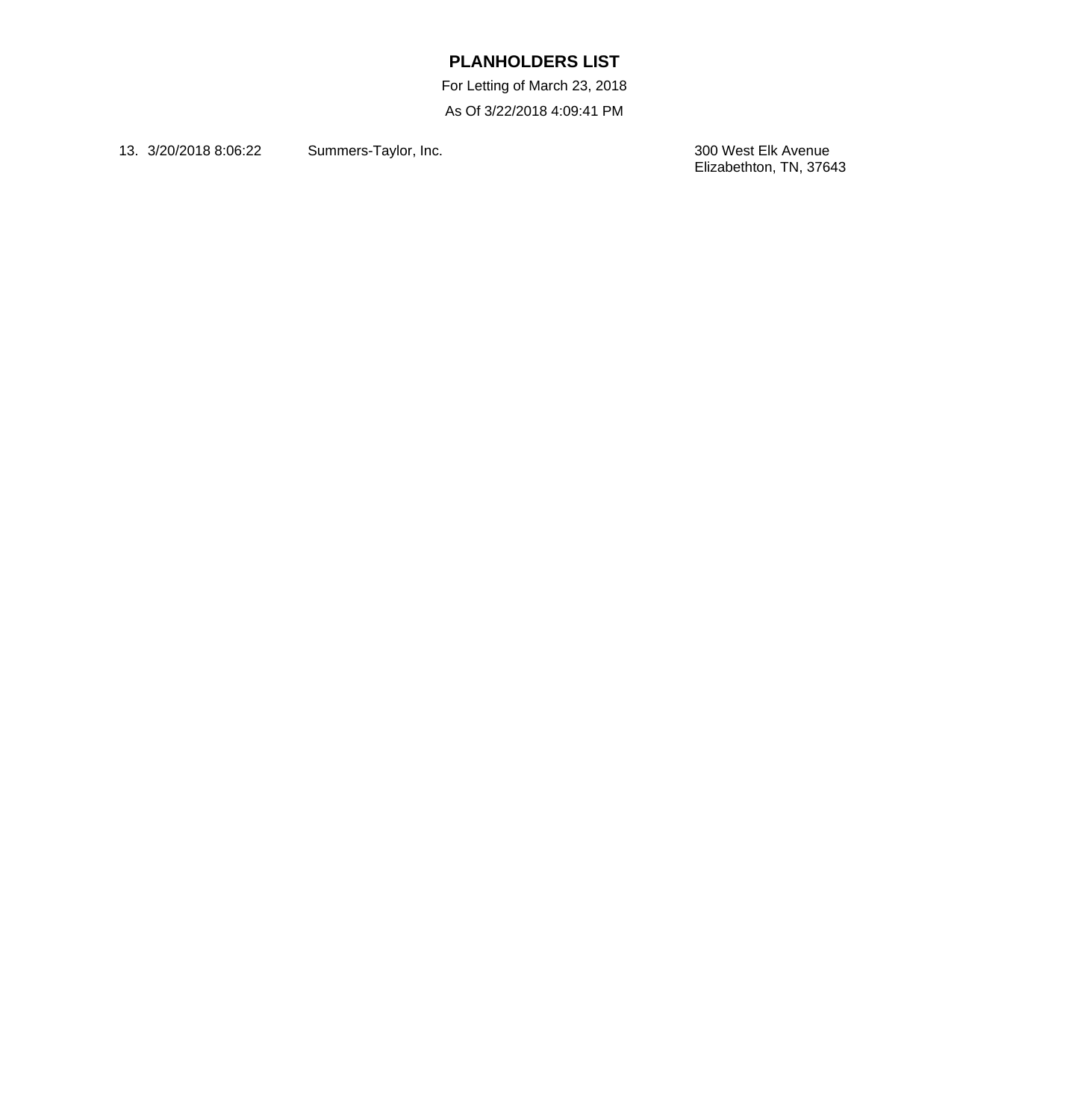# PLANHOLDERS LIST

For Letting of March 23, 2018

As Of 3/22/2018 4:09:41 PM

| | | | |
|---|---|---|---|
| 13. | 3/20/2018 8:06:22 | Summers-Taylor, Inc. | 300 West Elk Avenue<br>Elizabethton, TN, 37643 |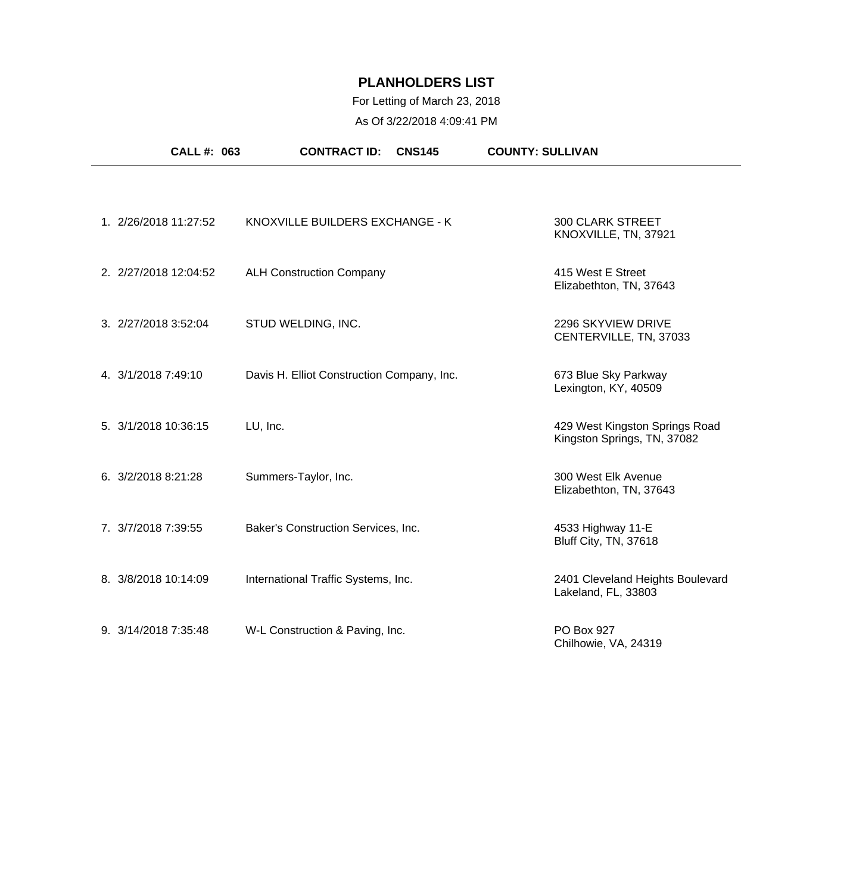# PLANHOLDERS LIST

For Letting of March 23, 2018

As Of 3/22/2018 4:09:41 PM

**CALL #: 063** **CONTRACT ID: CNS145** **COUNTY: SULLIVAN**

---

| # | Date/Time | Name | Address |
|---|---|---|---|
| 1. | 2/26/2018 11:27:52 | KNOXVILLE BUILDERS EXCHANGE - K | 300 CLARK STREET<br>KNOXVILLE, TN, 37921 |
| 2. | 2/27/2018 12:04:52 | ALH Construction Company | 415 West E Street<br>Elizabethton, TN, 37643 |
| 3. | 2/27/2018 3:52:04 | STUD WELDING, INC. | 2296 SKYVIEW DRIVE<br>CENTERVILLE, TN, 37033 |
| 4. | 3/1/2018 7:49:10 | Davis H. Elliot Construction Company, Inc. | 673 Blue Sky Parkway<br>Lexington, KY, 40509 |
| 5. | 3/1/2018 10:36:15 | LU, Inc. | 429 West Kingston Springs Road<br>Kingston Springs, TN, 37082 |
| 6. | 3/2/2018 8:21:28 | Summers-Taylor, Inc. | 300 West Elk Avenue<br>Elizabethton, TN, 37643 |
| 7. | 3/7/2018 7:39:55 | Baker's Construction Services, Inc. | 4533 Highway 11-E<br>Bluff City, TN, 37618 |
| 8. | 3/8/2018 10:14:09 | International Traffic Systems, Inc. | 2401 Cleveland Heights Boulevard<br>Lakeland, FL, 33803 |
| 9. | 3/14/2018 7:35:48 | W-L Construction & Paving, Inc. | PO Box 927<br>Chilhowie, VA, 24319 |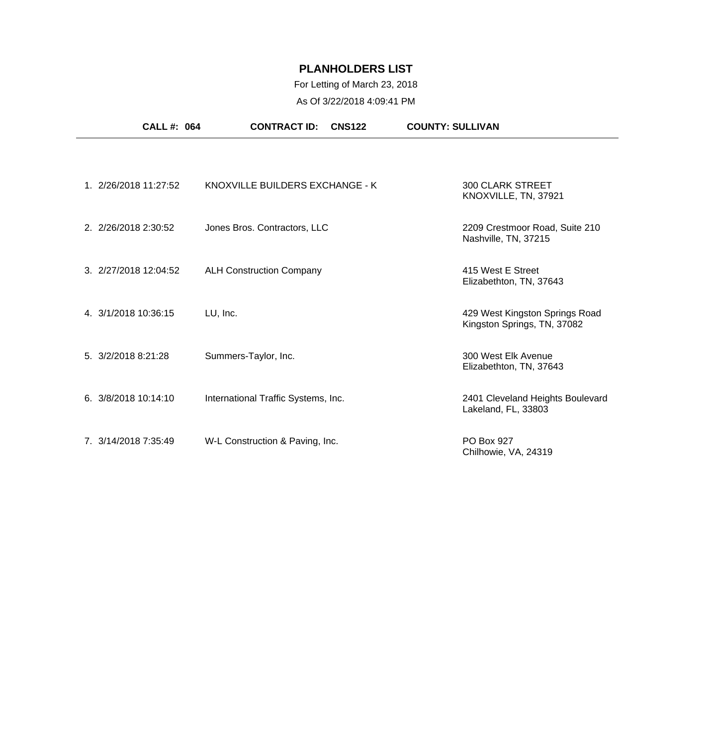# PLANHOLDERS LIST

For Letting of March 23, 2018

As Of 3/22/2018 4:09:41 PM

**CALL #: 064** **CONTRACT ID: CNS122** **COUNTY: SULLIVAN**

| # | Date/Time | Planholder | Address |
|---|---|---|---|
| 1. | 2/26/2018 11:27:52 | KNOXVILLE BUILDERS EXCHANGE - K | 300 CLARK STREET<br>KNOXVILLE, TN, 37921 |
| 2. | 2/26/2018 2:30:52 | Jones Bros. Contractors, LLC | 2209 Crestmoor Road, Suite 210<br>Nashville, TN, 37215 |
| 3. | 2/27/2018 12:04:52 | ALH Construction Company | 415 West E Street<br>Elizabethton, TN, 37643 |
| 4. | 3/1/2018 10:36:15 | LU, Inc. | 429 West Kingston Springs Road<br>Kingston Springs, TN, 37082 |
| 5. | 3/2/2018 8:21:28 | Summers-Taylor, Inc. | 300 West Elk Avenue<br>Elizabethton, TN, 37643 |
| 6. | 3/8/2018 10:14:10 | International Traffic Systems, Inc. | 2401 Cleveland Heights Boulevard<br>Lakeland, FL, 33803 |
| 7. | 3/14/2018 7:35:49 | W-L Construction & Paving, Inc. | PO Box 927<br>Chilhowie, VA, 24319 |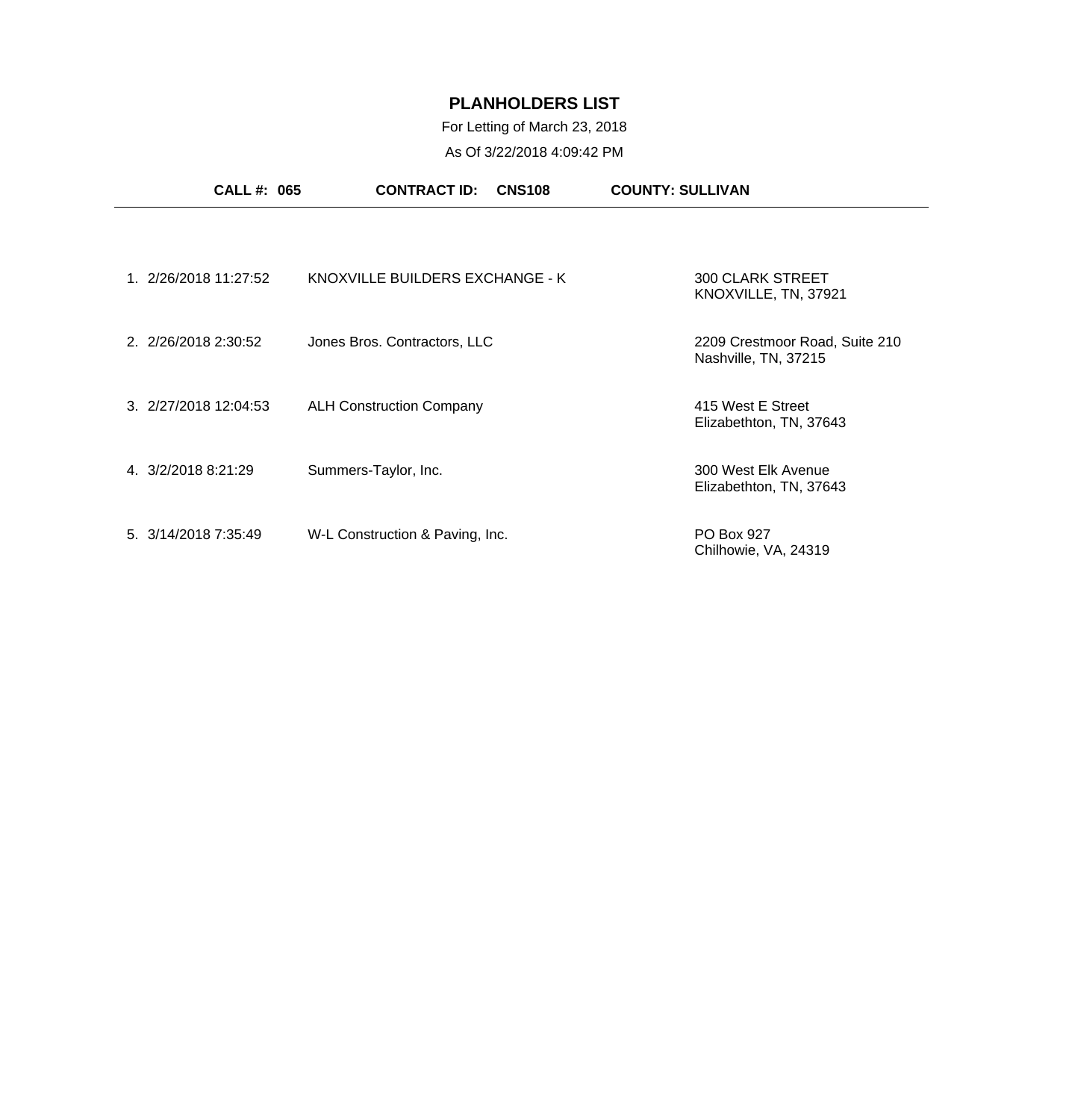# PLANHOLDERS LIST

For Letting of March 23, 2018

As Of 3/22/2018 4:09:42 PM

**CALL #: 065** **CONTRACT ID: CNS108** **COUNTY: SULLIVAN**

| # | Date/Time | Name | Address |
|---|---|---|---|
| 1. | 2/26/2018 11:27:52 | KNOXVILLE BUILDERS EXCHANGE - K | 300 CLARK STREET KNOXVILLE, TN, 37921 |
| 2. | 2/26/2018 2:30:52 | Jones Bros. Contractors, LLC | 2209 Crestmoor Road, Suite 210 Nashville, TN, 37215 |
| 3. | 2/27/2018 12:04:53 | ALH Construction Company | 415 West E Street Elizabethton, TN, 37643 |
| 4. | 3/2/2018 8:21:29 | Summers-Taylor, Inc. | 300 West Elk Avenue Elizabethton, TN, 37643 |
| 5. | 3/14/2018 7:35:49 | W-L Construction & Paving, Inc. | PO Box 927 Chilhowie, VA, 24319 |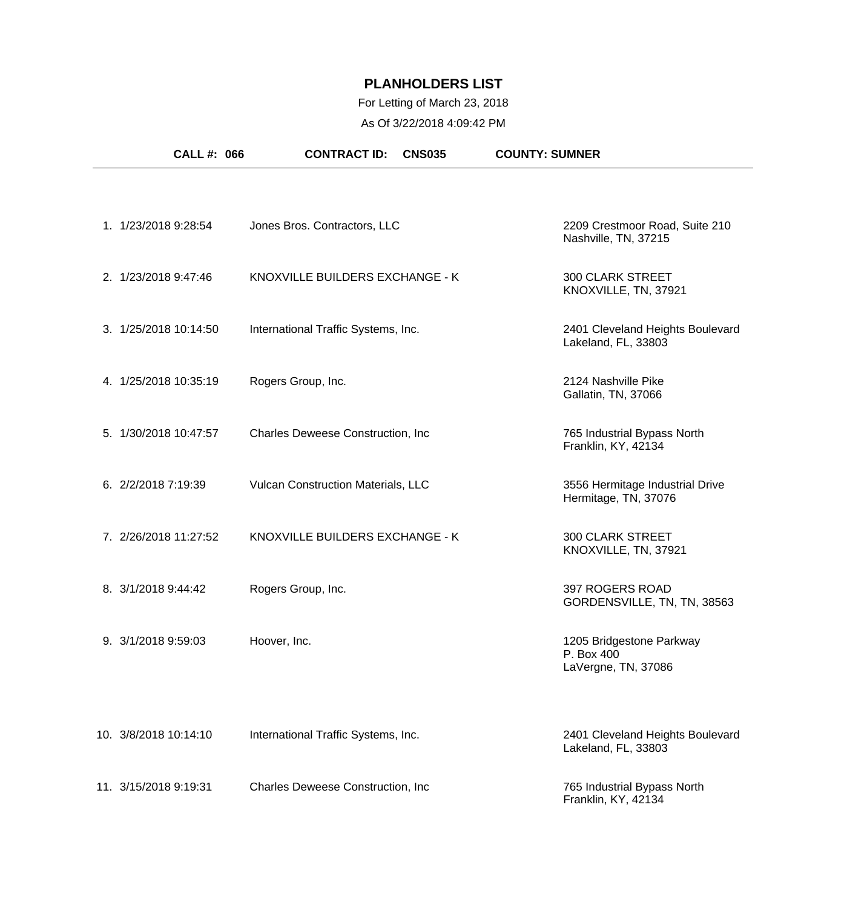# PLANHOLDERS LIST

For Letting of March 23, 2018

As Of 3/22/2018 4:09:42 PM

**CALL #: 066** **CONTRACT ID: CNS035** **COUNTY: SUMNER**

| # | Date/Time | Planholder | Address |
|---|---|---|---|
| 1. | 1/23/2018 9:28:54 | Jones Bros. Contractors, LLC | 2209 Crestmoor Road, Suite 210<br>Nashville, TN, 37215 |
| 2. | 1/23/2018 9:47:46 | KNOXVILLE BUILDERS EXCHANGE - K | 300 CLARK STREET<br>KNOXVILLE, TN, 37921 |
| 3. | 1/25/2018 10:14:50 | International Traffic Systems, Inc. | 2401 Cleveland Heights Boulevard<br>Lakeland, FL, 33803 |
| 4. | 1/25/2018 10:35:19 | Rogers Group, Inc. | 2124 Nashville Pike<br>Gallatin, TN, 37066 |
| 5. | 1/30/2018 10:47:57 | Charles Deweese Construction, Inc | 765 Industrial Bypass North<br>Franklin, KY, 42134 |
| 6. | 2/2/2018 7:19:39 | Vulcan Construction Materials, LLC | 3556 Hermitage Industrial Drive<br>Hermitage, TN, 37076 |
| 7. | 2/26/2018 11:27:52 | KNOXVILLE BUILDERS EXCHANGE - K | 300 CLARK STREET<br>KNOXVILLE, TN, 37921 |
| 8. | 3/1/2018 9:44:42 | Rogers Group, Inc. | 397 ROGERS ROAD<br>GORDENSVILLE, TN, TN, 38563 |
| 9. | 3/1/2018 9:59:03 | Hoover, Inc. | 1205 Bridgestone Parkway<br>P. Box 400<br>LaVergne, TN, 37086 |
| 10. | 3/8/2018 10:14:10 | International Traffic Systems, Inc. | 2401 Cleveland Heights Boulevard<br>Lakeland, FL, 33803 |
| 11. | 3/15/2018 9:19:31 | Charles Deweese Construction, Inc | 765 Industrial Bypass North<br>Franklin, KY, 42134 |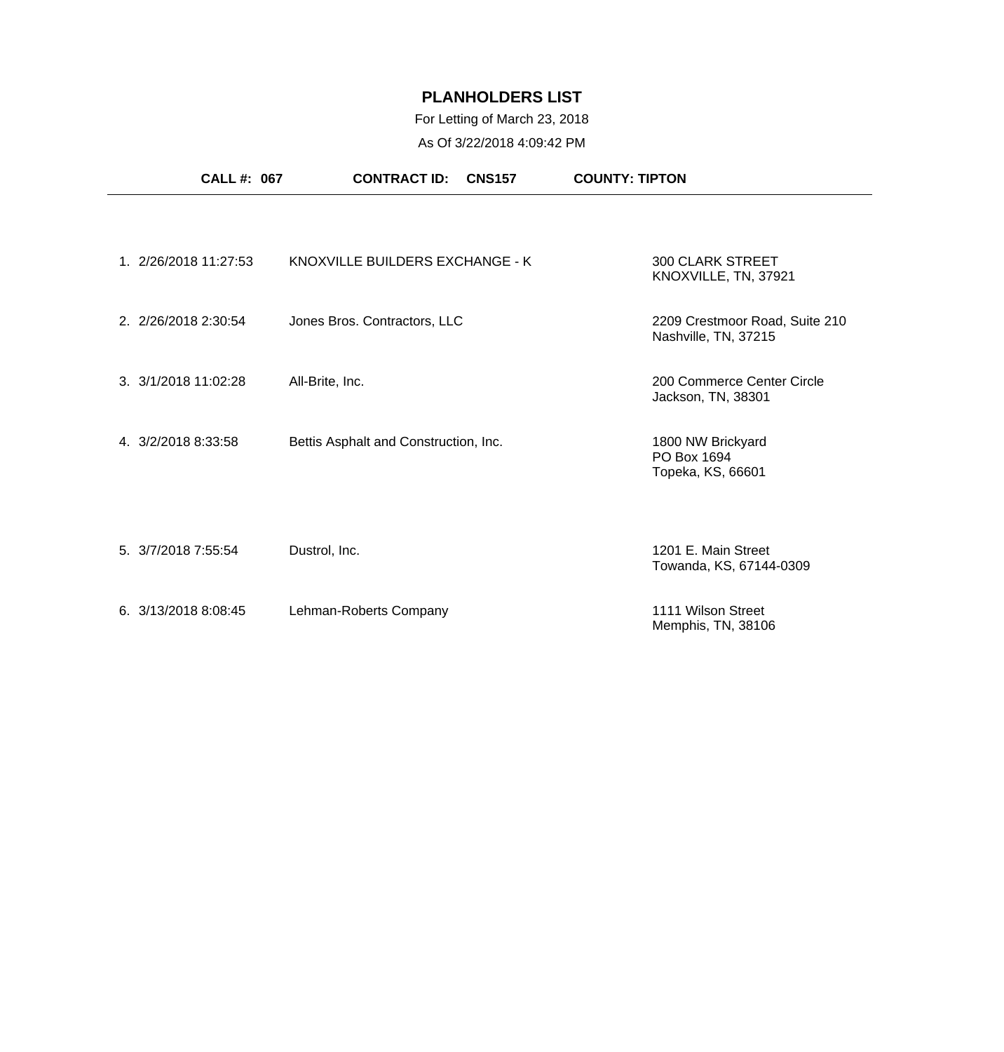# PLANHOLDERS LIST

For Letting of March 23, 2018

As Of 3/22/2018 4:09:42 PM

**CALL #: 067** **CONTRACT ID: CNS157** **COUNTY: TIPTON**

---

| # | Date/Time | Planholder | Address |
|---|---|---|---|
| 1. | 2/26/2018 11:27:53 | KNOXVILLE BUILDERS EXCHANGE - K | 300 CLARK STREET<br>KNOXVILLE, TN, 37921 |
| 2. | 2/26/2018 2:30:54 | Jones Bros. Contractors, LLC | 2209 Crestmoor Road, Suite 210<br>Nashville, TN, 37215 |
| 3. | 3/1/2018 11:02:28 | All-Brite, Inc. | 200 Commerce Center Circle<br>Jackson, TN, 38301 |
| 4. | 3/2/2018 8:33:58 | Bettis Asphalt and Construction, Inc. | 1800 NW Brickyard<br>PO Box 1694<br>Topeka, KS, 66601 |
| 5. | 3/7/2018 7:55:54 | Dustrol, Inc. | 1201 E. Main Street<br>Towanda, KS, 67144-0309 |
| 6. | 3/13/2018 8:08:45 | Lehman-Roberts Company | 1111 Wilson Street<br>Memphis, TN, 38106 |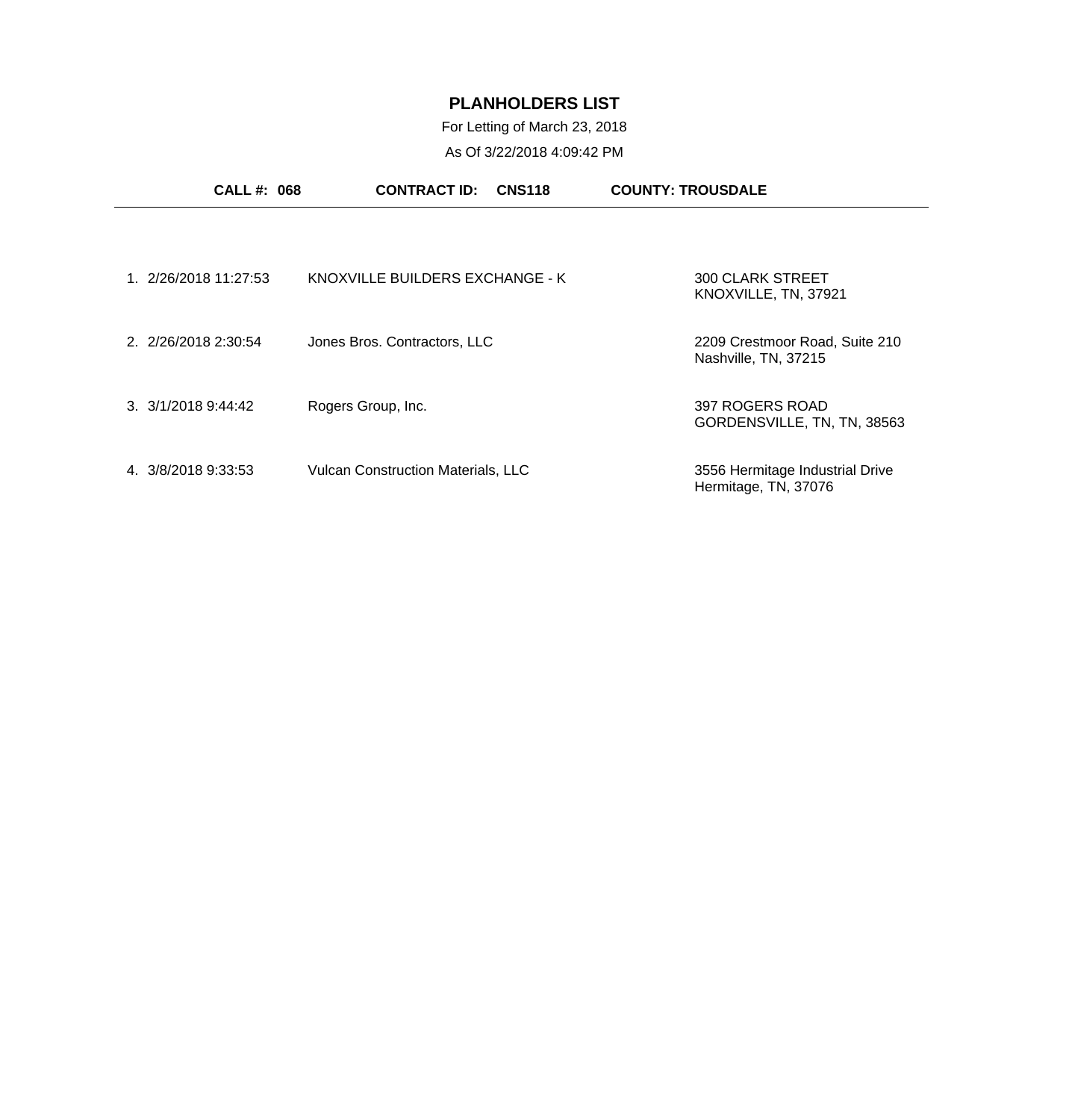# PLANHOLDERS LIST

For Letting of March 23, 2018

As Of 3/22/2018 4:09:42 PM

**CALL #: 068** **CONTRACT ID: CNS118** **COUNTY: TROUSDALE**

| # | Date/Time | Planholder | Address |
|---|---|---|---|
| 1. | 2/26/2018 11:27:53 | KNOXVILLE BUILDERS EXCHANGE - K | 300 CLARK STREET<br>KNOXVILLE, TN, 37921 |
| 2. | 2/26/2018 2:30:54 | Jones Bros. Contractors, LLC | 2209 Crestmoor Road, Suite 210<br>Nashville, TN, 37215 |
| 3. | 3/1/2018 9:44:42 | Rogers Group, Inc. | 397 ROGERS ROAD<br>GORDENSVILLE, TN, TN, 38563 |
| 4. | 3/8/2018 9:33:53 | Vulcan Construction Materials, LLC | 3556 Hermitage Industrial Drive<br>Hermitage, TN, 37076 |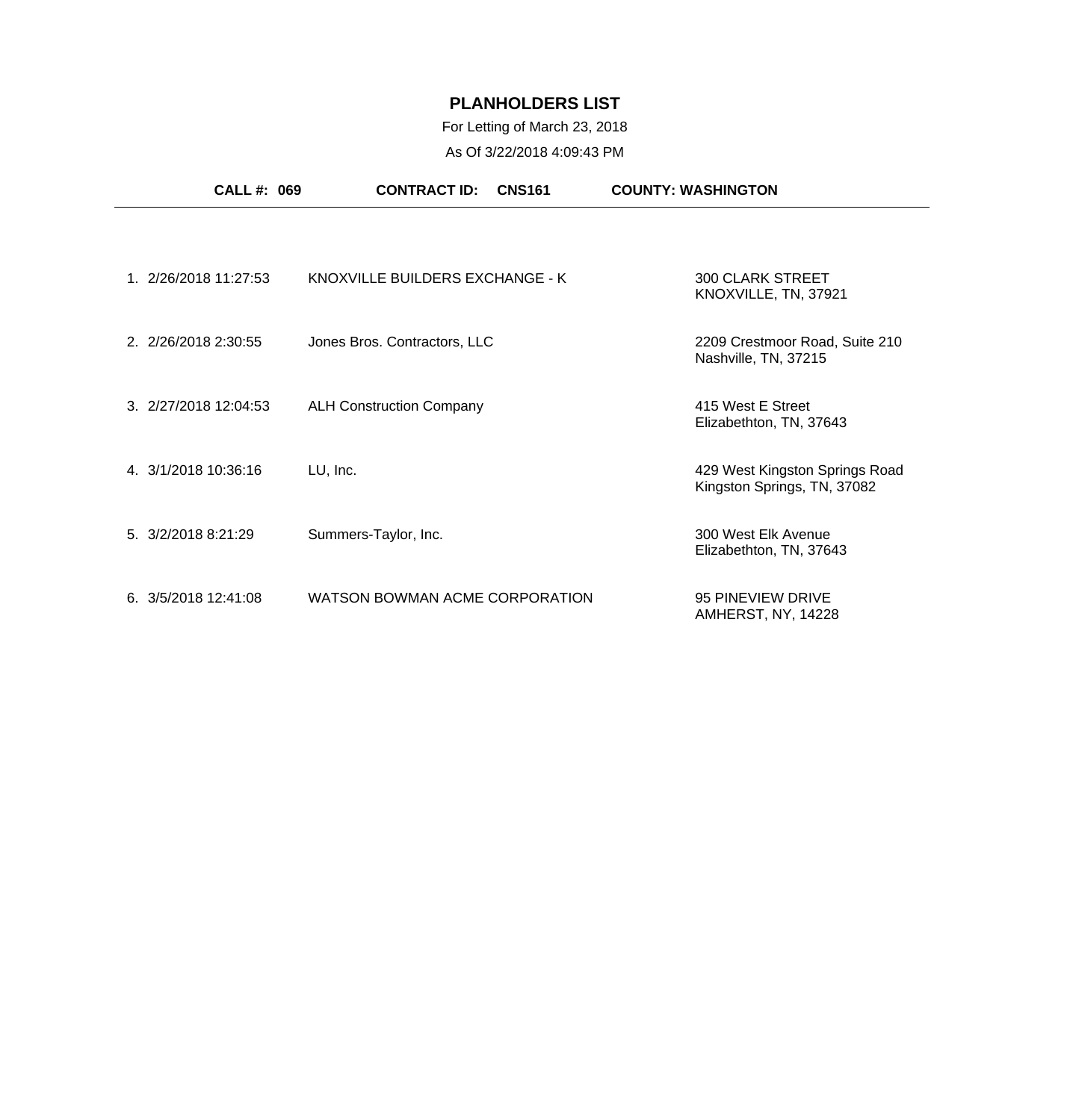# PLANHOLDERS LIST

For Letting of March 23, 2018

As Of 3/22/2018 4:09:43 PM

**CALL #: 069** **CONTRACT ID: CNS161** **COUNTY: WASHINGTON**

| # | Date/Time | Name | Address |
|---|---|---|---|
| 1. | 2/26/2018 11:27:53 | KNOXVILLE BUILDERS EXCHANGE - K | 300 CLARK STREET KNOXVILLE, TN, 37921 |
| 2. | 2/26/2018 2:30:55 | Jones Bros. Contractors, LLC | 2209 Crestmoor Road, Suite 210 Nashville, TN, 37215 |
| 3. | 2/27/2018 12:04:53 | ALH Construction Company | 415 West E Street Elizabethton, TN, 37643 |
| 4. | 3/1/2018 10:36:16 | LU, Inc. | 429 West Kingston Springs Road Kingston Springs, TN, 37082 |
| 5. | 3/2/2018 8:21:29 | Summers-Taylor, Inc. | 300 West Elk Avenue Elizabethton, TN, 37643 |
| 6. | 3/5/2018 12:41:08 | WATSON BOWMAN ACME CORPORATION | 95 PINEVIEW DRIVE AMHERST, NY, 14228 |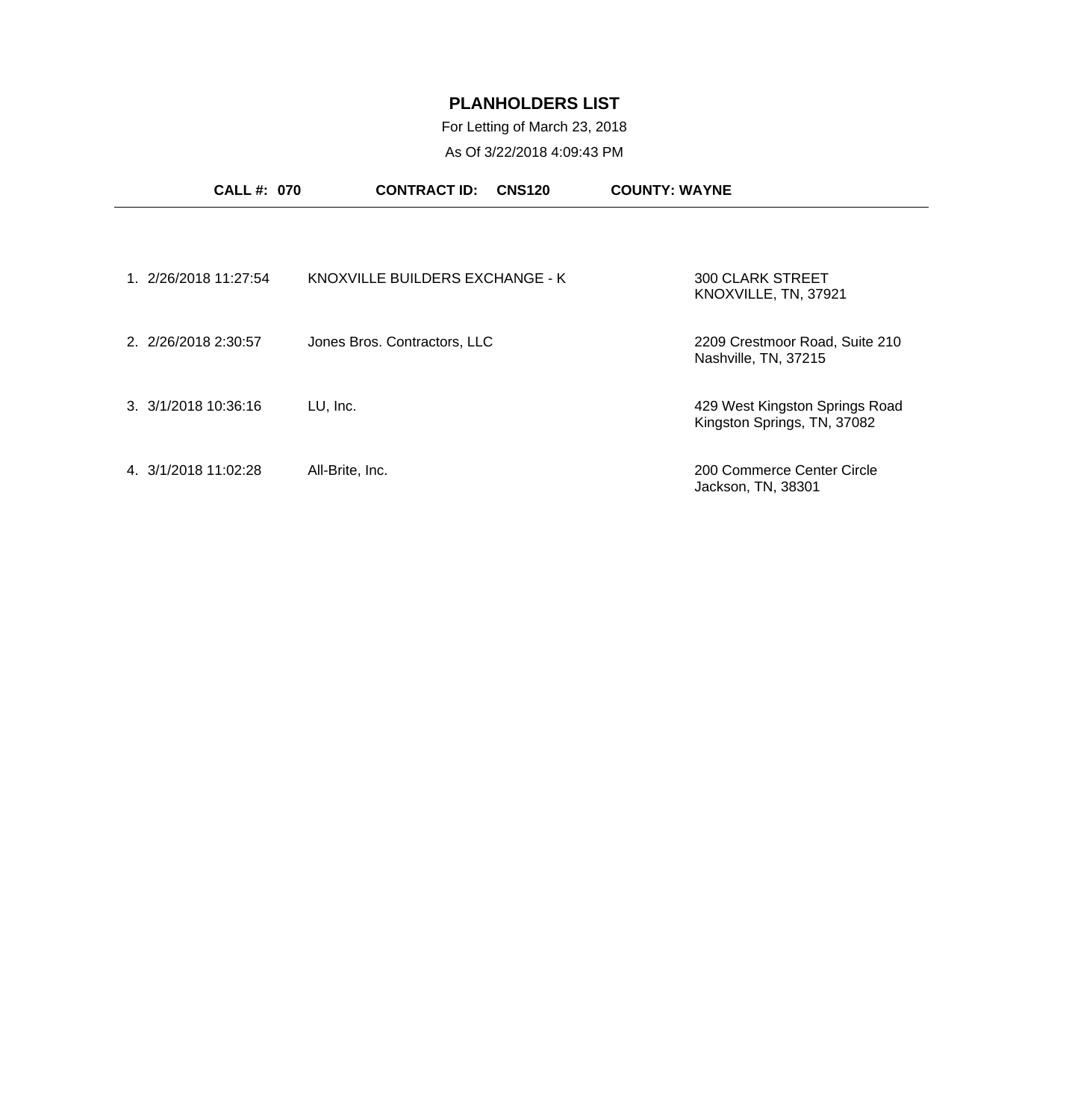# PLANHOLDERS LIST

For Letting of March 23, 2018

As Of 3/22/2018 4:09:43 PM

**CALL #: 070** **CONTRACT ID: CNS120** **COUNTY: WAYNE**

---

| # | Date/Time | Name | Address |
|---|---|---|---|
| 1. | 2/26/2018 11:27:54 | KNOXVILLE BUILDERS EXCHANGE - K | 300 CLARK STREET<br>KNOXVILLE, TN, 37921 |
| 2. | 2/26/2018 2:30:57 | Jones Bros. Contractors, LLC | 2209 Crestmoor Road, Suite 210<br>Nashville, TN, 37215 |
| 3. | 3/1/2018 10:36:16 | LU, Inc. | 429 West Kingston Springs Road<br>Kingston Springs, TN, 37082 |
| 4. | 3/1/2018 11:02:28 | All-Brite, Inc. | 200 Commerce Center Circle<br>Jackson, TN, 38301 |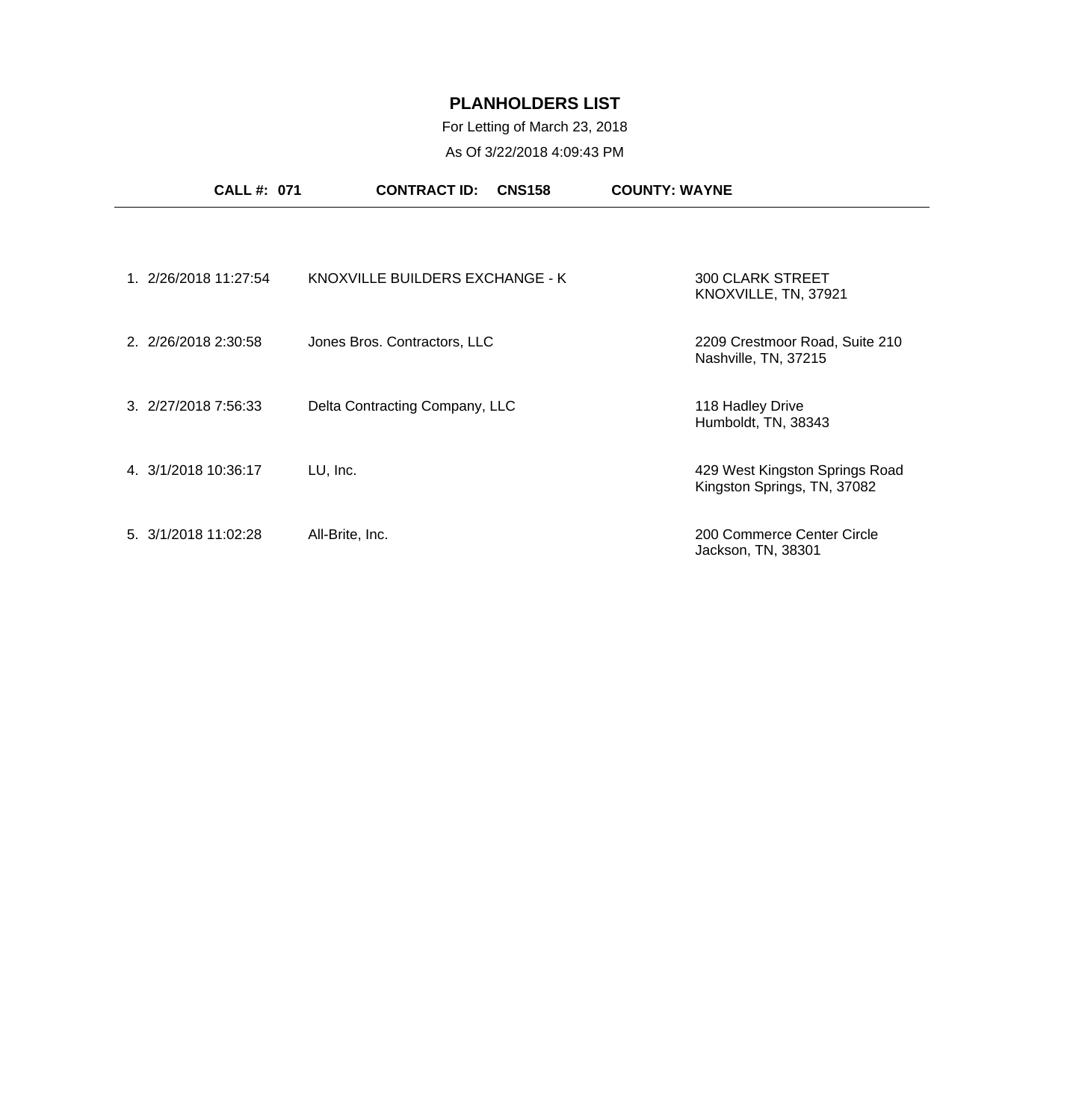# PLANHOLDERS LIST

For Letting of March 23, 2018

As Of 3/22/2018 4:09:43 PM

**CALL #: 071** **CONTRACT ID: CNS158** **COUNTY: WAYNE**

| # | Date/Time | Name | Address |
|---|---|---|---|
| 1. | 2/26/2018 11:27:54 | KNOXVILLE BUILDERS EXCHANGE - K | 300 CLARK STREET<br>KNOXVILLE, TN, 37921 |
| 2. | 2/26/2018 2:30:58 | Jones Bros. Contractors, LLC | 2209 Crestmoor Road, Suite 210<br>Nashville, TN, 37215 |
| 3. | 2/27/2018 7:56:33 | Delta Contracting Company, LLC | 118 Hadley Drive<br>Humboldt, TN, 38343 |
| 4. | 3/1/2018 10:36:17 | LU, Inc. | 429 West Kingston Springs Road<br>Kingston Springs, TN, 37082 |
| 5. | 3/1/2018 11:02:28 | All-Brite, Inc. | 200 Commerce Center Circle<br>Jackson, TN, 38301 |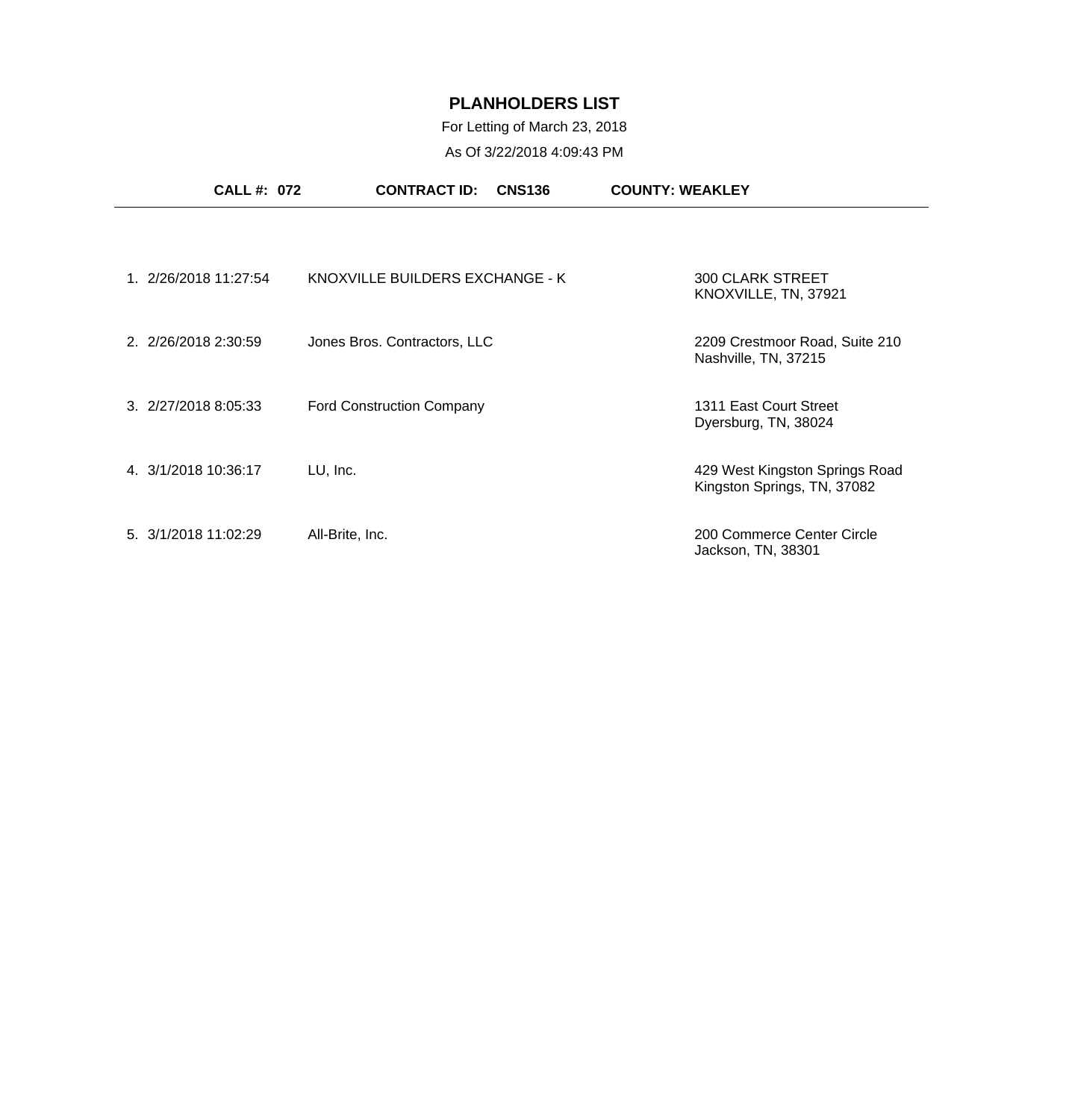# PLANHOLDERS LIST

For Letting of March 23, 2018

As Of 3/22/2018 4:09:43 PM

**CALL #: 072** **CONTRACT ID: CNS136** **COUNTY: WEAKLEY**

| # | Date/Time | Planholder | Address |
|---|---|---|---|
| 1. | 2/26/2018 11:27:54 | KNOXVILLE BUILDERS EXCHANGE - K | 300 CLARK STREET<br>KNOXVILLE, TN, 37921 |
| 2. | 2/26/2018 2:30:59 | Jones Bros. Contractors, LLC | 2209 Crestmoor Road, Suite 210<br>Nashville, TN, 37215 |
| 3. | 2/27/2018 8:05:33 | Ford Construction Company | 1311 East Court Street<br>Dyersburg, TN, 38024 |
| 4. | 3/1/2018 10:36:17 | LU, Inc. | 429 West Kingston Springs Road<br>Kingston Springs, TN, 37082 |
| 5. | 3/1/2018 11:02:29 | All-Brite, Inc. | 200 Commerce Center Circle<br>Jackson, TN, 38301 |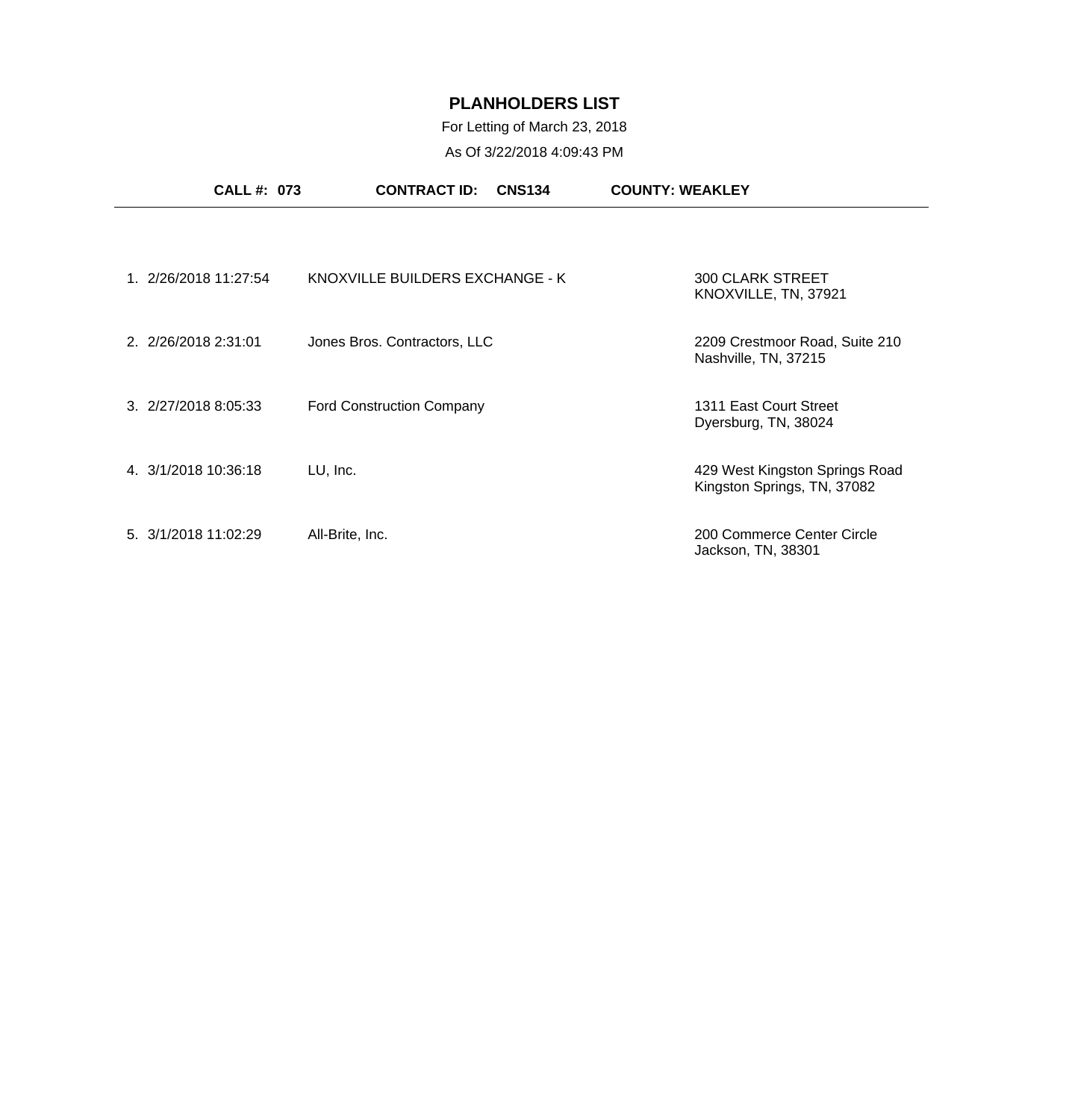# PLANHOLDERS LIST

For Letting of March 23, 2018

As Of 3/22/2018 4:09:43 PM

**CALL #: 073** **CONTRACT ID: CNS134** **COUNTY: WEAKLEY**

| # | Date/Time | Planholder | Address |
|---|---|---|---|
| 1. | 2/26/2018 11:27:54 | KNOXVILLE BUILDERS EXCHANGE - K | 300 CLARK STREET<br>KNOXVILLE, TN, 37921 |
| 2. | 2/26/2018 2:31:01 | Jones Bros. Contractors, LLC | 2209 Crestmoor Road, Suite 210<br>Nashville, TN, 37215 |
| 3. | 2/27/2018 8:05:33 | Ford Construction Company | 1311 East Court Street<br>Dyersburg, TN, 38024 |
| 4. | 3/1/2018 10:36:18 | LU, Inc. | 429 West Kingston Springs Road<br>Kingston Springs, TN, 37082 |
| 5. | 3/1/2018 11:02:29 | All-Brite, Inc. | 200 Commerce Center Circle<br>Jackson, TN, 38301 |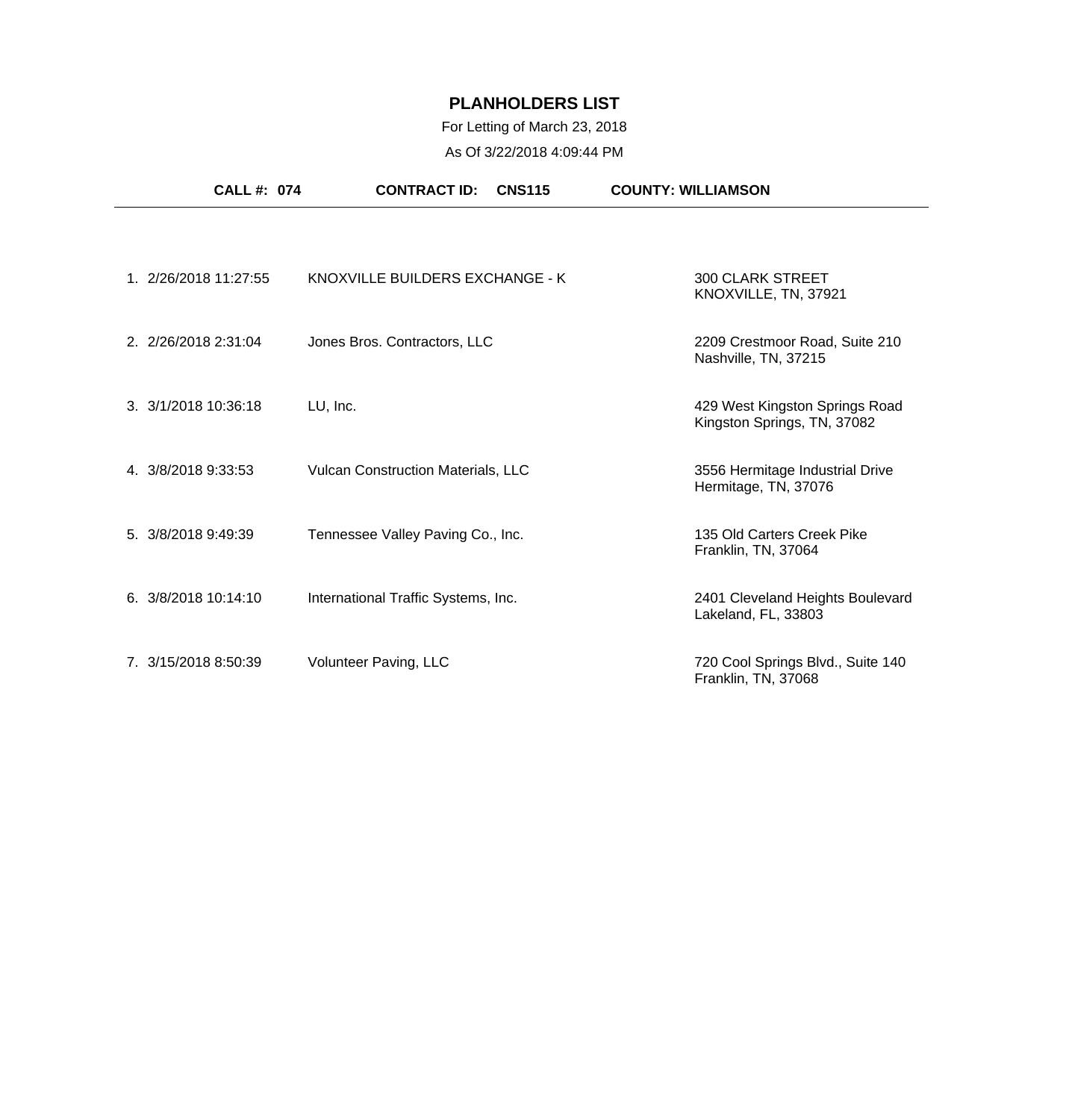# PLANHOLDERS LIST

For Letting of March 23, 2018

As Of 3/22/2018 4:09:44 PM

**CALL #: 074** **CONTRACT ID: CNS115** **COUNTY: WILLIAMSON**

| # | Date/Time | Name | Address |
|---|---|---|---|
| 1. | 2/26/2018 11:27:55 | KNOXVILLE BUILDERS EXCHANGE - K | 300 CLARK STREET<br>KNOXVILLE, TN, 37921 |
| 2. | 2/26/2018 2:31:04 | Jones Bros. Contractors, LLC | 2209 Crestmoor Road, Suite 210<br>Nashville, TN, 37215 |
| 3. | 3/1/2018 10:36:18 | LU, Inc. | 429 West Kingston Springs Road<br>Kingston Springs, TN, 37082 |
| 4. | 3/8/2018 9:33:53 | Vulcan Construction Materials, LLC | 3556 Hermitage Industrial Drive<br>Hermitage, TN, 37076 |
| 5. | 3/8/2018 9:49:39 | Tennessee Valley Paving Co., Inc. | 135 Old Carters Creek Pike<br>Franklin, TN, 37064 |
| 6. | 3/8/2018 10:14:10 | International Traffic Systems, Inc. | 2401 Cleveland Heights Boulevard<br>Lakeland, FL, 33803 |
| 7. | 3/15/2018 8:50:39 | Volunteer Paving, LLC | 720 Cool Springs Blvd., Suite 140<br>Franklin, TN, 37068 |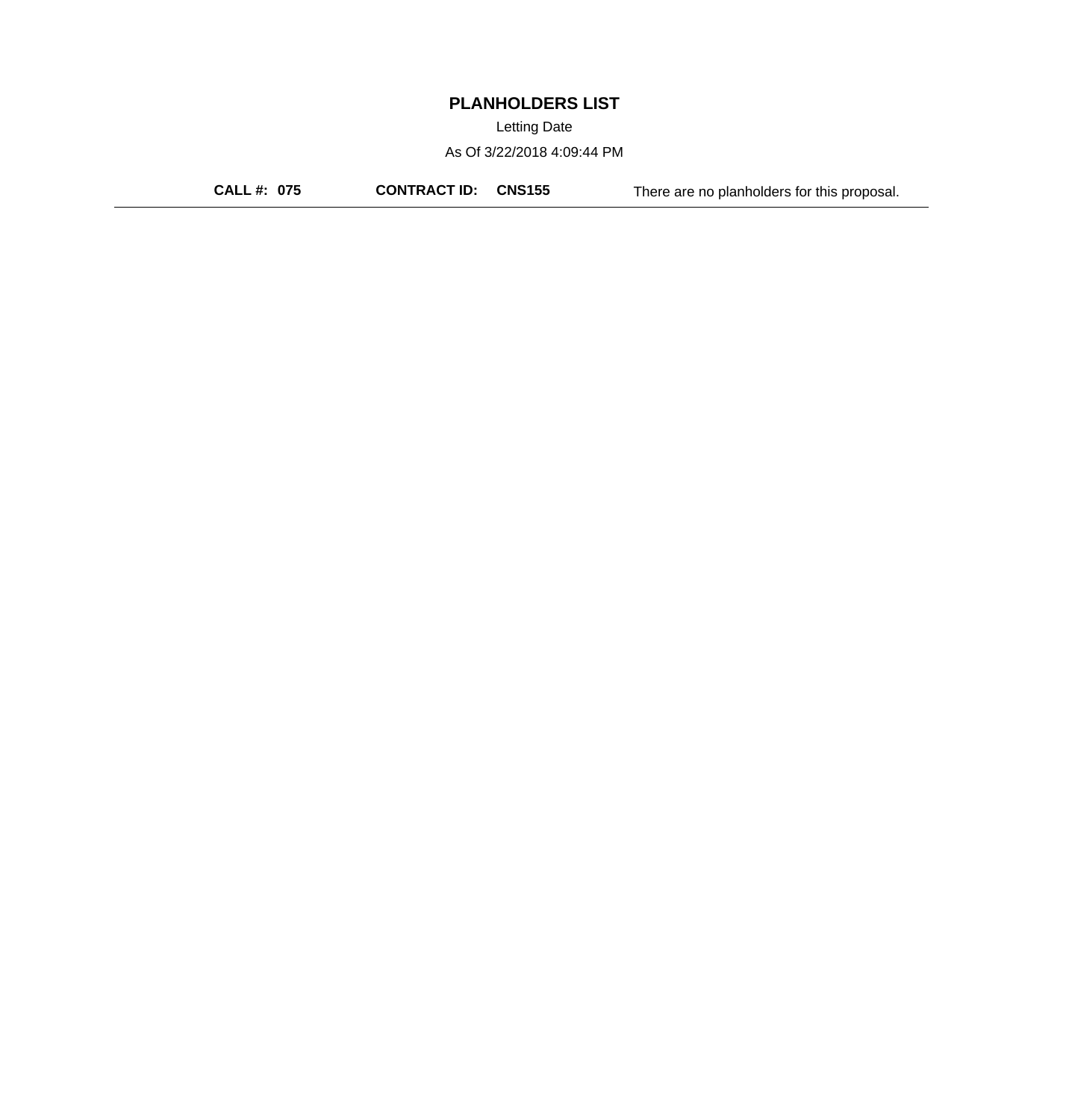# PLANHOLDERS LIST

Letting Date

As Of 3/22/2018 4:09:44 PM

**CALL #: 075** **CONTRACT ID: CNS155** There are no planholders for this proposal.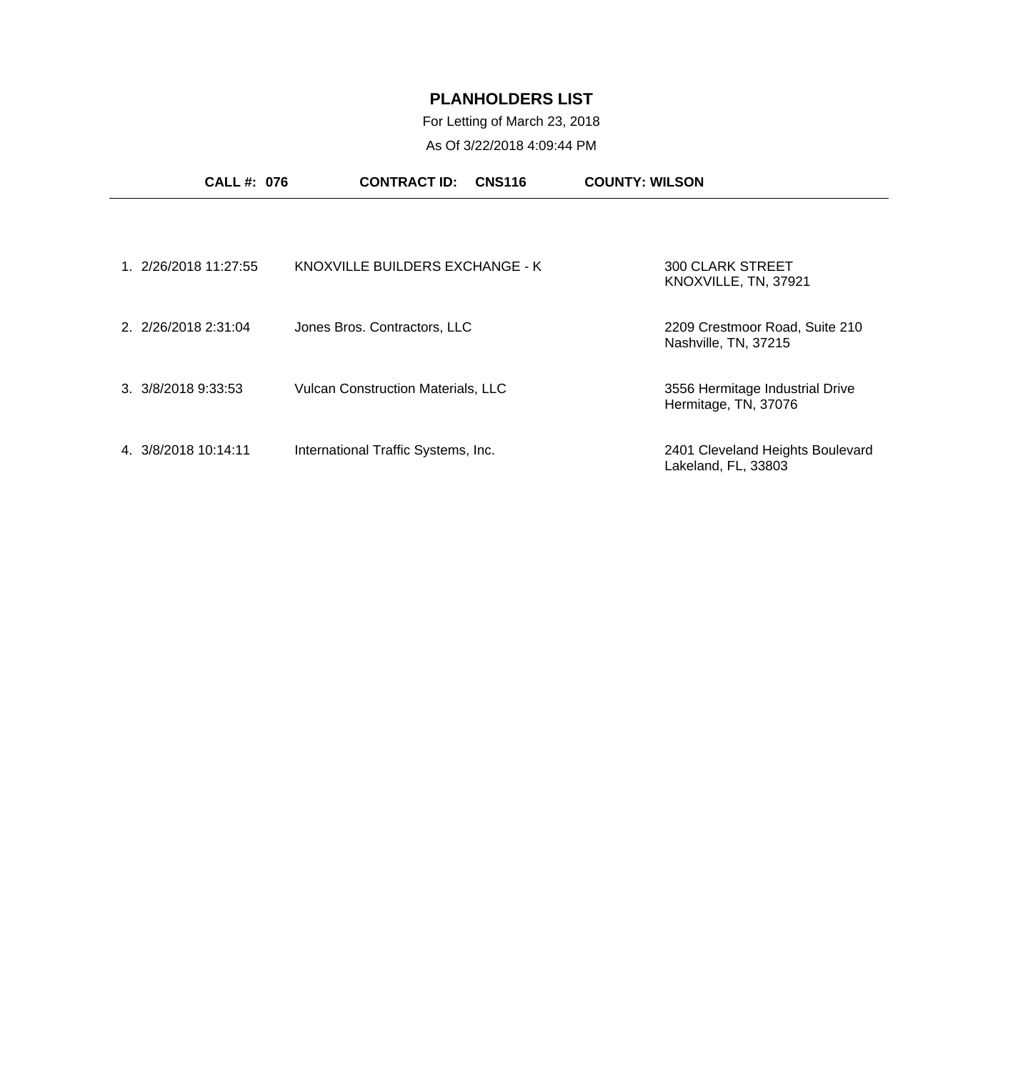# PLANHOLDERS LIST

For Letting of March 23, 2018

As Of 3/22/2018 4:09:44 PM

**CALL #: 076** **CONTRACT ID: CNS116** **COUNTY: WILSON**

| | | | |
|---|---|---|---|
| 1. | 2/26/2018 11:27:55 | KNOXVILLE BUILDERS EXCHANGE - K | 300 CLARK STREET<br>KNOXVILLE, TN, 37921 |
| 2. | 2/26/2018 2:31:04 | Jones Bros. Contractors, LLC | 2209 Crestmoor Road, Suite 210<br>Nashville, TN, 37215 |
| 3. | 3/8/2018 9:33:53 | Vulcan Construction Materials, LLC | 3556 Hermitage Industrial Drive<br>Hermitage, TN, 37076 |
| 4. | 3/8/2018 10:14:11 | International Traffic Systems, Inc. | 2401 Cleveland Heights Boulevard<br>Lakeland, FL, 33803 |